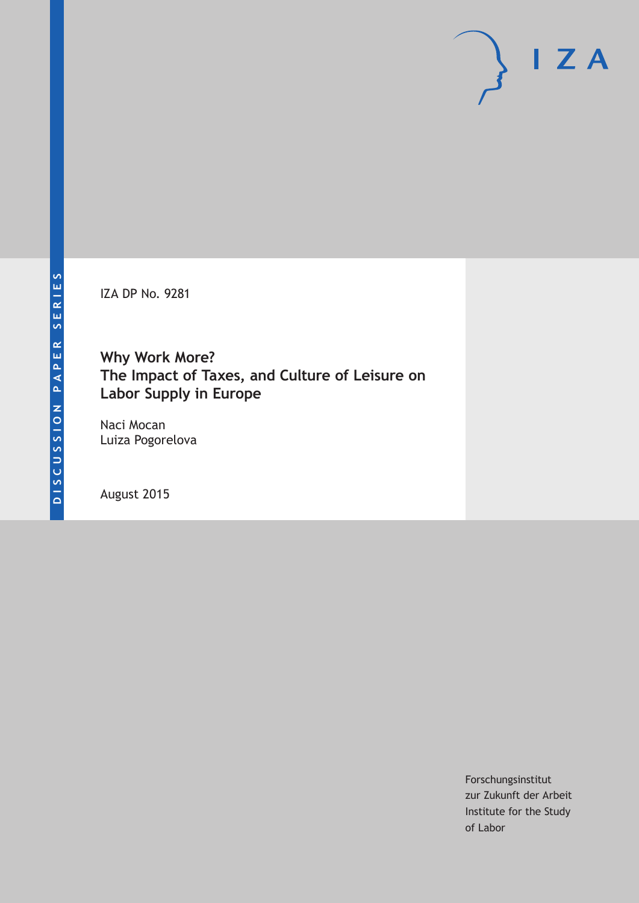DISCUSSION PAPER SERIES

IZA

IZA DP No. 9281

# Why Work More? The Impact of Taxes, and Culture of Leisure on Labor Supply in Europe

Naci Mocan
Luiza Pogorelova

August 2015

Forschungsinstitut
zur Zukunft der Arbeit
Institute for the Study
of Labor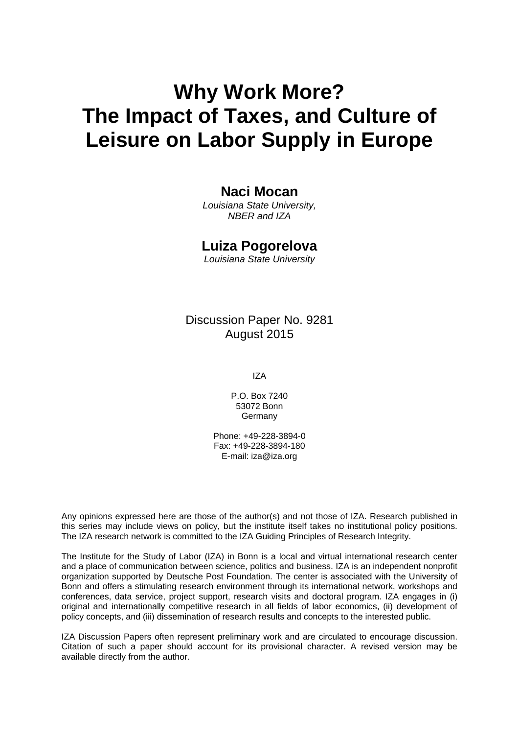# Why Work More? The Impact of Taxes, and Culture of Leisure on Labor Supply in Europe

**Naci Mocan**
*Louisiana State University, NBER and IZA*

**Luiza Pogorelova**
*Louisiana State University*

Discussion Paper No. 9281
August 2015

IZA

P.O. Box 7240
53072 Bonn
Germany

Phone: +49-228-3894-0
Fax: +49-228-3894-180
E-mail: iza@iza.org

Any opinions expressed here are those of the author(s) and not those of IZA. Research published in this series may include views on policy, but the institute itself takes no institutional policy positions. The IZA research network is committed to the IZA Guiding Principles of Research Integrity.

The Institute for the Study of Labor (IZA) in Bonn is a local and virtual international research center and a place of communication between science, politics and business. IZA is an independent nonprofit organization supported by Deutsche Post Foundation. The center is associated with the University of Bonn and offers a stimulating research environment through its international network, workshops and conferences, data service, project support, research visits and doctoral program. IZA engages in (i) original and internationally competitive research in all fields of labor economics, (ii) development of policy concepts, and (iii) dissemination of research results and concepts to the interested public.

IZA Discussion Papers often represent preliminary work and are circulated to encourage discussion. Citation of such a paper should account for its provisional character. A revised version may be available directly from the author.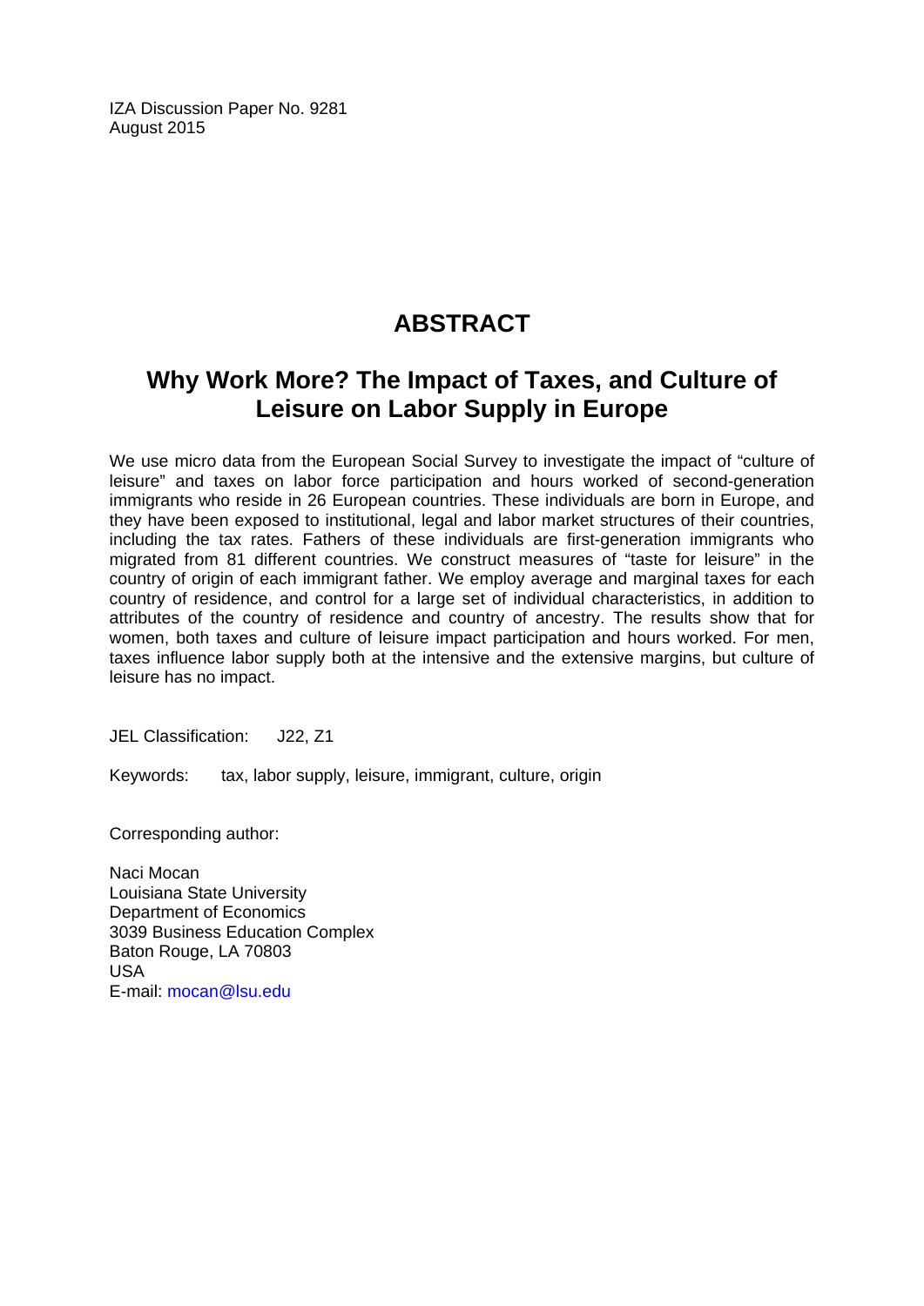IZA Discussion Paper No. 9281
August 2015

# ABSTRACT

## Why Work More? The Impact of Taxes, and Culture of Leisure on Labor Supply in Europe

We use micro data from the European Social Survey to investigate the impact of "culture of leisure" and taxes on labor force participation and hours worked of second-generation immigrants who reside in 26 European countries. These individuals are born in Europe, and they have been exposed to institutional, legal and labor market structures of their countries, including the tax rates. Fathers of these individuals are first-generation immigrants who migrated from 81 different countries. We construct measures of "taste for leisure" in the country of origin of each immigrant father. We employ average and marginal taxes for each country of residence, and control for a large set of individual characteristics, in addition to attributes of the country of residence and country of ancestry. The results show that for women, both taxes and culture of leisure impact participation and hours worked. For men, taxes influence labor supply both at the intensive and the extensive margins, but culture of leisure has no impact.

JEL Classification: J22, Z1

Keywords: tax, labor supply, leisure, immigrant, culture, origin

Corresponding author:

Naci Mocan
Louisiana State University
Department of Economics
3039 Business Education Complex
Baton Rouge, LA 70803
USA
E-mail: mocan@lsu.edu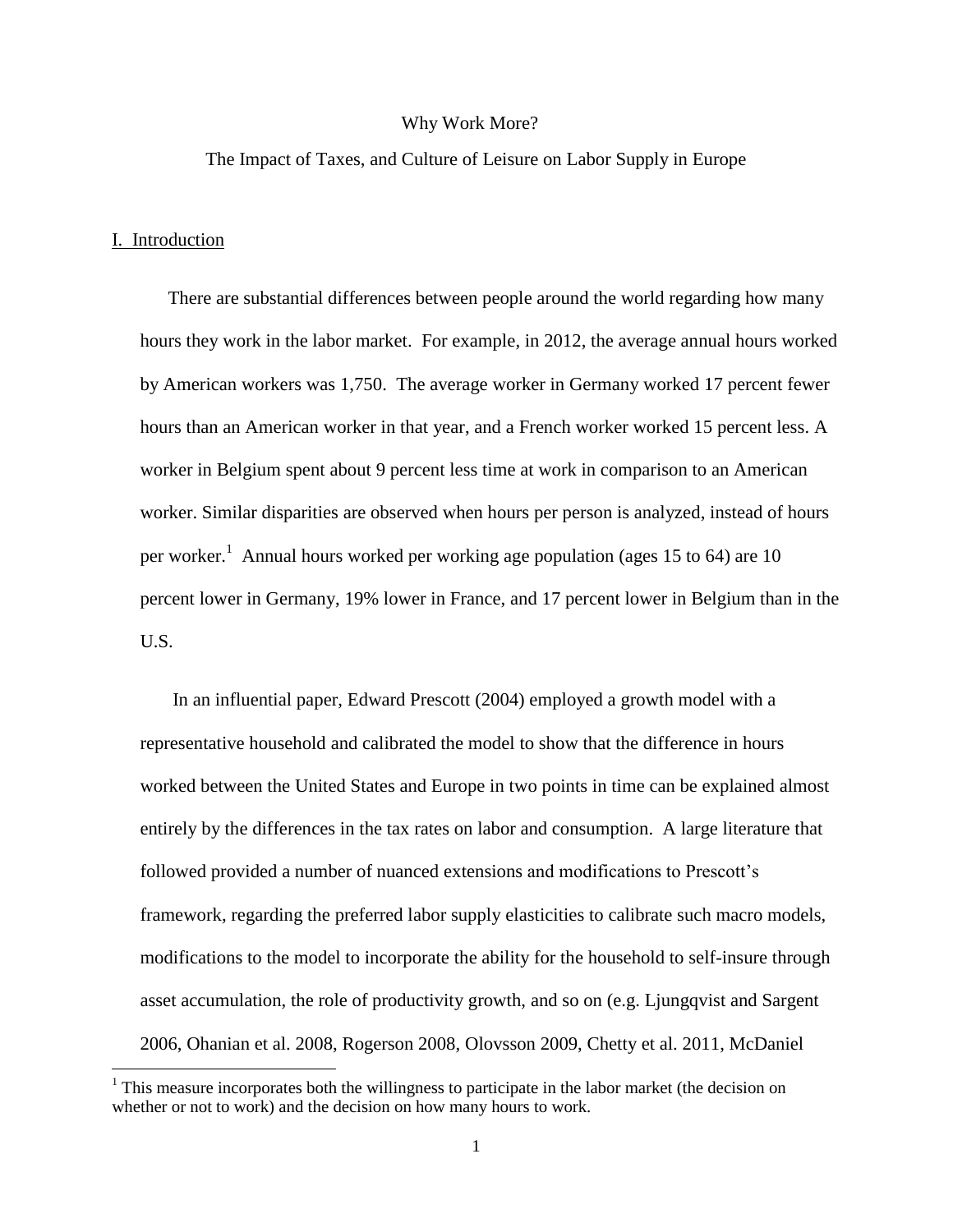Why Work More?

The Impact of Taxes, and Culture of Leisure on Labor Supply in Europe

## I. Introduction

There are substantial differences between people around the world regarding how many hours they work in the labor market. For example, in 2012, the average annual hours worked by American workers was 1,750. The average worker in Germany worked 17 percent fewer hours than an American worker in that year, and a French worker worked 15 percent less. A worker in Belgium spent about 9 percent less time at work in comparison to an American worker. Similar disparities are observed when hours per person is analyzed, instead of hours per worker.[1] Annual hours worked per working age population (ages 15 to 64) are 10 percent lower in Germany, 19% lower in France, and 17 percent lower in Belgium than in the U.S.

In an influential paper, Edward Prescott (2004) employed a growth model with a representative household and calibrated the model to show that the difference in hours worked between the United States and Europe in two points in time can be explained almost entirely by the differences in the tax rates on labor and consumption. A large literature that followed provided a number of nuanced extensions and modifications to Prescott's framework, regarding the preferred labor supply elasticities to calibrate such macro models, modifications to the model to incorporate the ability for the household to self-insure through asset accumulation, the role of productivity growth, and so on (e.g. Ljungqvist and Sargent 2006, Ohanian et al. 2008, Rogerson 2008, Olovsson 2009, Chetty et al. 2011, McDaniel

[1] This measure incorporates both the willingness to participate in the labor market (the decision on whether or not to work) and the decision on how many hours to work.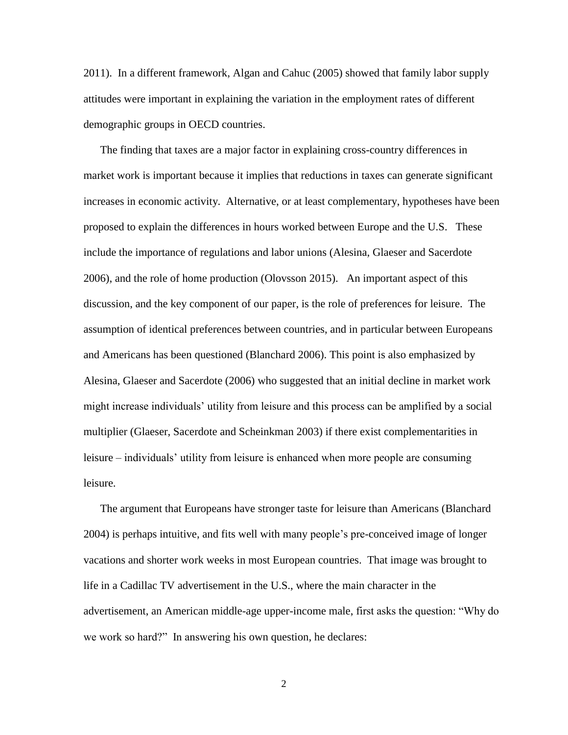2011). In a different framework, Algan and Cahuc (2005) showed that family labor supply attitudes were important in explaining the variation in the employment rates of different demographic groups in OECD countries.

The finding that taxes are a major factor in explaining cross-country differences in market work is important because it implies that reductions in taxes can generate significant increases in economic activity. Alternative, or at least complementary, hypotheses have been proposed to explain the differences in hours worked between Europe and the U.S. These include the importance of regulations and labor unions (Alesina, Glaeser and Sacerdote 2006), and the role of home production (Olovsson 2015). An important aspect of this discussion, and the key component of our paper, is the role of preferences for leisure. The assumption of identical preferences between countries, and in particular between Europeans and Americans has been questioned (Blanchard 2006). This point is also emphasized by Alesina, Glaeser and Sacerdote (2006) who suggested that an initial decline in market work might increase individuals' utility from leisure and this process can be amplified by a social multiplier (Glaeser, Sacerdote and Scheinkman 2003) if there exist complementarities in leisure – individuals' utility from leisure is enhanced when more people are consuming leisure.

The argument that Europeans have stronger taste for leisure than Americans (Blanchard 2004) is perhaps intuitive, and fits well with many people's pre-conceived image of longer vacations and shorter work weeks in most European countries. That image was brought to life in a Cadillac TV advertisement in the U.S., where the main character in the advertisement, an American middle-age upper-income male, first asks the question: "Why do we work so hard?" In answering his own question, he declares: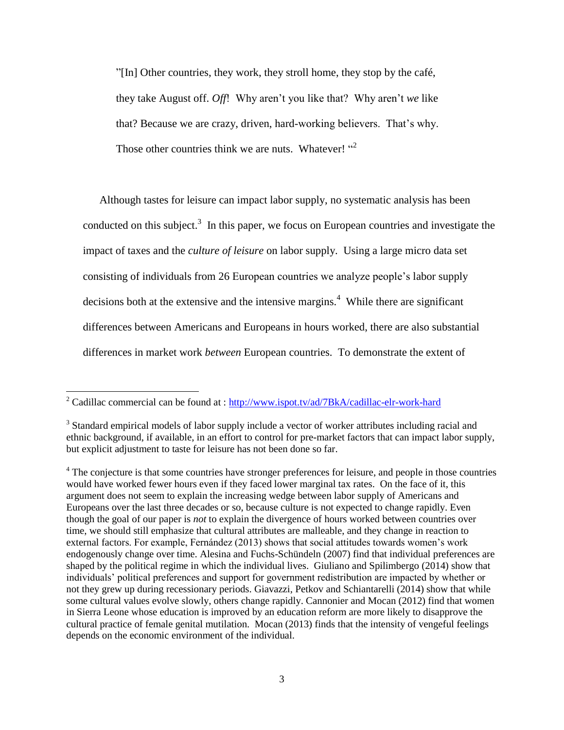> "[In] Other countries, they work, they stroll home, they stop by the café, they take August off. *Off*! Why aren't you like that? Why aren't *we* like that? Because we are crazy, driven, hard-working believers. That's why. Those other countries think we are nuts. Whatever! "[2]

Although tastes for leisure can impact labor supply, no systematic analysis has been conducted on this subject.[3] In this paper, we focus on European countries and investigate the impact of taxes and the *culture of leisure* on labor supply. Using a large micro data set consisting of individuals from 26 European countries we analyze people's labor supply decisions both at the extensive and the intensive margins.[4] While there are significant differences between Americans and Europeans in hours worked, there are also substantial differences in market work *between* European countries. To demonstrate the extent of

---

[2] Cadillac commercial can be found at : http://www.ispot.tv/ad/7BkA/cadillac-elr-work-hard

[3] Standard empirical models of labor supply include a vector of worker attributes including racial and ethnic background, if available, in an effort to control for pre-market factors that can impact labor supply, but explicit adjustment to taste for leisure has not been done so far.

[4] The conjecture is that some countries have stronger preferences for leisure, and people in those countries would have worked fewer hours even if they faced lower marginal tax rates. On the face of it, this argument does not seem to explain the increasing wedge between labor supply of Americans and Europeans over the last three decades or so, because culture is not expected to change rapidly. Even though the goal of our paper is *not* to explain the divergence of hours worked between countries over time, we should still emphasize that cultural attributes are malleable, and they change in reaction to external factors. For example, Fernández (2013) shows that social attitudes towards women's work endogenously change over time. Alesina and Fuchs-Schündeln (2007) find that individual preferences are shaped by the political regime in which the individual lives. Giuliano and Spilimbergo (2014) show that individuals' political preferences and support for government redistribution are impacted by whether or not they grew up during recessionary periods. Giavazzi, Petkov and Schiantarelli (2014) show that while some cultural values evolve slowly, others change rapidly. Cannonier and Mocan (2012) find that women in Sierra Leone whose education is improved by an education reform are more likely to disapprove the cultural practice of female genital mutilation. Mocan (2013) finds that the intensity of vengeful feelings depends on the economic environment of the individual.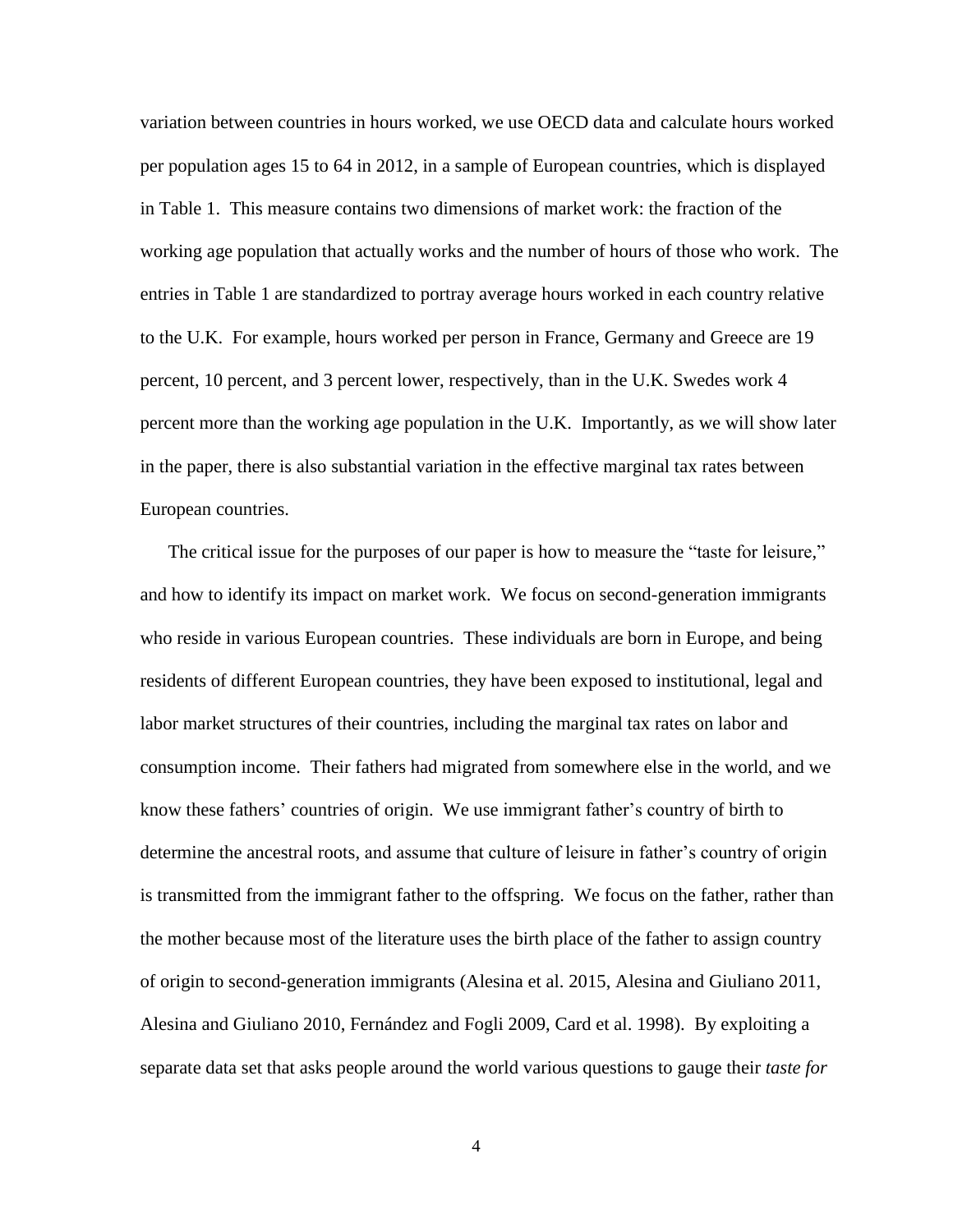variation between countries in hours worked, we use OECD data and calculate hours worked per population ages 15 to 64 in 2012, in a sample of European countries, which is displayed in Table 1. This measure contains two dimensions of market work: the fraction of the working age population that actually works and the number of hours of those who work. The entries in Table 1 are standardized to portray average hours worked in each country relative to the U.K. For example, hours worked per person in France, Germany and Greece are 19 percent, 10 percent, and 3 percent lower, respectively, than in the U.K. Swedes work 4 percent more than the working age population in the U.K. Importantly, as we will show later in the paper, there is also substantial variation in the effective marginal tax rates between European countries.

The critical issue for the purposes of our paper is how to measure the "taste for leisure," and how to identify its impact on market work. We focus on second-generation immigrants who reside in various European countries. These individuals are born in Europe, and being residents of different European countries, they have been exposed to institutional, legal and labor market structures of their countries, including the marginal tax rates on labor and consumption income. Their fathers had migrated from somewhere else in the world, and we know these fathers' countries of origin. We use immigrant father's country of birth to determine the ancestral roots, and assume that culture of leisure in father's country of origin is transmitted from the immigrant father to the offspring. We focus on the father, rather than the mother because most of the literature uses the birth place of the father to assign country of origin to second-generation immigrants (Alesina et al. 2015, Alesina and Giuliano 2011, Alesina and Giuliano 2010, Fernández and Fogli 2009, Card et al. 1998). By exploiting a separate data set that asks people around the world various questions to gauge their *taste for*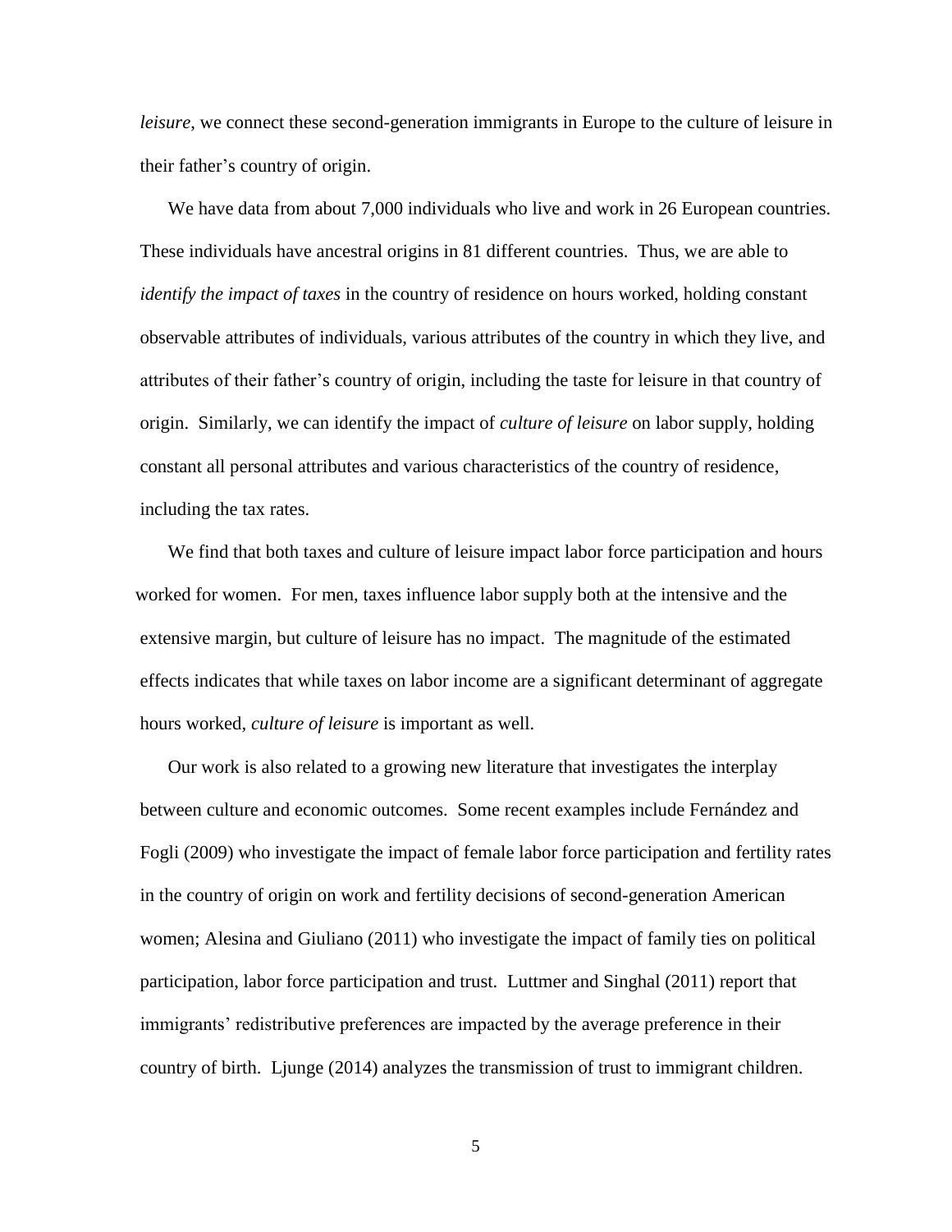*leisure*, we connect these second-generation immigrants in Europe to the culture of leisure in their father's country of origin.

We have data from about 7,000 individuals who live and work in 26 European countries. These individuals have ancestral origins in 81 different countries. Thus, we are able to *identify the impact of taxes* in the country of residence on hours worked, holding constant observable attributes of individuals, various attributes of the country in which they live, and attributes of their father's country of origin, including the taste for leisure in that country of origin. Similarly, we can identify the impact of *culture of leisure* on labor supply, holding constant all personal attributes and various characteristics of the country of residence, including the tax rates.

We find that both taxes and culture of leisure impact labor force participation and hours worked for women. For men, taxes influence labor supply both at the intensive and the extensive margin, but culture of leisure has no impact. The magnitude of the estimated effects indicates that while taxes on labor income are a significant determinant of aggregate hours worked, *culture of leisure* is important as well.

Our work is also related to a growing new literature that investigates the interplay between culture and economic outcomes. Some recent examples include Fernández and Fogli (2009) who investigate the impact of female labor force participation and fertility rates in the country of origin on work and fertility decisions of second-generation American women; Alesina and Giuliano (2011) who investigate the impact of family ties on political participation, labor force participation and trust. Luttmer and Singhal (2011) report that immigrants' redistributive preferences are impacted by the average preference in their country of birth. Ljunge (2014) analyzes the transmission of trust to immigrant children.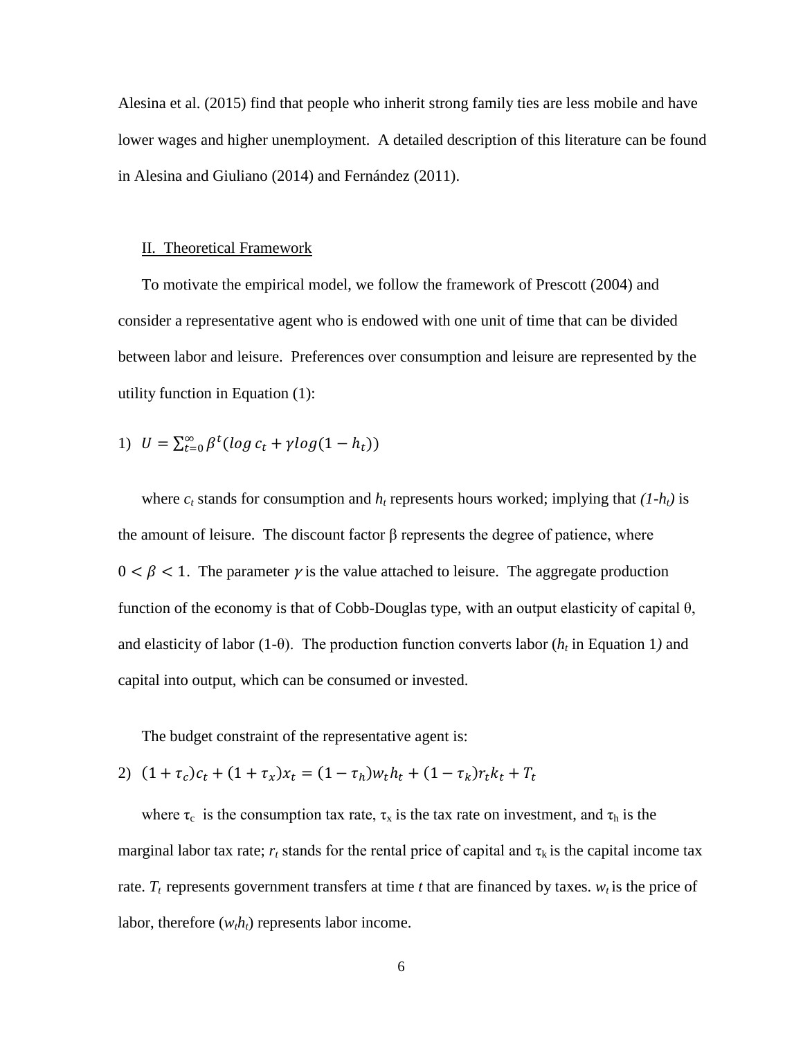Alesina et al. (2015) find that people who inherit strong family ties are less mobile and have lower wages and higher unemployment. A detailed description of this literature can be found in Alesina and Giuliano (2014) and Fernández (2011).

## II. Theoretical Framework

To motivate the empirical model, we follow the framework of Prescott (2004) and consider a representative agent who is endowed with one unit of time that can be divided between labor and leisure. Preferences over consumption and leisure are represented by the utility function in Equation (1):

$$1)\quad U = \sum_{t=0}^{\infty} \beta^t (log\, c_t + \gamma log(1 - h_t))$$

where $c_t$ stands for consumption and $h_t$ represents hours worked; implying that $(1-h_t)$ is the amount of leisure. The discount factor $\beta$ represents the degree of patience, where $0 < \beta < 1$. The parameter $\gamma$ is the value attached to leisure. The aggregate production function of the economy is that of Cobb-Douglas type, with an output elasticity of capital $\theta$, and elasticity of labor $(1-\theta)$. The production function converts labor ($h_t$ in Equation 1*)* and capital into output, which can be consumed or invested.

The budget constraint of the representative agent is:

$$2)\quad (1 + \tau_c)c_t + (1 + \tau_x)x_t = (1 - \tau_h)w_t h_t + (1 - \tau_k)r_t k_t + T_t$$

where $\tau_c$ is the consumption tax rate, $\tau_x$ is the tax rate on investment, and $\tau_h$ is the marginal labor tax rate; $r_t$ stands for the rental price of capital and $\tau_k$ is the capital income tax rate. $T_t$ represents government transfers at time *t* that are financed by taxes. $w_t$ is the price of labor, therefore $(w_t h_t)$ represents labor income.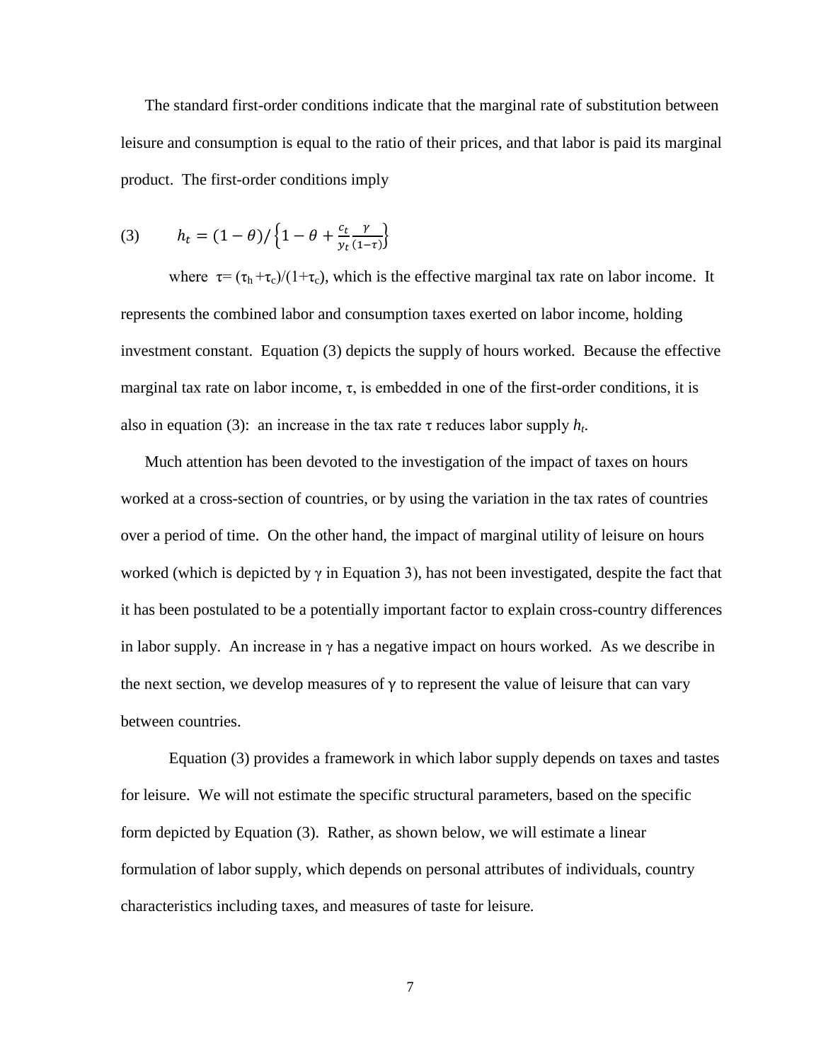The standard first-order conditions indicate that the marginal rate of substitution between leisure and consumption is equal to the ratio of their prices, and that labor is paid its marginal product. The first-order conditions imply

$$h_t = (1-\theta)/\left\{1-\theta+\frac{c_t}{y_t}\frac{\gamma}{(1-\tau)}\right\} \qquad (3)$$

where $\tau = (\tau_h + \tau_c)/(1+\tau_c)$, which is the effective marginal tax rate on labor income. It represents the combined labor and consumption taxes exerted on labor income, holding investment constant. Equation (3) depicts the supply of hours worked. Because the effective marginal tax rate on labor income, $\tau$, is embedded in one of the first-order conditions, it is also in equation (3): an increase in the tax rate $\tau$ reduces labor supply $h_t$.

Much attention has been devoted to the investigation of the impact of taxes on hours worked at a cross-section of countries, or by using the variation in the tax rates of countries over a period of time. On the other hand, the impact of marginal utility of leisure on hours worked (which is depicted by $\gamma$ in Equation 3), has not been investigated, despite the fact that it has been postulated to be a potentially important factor to explain cross-country differences in labor supply. An increase in $\gamma$ has a negative impact on hours worked. As we describe in the next section, we develop measures of $\gamma$ to represent the value of leisure that can vary between countries.

Equation (3) provides a framework in which labor supply depends on taxes and tastes for leisure. We will not estimate the specific structural parameters, based on the specific form depicted by Equation (3). Rather, as shown below, we will estimate a linear formulation of labor supply, which depends on personal attributes of individuals, country characteristics including taxes, and measures of taste for leisure.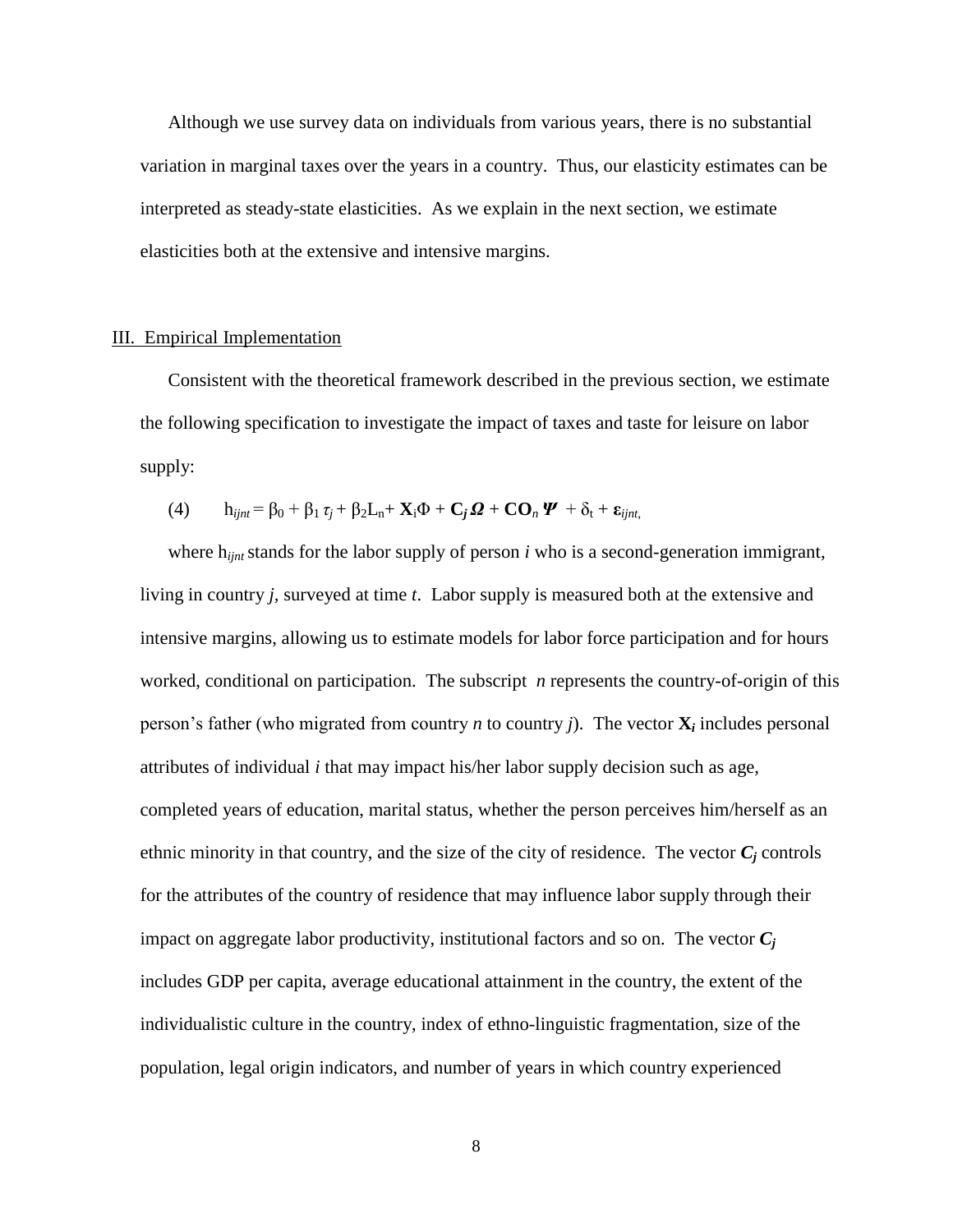Although we use survey data on individuals from various years, there is no substantial variation in marginal taxes over the years in a country. Thus, our elasticity estimates can be interpreted as steady-state elasticities. As we explain in the next section, we estimate elasticities both at the extensive and intensive margins.

## III. Empirical Implementation

Consistent with the theoretical framework described in the previous section, we estimate the following specification to investigate the impact of taxes and taste for leisure on labor supply:

$$\text{(4)} \qquad h_{ijnt} = \beta_0 + \beta_1 \tau_j + \beta_2 L_n + \mathbf{X}_i \Phi + \mathbf{C}_j \boldsymbol{\Omega} + \mathbf{CO}_n \boldsymbol{\Psi} + \delta_t + \boldsymbol{\varepsilon}_{ijnt},$$

where $h_{ijnt}$ stands for the labor supply of person *i* who is a second-generation immigrant, living in country *j*, surveyed at time *t*. Labor supply is measured both at the extensive and intensive margins, allowing us to estimate models for labor force participation and for hours worked, conditional on participation. The subscript *n* represents the country-of-origin of this person's father (who migrated from country *n* to country *j*). The vector $\mathbf{X}_i$ includes personal attributes of individual *i* that may impact his/her labor supply decision such as age, completed years of education, marital status, whether the person perceives him/herself as an ethnic minority in that country, and the size of the city of residence. The vector $\boldsymbol{C}_j$ controls for the attributes of the country of residence that may influence labor supply through their impact on aggregate labor productivity, institutional factors and so on. The vector $\boldsymbol{C}_j$ includes GDP per capita, average educational attainment in the country, the extent of the individualistic culture in the country, index of ethno-linguistic fragmentation, size of the population, legal origin indicators, and number of years in which country experienced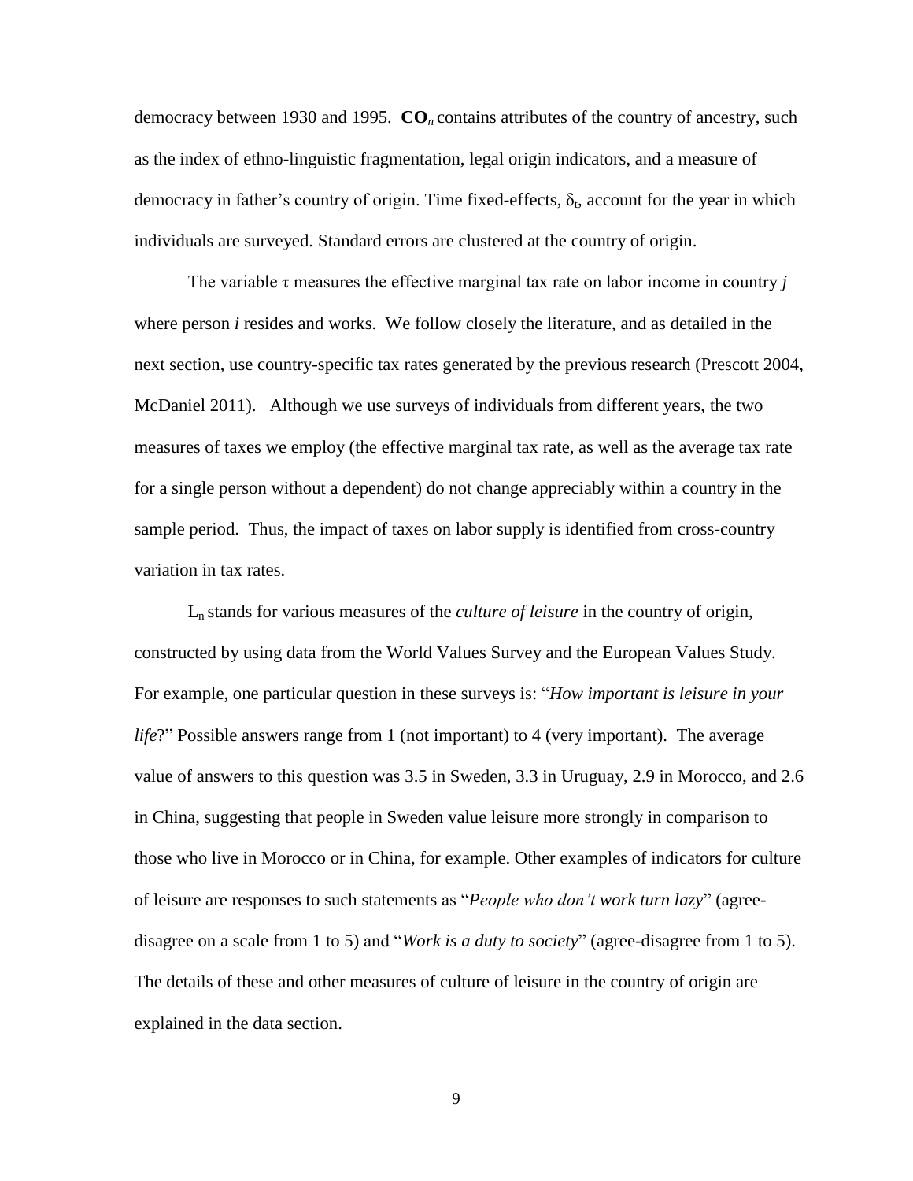democracy between 1930 and 1995. $\mathbf{CO}_n$ contains attributes of the country of ancestry, such as the index of ethno-linguistic fragmentation, legal origin indicators, and a measure of democracy in father's country of origin. Time fixed-effects, $\delta_t$, account for the year in which individuals are surveyed. Standard errors are clustered at the country of origin.

The variable $\tau$ measures the effective marginal tax rate on labor income in country $j$ where person $i$ resides and works. We follow closely the literature, and as detailed in the next section, use country-specific tax rates generated by the previous research (Prescott 2004, McDaniel 2011). Although we use surveys of individuals from different years, the two measures of taxes we employ (the effective marginal tax rate, as well as the average tax rate for a single person without a dependent) do not change appreciably within a country in the sample period. Thus, the impact of taxes on labor supply is identified from cross-country variation in tax rates.

$L_n$ stands for various measures of the *culture of leisure* in the country of origin, constructed by using data from the World Values Survey and the European Values Study. For example, one particular question in these surveys is: "*How important is leisure in your life*?" Possible answers range from 1 (not important) to 4 (very important). The average value of answers to this question was 3.5 in Sweden, 3.3 in Uruguay, 2.9 in Morocco, and 2.6 in China, suggesting that people in Sweden value leisure more strongly in comparison to those who live in Morocco or in China, for example. Other examples of indicators for culture of leisure are responses to such statements as "*People who don't work turn lazy*" (agree-disagree on a scale from 1 to 5) and "*Work is a duty to society*" (agree-disagree from 1 to 5). The details of these and other measures of culture of leisure in the country of origin are explained in the data section.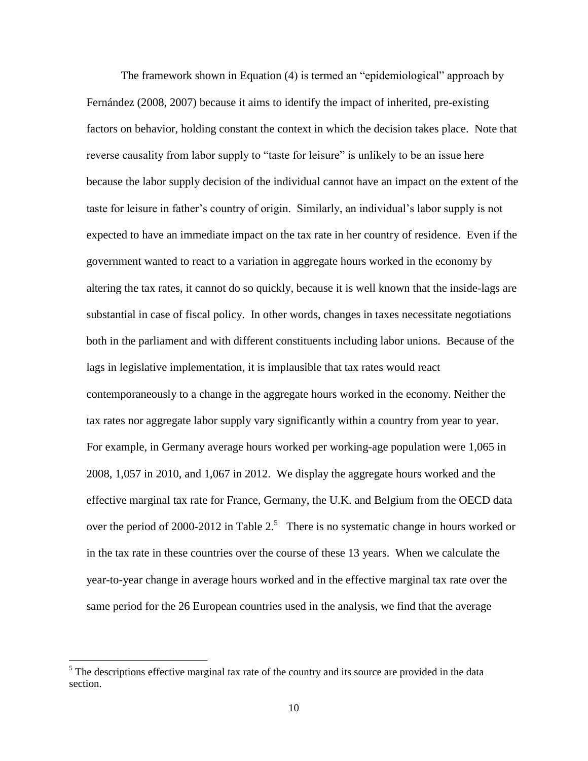The framework shown in Equation (4) is termed an "epidemiological" approach by Fernández (2008, 2007) because it aims to identify the impact of inherited, pre-existing factors on behavior, holding constant the context in which the decision takes place. Note that reverse causality from labor supply to "taste for leisure" is unlikely to be an issue here because the labor supply decision of the individual cannot have an impact on the extent of the taste for leisure in father's country of origin. Similarly, an individual's labor supply is not expected to have an immediate impact on the tax rate in her country of residence. Even if the government wanted to react to a variation in aggregate hours worked in the economy by altering the tax rates, it cannot do so quickly, because it is well known that the inside-lags are substantial in case of fiscal policy. In other words, changes in taxes necessitate negotiations both in the parliament and with different constituents including labor unions. Because of the lags in legislative implementation, it is implausible that tax rates would react contemporaneously to a change in the aggregate hours worked in the economy. Neither the tax rates nor aggregate labor supply vary significantly within a country from year to year. For example, in Germany average hours worked per working-age population were 1,065 in 2008, 1,057 in 2010, and 1,067 in 2012. We display the aggregate hours worked and the effective marginal tax rate for France, Germany, the U.K. and Belgium from the OECD data over the period of 2000-2012 in Table 2.[5] There is no systematic change in hours worked or in the tax rate in these countries over the course of these 13 years. When we calculate the year-to-year change in average hours worked and in the effective marginal tax rate over the same period for the 26 European countries used in the analysis, we find that the average

[5] The descriptions effective marginal tax rate of the country and its source are provided in the data section.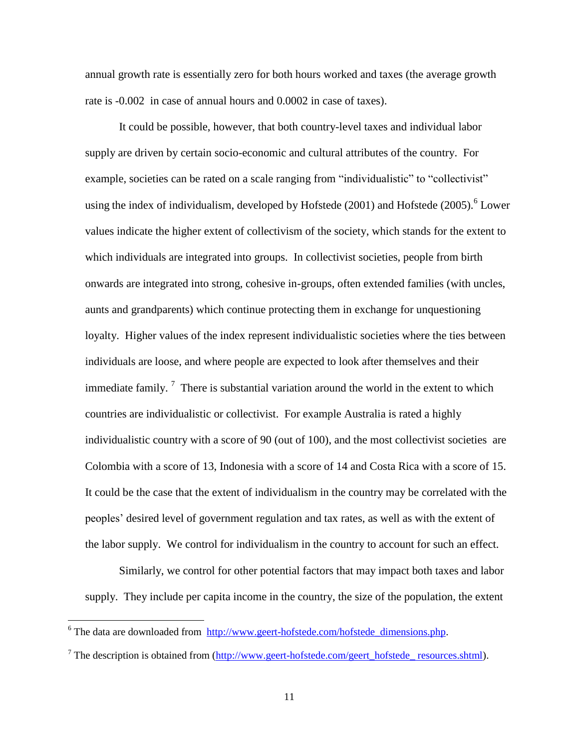annual growth rate is essentially zero for both hours worked and taxes (the average growth rate is -0.002 in case of annual hours and 0.0002 in case of taxes).

It could be possible, however, that both country-level taxes and individual labor supply are driven by certain socio-economic and cultural attributes of the country. For example, societies can be rated on a scale ranging from "individualistic" to "collectivist" using the index of individualism, developed by Hofstede (2001) and Hofstede (2005).[6] Lower values indicate the higher extent of collectivism of the society, which stands for the extent to which individuals are integrated into groups. In collectivist societies, people from birth onwards are integrated into strong, cohesive in-groups, often extended families (with uncles, aunts and grandparents) which continue protecting them in exchange for unquestioning loyalty. Higher values of the index represent individualistic societies where the ties between individuals are loose, and where people are expected to look after themselves and their immediate family.[7] There is substantial variation around the world in the extent to which countries are individualistic or collectivist. For example Australia is rated a highly individualistic country with a score of 90 (out of 100), and the most collectivist societies are Colombia with a score of 13, Indonesia with a score of 14 and Costa Rica with a score of 15. It could be the case that the extent of individualism in the country may be correlated with the peoples' desired level of government regulation and tax rates, as well as with the extent of the labor supply. We control for individualism in the country to account for such an effect.

Similarly, we control for other potential factors that may impact both taxes and labor supply. They include per capita income in the country, the size of the population, the extent

---

[6] The data are downloaded from http://www.geert-hofstede.com/hofstede_dimensions.php.

[7] The description is obtained from (http://www.geert-hofstede.com/geert_hofstede_ resources.shtml).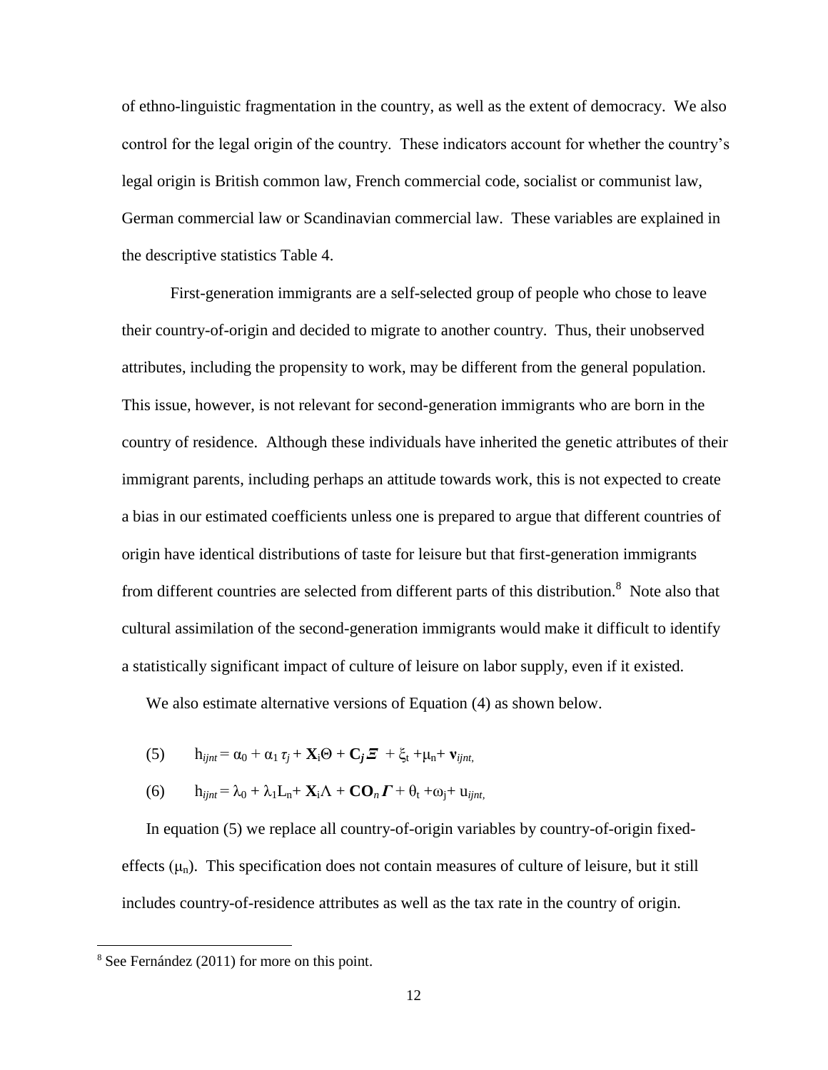of ethno-linguistic fragmentation in the country, as well as the extent of democracy. We also control for the legal origin of the country. These indicators account for whether the country's legal origin is British common law, French commercial code, socialist or communist law, German commercial law or Scandinavian commercial law. These variables are explained in the descriptive statistics Table 4.

First-generation immigrants are a self-selected group of people who chose to leave their country-of-origin and decided to migrate to another country. Thus, their unobserved attributes, including the propensity to work, may be different from the general population. This issue, however, is not relevant for second-generation immigrants who are born in the country of residence. Although these individuals have inherited the genetic attributes of their immigrant parents, including perhaps an attitude towards work, this is not expected to create a bias in our estimated coefficients unless one is prepared to argue that different countries of origin have identical distributions of taste for leisure but that first-generation immigrants from different countries are selected from different parts of this distribution.[8] Note also that cultural assimilation of the second-generation immigrants would make it difficult to identify a statistically significant impact of culture of leisure on labor supply, even if it existed.

We also estimate alternative versions of Equation (4) as shown below.

$$(5) \qquad h_{ijnt} = \alpha_0 + \alpha_1 \tau_j + \mathbf{X}_i\Theta + \mathbf{C}_{\boldsymbol{j}}\boldsymbol{\Xi} + \xi_t + \mu_n + \mathbf{v}_{ijnt},$$

$$(6) \qquad h_{ijnt} = \lambda_0 + \lambda_1 L_n + \mathbf{X}_i\Lambda + \mathbf{CO}_n\boldsymbol{\Gamma} + \theta_t + \omega_j + u_{ijnt},$$

In equation (5) we replace all country-of-origin variables by country-of-origin fixed-effects ($\mu_n$). This specification does not contain measures of culture of leisure, but it still includes country-of-residence attributes as well as the tax rate in the country of origin.

[8] See Fernández (2011) for more on this point.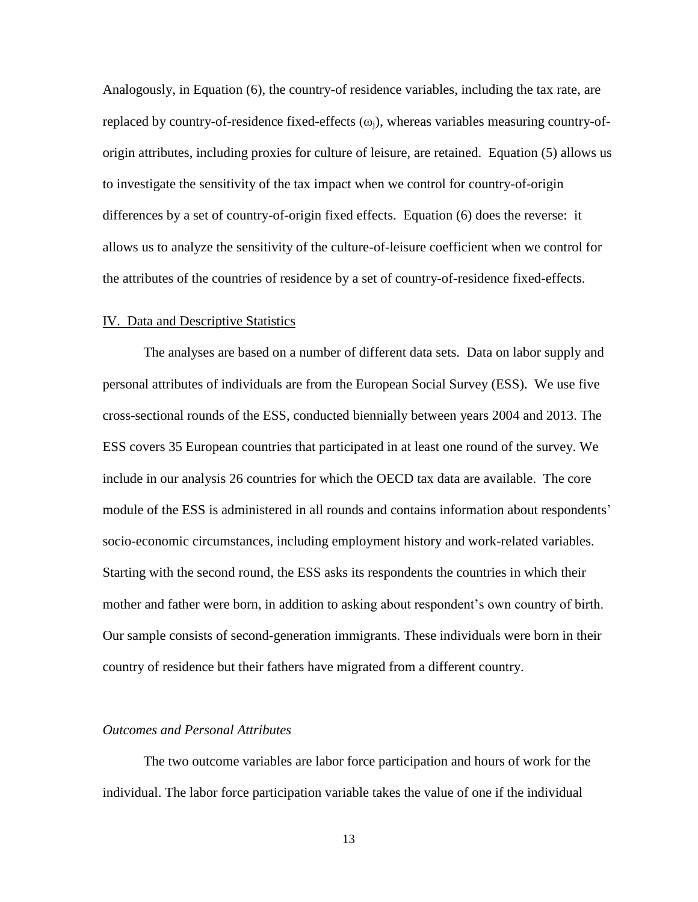Analogously, in Equation (6), the country-of residence variables, including the tax rate, are replaced by country-of-residence fixed-effects ($\omega_j$), whereas variables measuring country-of-origin attributes, including proxies for culture of leisure, are retained. Equation (5) allows us to investigate the sensitivity of the tax impact when we control for country-of-origin differences by a set of country-of-origin fixed effects. Equation (6) does the reverse: it allows us to analyze the sensitivity of the culture-of-leisure coefficient when we control for the attributes of the countries of residence by a set of country-of-residence fixed-effects.

## IV. Data and Descriptive Statistics

The analyses are based on a number of different data sets. Data on labor supply and personal attributes of individuals are from the European Social Survey (ESS). We use five cross-sectional rounds of the ESS, conducted biennially between years 2004 and 2013. The ESS covers 35 European countries that participated in at least one round of the survey. We include in our analysis 26 countries for which the OECD tax data are available. The core module of the ESS is administered in all rounds and contains information about respondents' socio-economic circumstances, including employment history and work-related variables. Starting with the second round, the ESS asks its respondents the countries in which their mother and father were born, in addition to asking about respondent's own country of birth. Our sample consists of second-generation immigrants. These individuals were born in their country of residence but their fathers have migrated from a different country.

### *Outcomes and Personal Attributes*

The two outcome variables are labor force participation and hours of work for the individual. The labor force participation variable takes the value of one if the individual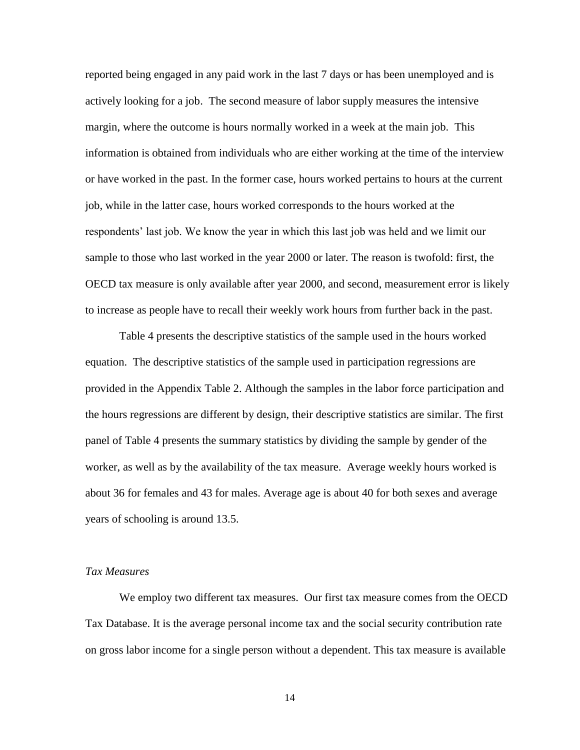reported being engaged in any paid work in the last 7 days or has been unemployed and is actively looking for a job. The second measure of labor supply measures the intensive margin, where the outcome is hours normally worked in a week at the main job. This information is obtained from individuals who are either working at the time of the interview or have worked in the past. In the former case, hours worked pertains to hours at the current job, while in the latter case, hours worked corresponds to the hours worked at the respondents' last job. We know the year in which this last job was held and we limit our sample to those who last worked in the year 2000 or later. The reason is twofold: first, the OECD tax measure is only available after year 2000, and second, measurement error is likely to increase as people have to recall their weekly work hours from further back in the past.

Table 4 presents the descriptive statistics of the sample used in the hours worked equation. The descriptive statistics of the sample used in participation regressions are provided in the Appendix Table 2. Although the samples in the labor force participation and the hours regressions are different by design, their descriptive statistics are similar. The first panel of Table 4 presents the summary statistics by dividing the sample by gender of the worker, as well as by the availability of the tax measure. Average weekly hours worked is about 36 for females and 43 for males. Average age is about 40 for both sexes and average years of schooling is around 13.5.

*Tax Measures*

We employ two different tax measures. Our first tax measure comes from the OECD Tax Database. It is the average personal income tax and the social security contribution rate on gross labor income for a single person without a dependent. This tax measure is available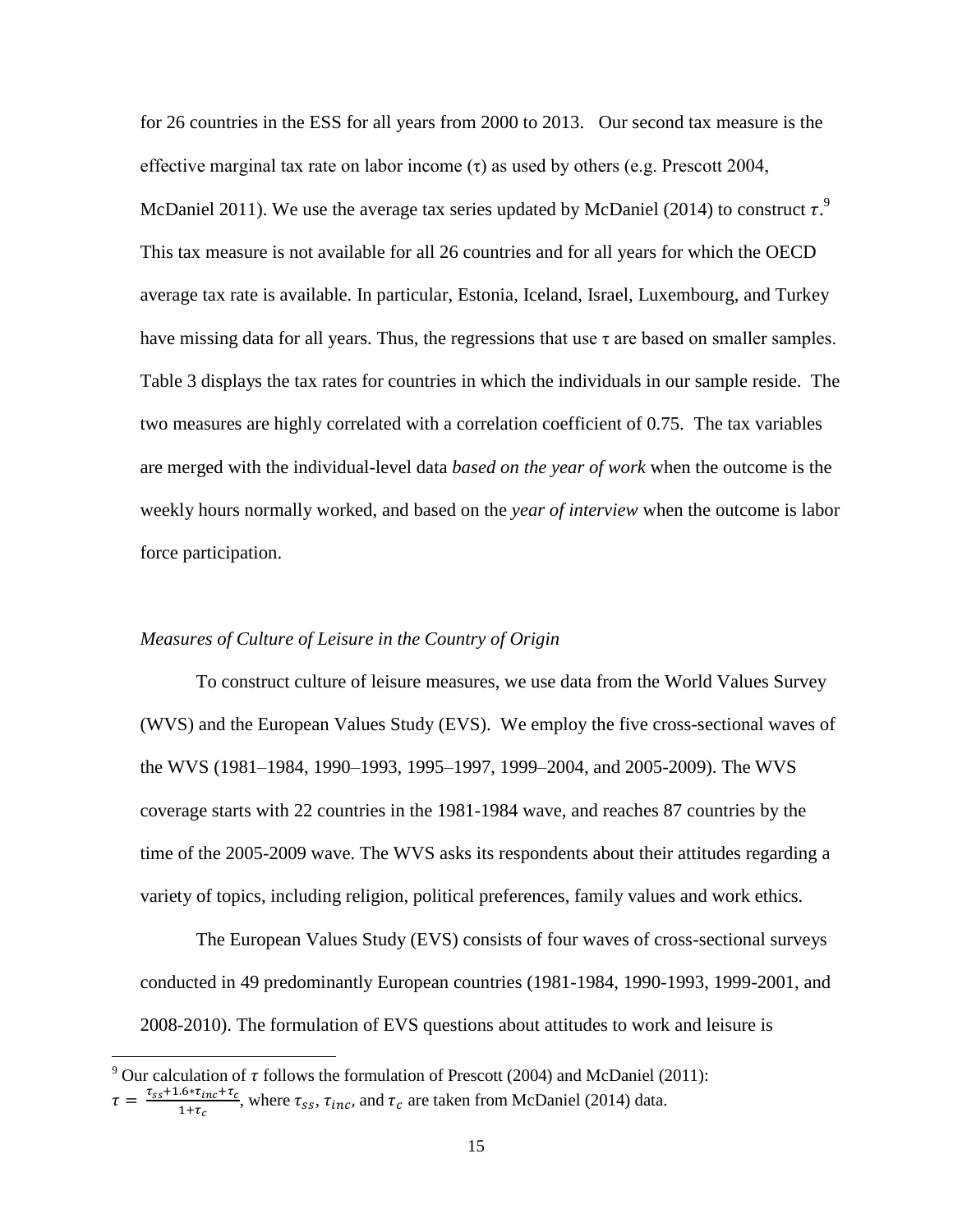for 26 countries in the ESS for all years from 2000 to 2013. Our second tax measure is the effective marginal tax rate on labor income ($\tau$) as used by others (e.g. Prescott 2004, McDaniel 2011). We use the average tax series updated by McDaniel (2014) to construct $\tau$.[9] This tax measure is not available for all 26 countries and for all years for which the OECD average tax rate is available. In particular, Estonia, Iceland, Israel, Luxembourg, and Turkey have missing data for all years. Thus, the regressions that use $\tau$ are based on smaller samples. Table 3 displays the tax rates for countries in which the individuals in our sample reside. The two measures are highly correlated with a correlation coefficient of 0.75. The tax variables are merged with the individual-level data *based on the year of work* when the outcome is the weekly hours normally worked, and based on the *year of interview* when the outcome is labor force participation.

*Measures of Culture of Leisure in the Country of Origin*

To construct culture of leisure measures, we use data from the World Values Survey (WVS) and the European Values Study (EVS). We employ the five cross-sectional waves of the WVS (1981–1984, 1990–1993, 1995–1997, 1999–2004, and 2005-2009). The WVS coverage starts with 22 countries in the 1981-1984 wave, and reaches 87 countries by the time of the 2005-2009 wave. The WVS asks its respondents about their attitudes regarding a variety of topics, including religion, political preferences, family values and work ethics.

The European Values Study (EVS) consists of four waves of cross-sectional surveys conducted in 49 predominantly European countries (1981-1984, 1990-1993, 1999-2001, and 2008-2010). The formulation of EVS questions about attitudes to work and leisure is

[9] Our calculation of $\tau$ follows the formulation of Prescott (2004) and McDaniel (2011): $\tau = \frac{\tau_{ss}+1.6*\tau_{inc}+\tau_c}{1+\tau_c}$, where $\tau_{ss}$, $\tau_{inc}$, and $\tau_c$ are taken from McDaniel (2014) data.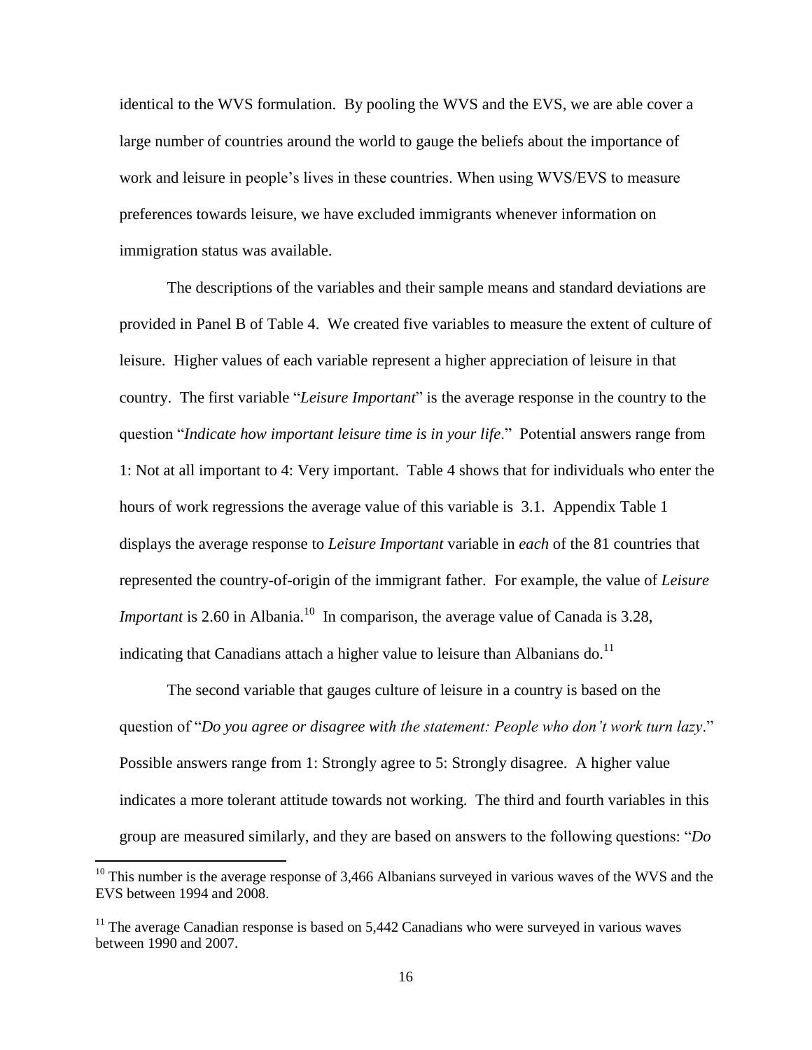identical to the WVS formulation. By pooling the WVS and the EVS, we are able cover a large number of countries around the world to gauge the beliefs about the importance of work and leisure in people's lives in these countries. When using WVS/EVS to measure preferences towards leisure, we have excluded immigrants whenever information on immigration status was available.

The descriptions of the variables and their sample means and standard deviations are provided in Panel B of Table 4. We created five variables to measure the extent of culture of leisure. Higher values of each variable represent a higher appreciation of leisure in that country. The first variable "*Leisure Important*" is the average response in the country to the question "*Indicate how important leisure time is in your life*." Potential answers range from 1: Not at all important to 4: Very important. Table 4 shows that for individuals who enter the hours of work regressions the average value of this variable is 3.1. Appendix Table 1 displays the average response to *Leisure Important* variable in *each* of the 81 countries that represented the country-of-origin of the immigrant father. For example, the value of *Leisure Important* is 2.60 in Albania.[10] In comparison, the average value of Canada is 3.28, indicating that Canadians attach a higher value to leisure than Albanians do.[11]

The second variable that gauges culture of leisure in a country is based on the question of "*Do you agree or disagree with the statement: People who don't work turn lazy*." Possible answers range from 1: Strongly agree to 5: Strongly disagree. A higher value indicates a more tolerant attitude towards not working. The third and fourth variables in this group are measured similarly, and they are based on answers to the following questions: "*Do*

[10] This number is the average response of 3,466 Albanians surveyed in various waves of the WVS and the EVS between 1994 and 2008.

[11] The average Canadian response is based on 5,442 Canadians who were surveyed in various waves between 1990 and 2007.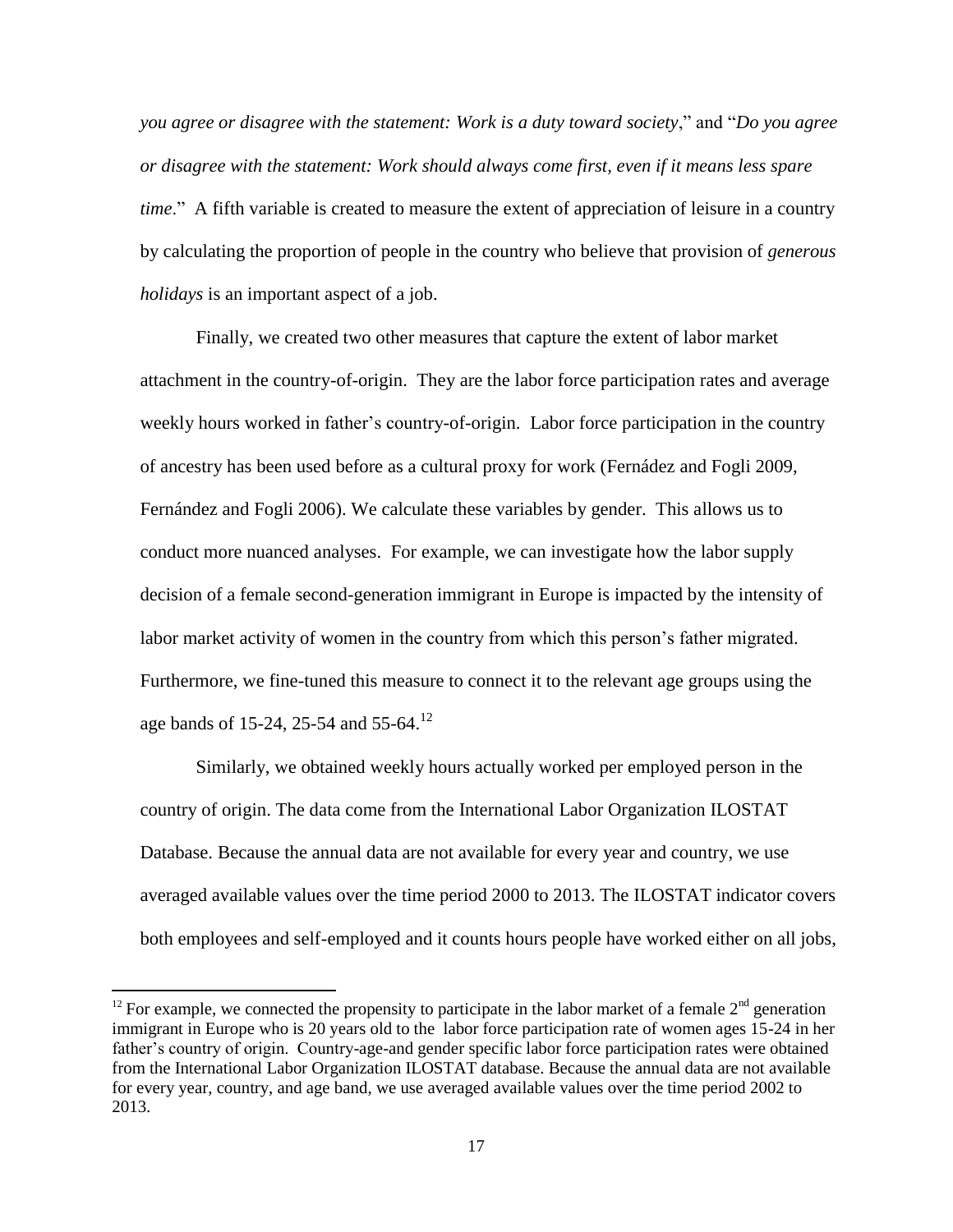*you agree or disagree with the statement: Work is a duty toward society*," and "*Do you agree or disagree with the statement: Work should always come first, even if it means less spare time*." A fifth variable is created to measure the extent of appreciation of leisure in a country by calculating the proportion of people in the country who believe that provision of *generous holidays* is an important aspect of a job.

Finally, we created two other measures that capture the extent of labor market attachment in the country-of-origin. They are the labor force participation rates and average weekly hours worked in father's country-of-origin. Labor force participation in the country of ancestry has been used before as a cultural proxy for work (Fernádez and Fogli 2009, Fernández and Fogli 2006). We calculate these variables by gender. This allows us to conduct more nuanced analyses. For example, we can investigate how the labor supply decision of a female second-generation immigrant in Europe is impacted by the intensity of labor market activity of women in the country from which this person's father migrated. Furthermore, we fine-tuned this measure to connect it to the relevant age groups using the age bands of 15-24, 25-54 and 55-64.[12]

Similarly, we obtained weekly hours actually worked per employed person in the country of origin. The data come from the International Labor Organization ILOSTAT Database. Because the annual data are not available for every year and country, we use averaged available values over the time period 2000 to 2013. The ILOSTAT indicator covers both employees and self-employed and it counts hours people have worked either on all jobs,

[12] For example, we connected the propensity to participate in the labor market of a female 2nd generation immigrant in Europe who is 20 years old to the labor force participation rate of women ages 15-24 in her father's country of origin. Country-age-and gender specific labor force participation rates were obtained from the International Labor Organization ILOSTAT database. Because the annual data are not available for every year, country, and age band, we use averaged available values over the time period 2002 to 2013.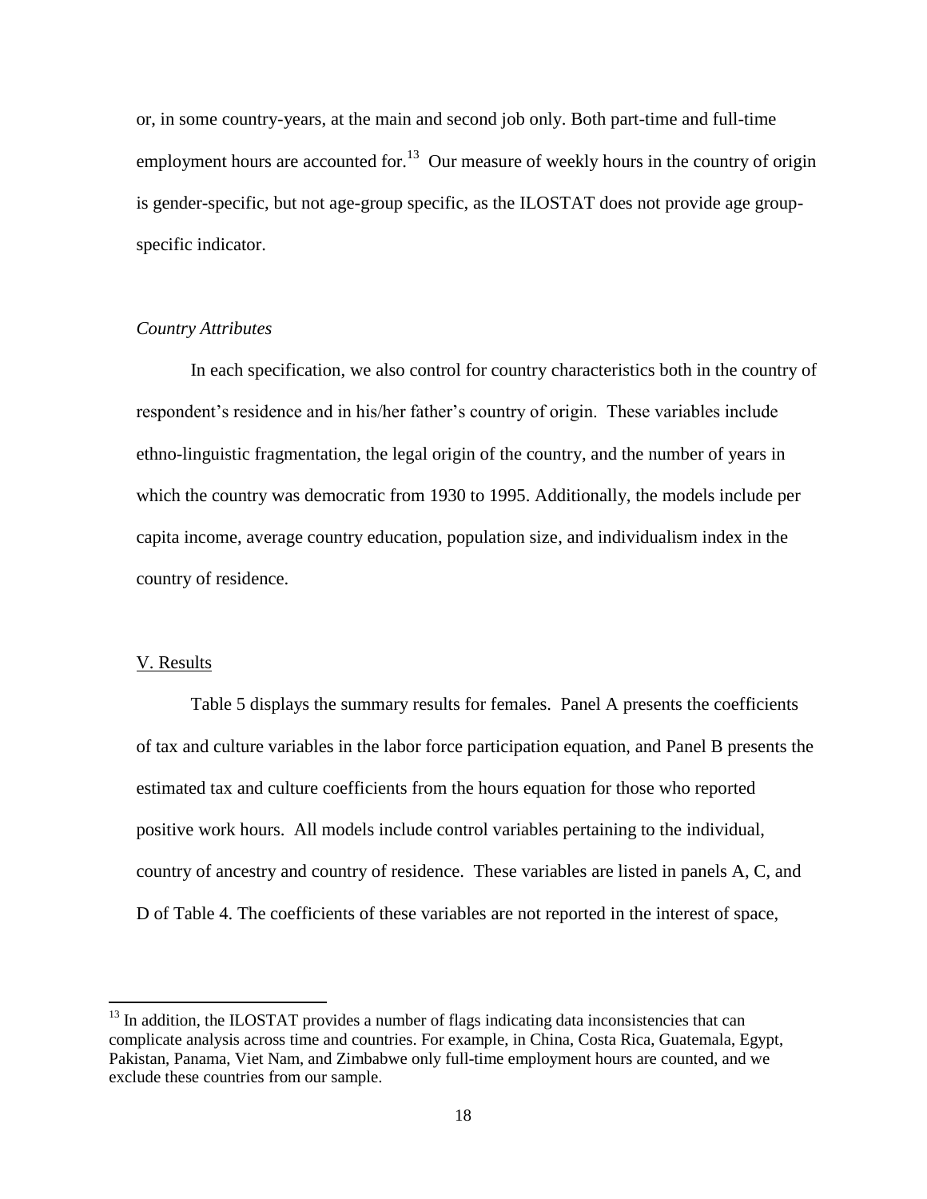or, in some country-years, at the main and second job only. Both part-time and full-time employment hours are accounted for.[13] Our measure of weekly hours in the country of origin is gender-specific, but not age-group specific, as the ILOSTAT does not provide age group-specific indicator.

*Country Attributes*

In each specification, we also control for country characteristics both in the country of respondent's residence and in his/her father's country of origin. These variables include ethno-linguistic fragmentation, the legal origin of the country, and the number of years in which the country was democratic from 1930 to 1995. Additionally, the models include per capita income, average country education, population size, and individualism index in the country of residence.

## V. Results

Table 5 displays the summary results for females. Panel A presents the coefficients of tax and culture variables in the labor force participation equation, and Panel B presents the estimated tax and culture coefficients from the hours equation for those who reported positive work hours. All models include control variables pertaining to the individual, country of ancestry and country of residence. These variables are listed in panels A, C, and D of Table 4. The coefficients of these variables are not reported in the interest of space,

[13] In addition, the ILOSTAT provides a number of flags indicating data inconsistencies that can complicate analysis across time and countries. For example, in China, Costa Rica, Guatemala, Egypt, Pakistan, Panama, Viet Nam, and Zimbabwe only full-time employment hours are counted, and we exclude these countries from our sample.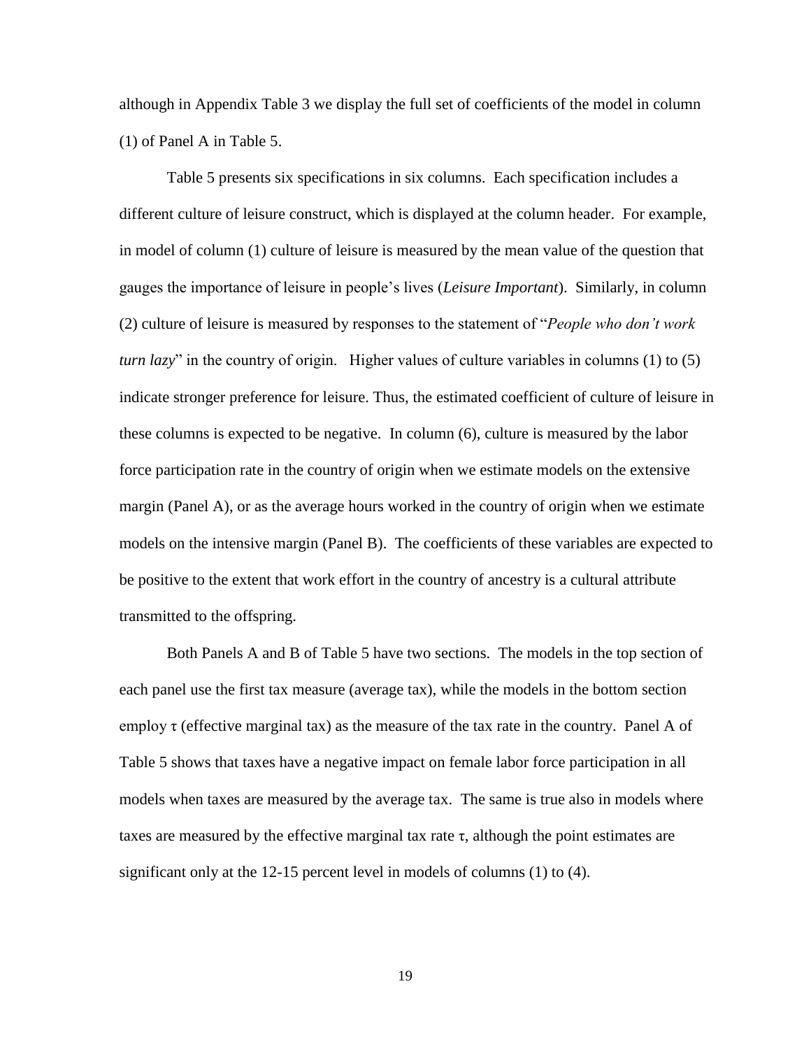although in Appendix Table 3 we display the full set of coefficients of the model in column (1) of Panel A in Table 5.

Table 5 presents six specifications in six columns. Each specification includes a different culture of leisure construct, which is displayed at the column header. For example, in model of column (1) culture of leisure is measured by the mean value of the question that gauges the importance of leisure in people's lives (*Leisure Important*). Similarly, in column (2) culture of leisure is measured by responses to the statement of "*People who don't work turn lazy*" in the country of origin. Higher values of culture variables in columns (1) to (5) indicate stronger preference for leisure. Thus, the estimated coefficient of culture of leisure in these columns is expected to be negative. In column (6), culture is measured by the labor force participation rate in the country of origin when we estimate models on the extensive margin (Panel A), or as the average hours worked in the country of origin when we estimate models on the intensive margin (Panel B). The coefficients of these variables are expected to be positive to the extent that work effort in the country of ancestry is a cultural attribute transmitted to the offspring.

Both Panels A and B of Table 5 have two sections. The models in the top section of each panel use the first tax measure (average tax), while the models in the bottom section employ $\tau$ (effective marginal tax) as the measure of the tax rate in the country. Panel A of Table 5 shows that taxes have a negative impact on female labor force participation in all models when taxes are measured by the average tax. The same is true also in models where taxes are measured by the effective marginal tax rate $\tau$, although the point estimates are significant only at the 12-15 percent level in models of columns (1) to (4).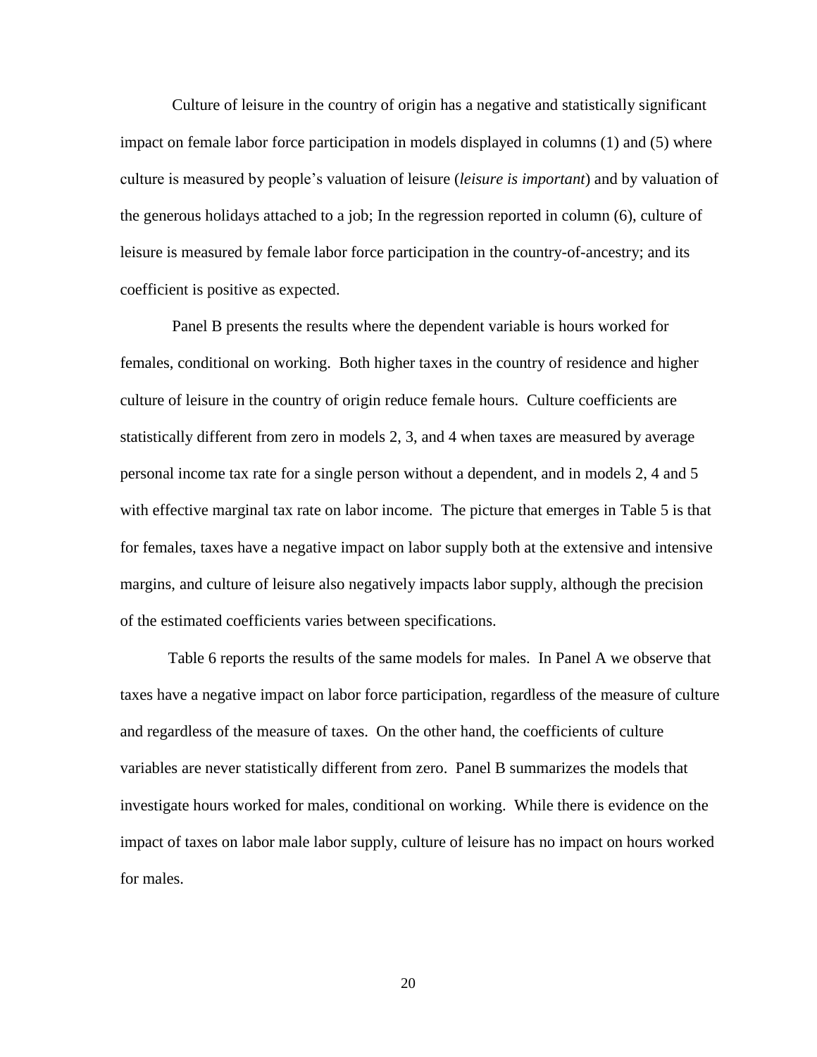Culture of leisure in the country of origin has a negative and statistically significant impact on female labor force participation in models displayed in columns (1) and (5) where culture is measured by people's valuation of leisure (*leisure is important*) and by valuation of the generous holidays attached to a job; In the regression reported in column (6), culture of leisure is measured by female labor force participation in the country-of-ancestry; and its coefficient is positive as expected.

Panel B presents the results where the dependent variable is hours worked for females, conditional on working. Both higher taxes in the country of residence and higher culture of leisure in the country of origin reduce female hours. Culture coefficients are statistically different from zero in models 2, 3, and 4 when taxes are measured by average personal income tax rate for a single person without a dependent, and in models 2, 4 and 5 with effective marginal tax rate on labor income. The picture that emerges in Table 5 is that for females, taxes have a negative impact on labor supply both at the extensive and intensive margins, and culture of leisure also negatively impacts labor supply, although the precision of the estimated coefficients varies between specifications.

Table 6 reports the results of the same models for males. In Panel A we observe that taxes have a negative impact on labor force participation, regardless of the measure of culture and regardless of the measure of taxes. On the other hand, the coefficients of culture variables are never statistically different from zero. Panel B summarizes the models that investigate hours worked for males, conditional on working. While there is evidence on the impact of taxes on labor male labor supply, culture of leisure has no impact on hours worked for males.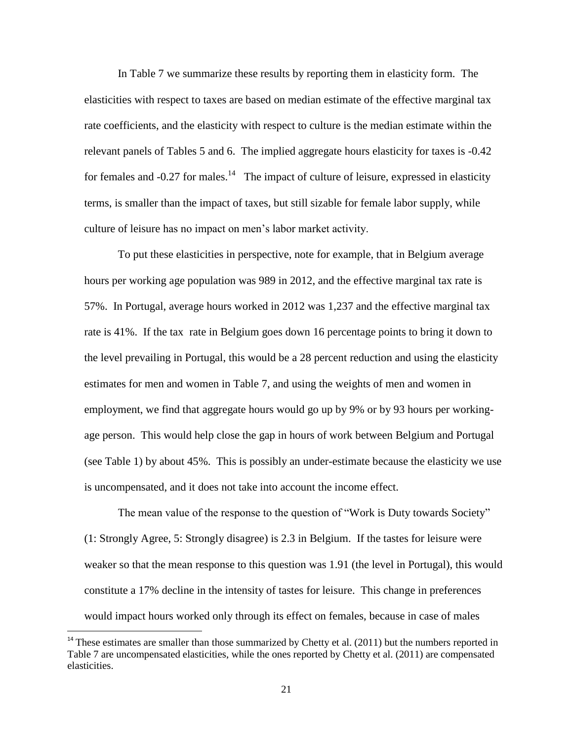In Table 7 we summarize these results by reporting them in elasticity form. The elasticities with respect to taxes are based on median estimate of the effective marginal tax rate coefficients, and the elasticity with respect to culture is the median estimate within the relevant panels of Tables 5 and 6. The implied aggregate hours elasticity for taxes is -0.42 for females and -0.27 for males.[14] The impact of culture of leisure, expressed in elasticity terms, is smaller than the impact of taxes, but still sizable for female labor supply, while culture of leisure has no impact on men's labor market activity.

To put these elasticities in perspective, note for example, that in Belgium average hours per working age population was 989 in 2012, and the effective marginal tax rate is 57%. In Portugal, average hours worked in 2012 was 1,237 and the effective marginal tax rate is 41%. If the tax rate in Belgium goes down 16 percentage points to bring it down to the level prevailing in Portugal, this would be a 28 percent reduction and using the elasticity estimates for men and women in Table 7, and using the weights of men and women in employment, we find that aggregate hours would go up by 9% or by 93 hours per working-age person. This would help close the gap in hours of work between Belgium and Portugal (see Table 1) by about 45%. This is possibly an under-estimate because the elasticity we use is uncompensated, and it does not take into account the income effect.

The mean value of the response to the question of "Work is Duty towards Society" (1: Strongly Agree, 5: Strongly disagree) is 2.3 in Belgium. If the tastes for leisure were weaker so that the mean response to this question was 1.91 (the level in Portugal), this would constitute a 17% decline in the intensity of tastes for leisure. This change in preferences would impact hours worked only through its effect on females, because in case of males

[14] These estimates are smaller than those summarized by Chetty et al. (2011) but the numbers reported in Table 7 are uncompensated elasticities, while the ones reported by Chetty et al. (2011) are compensated elasticities.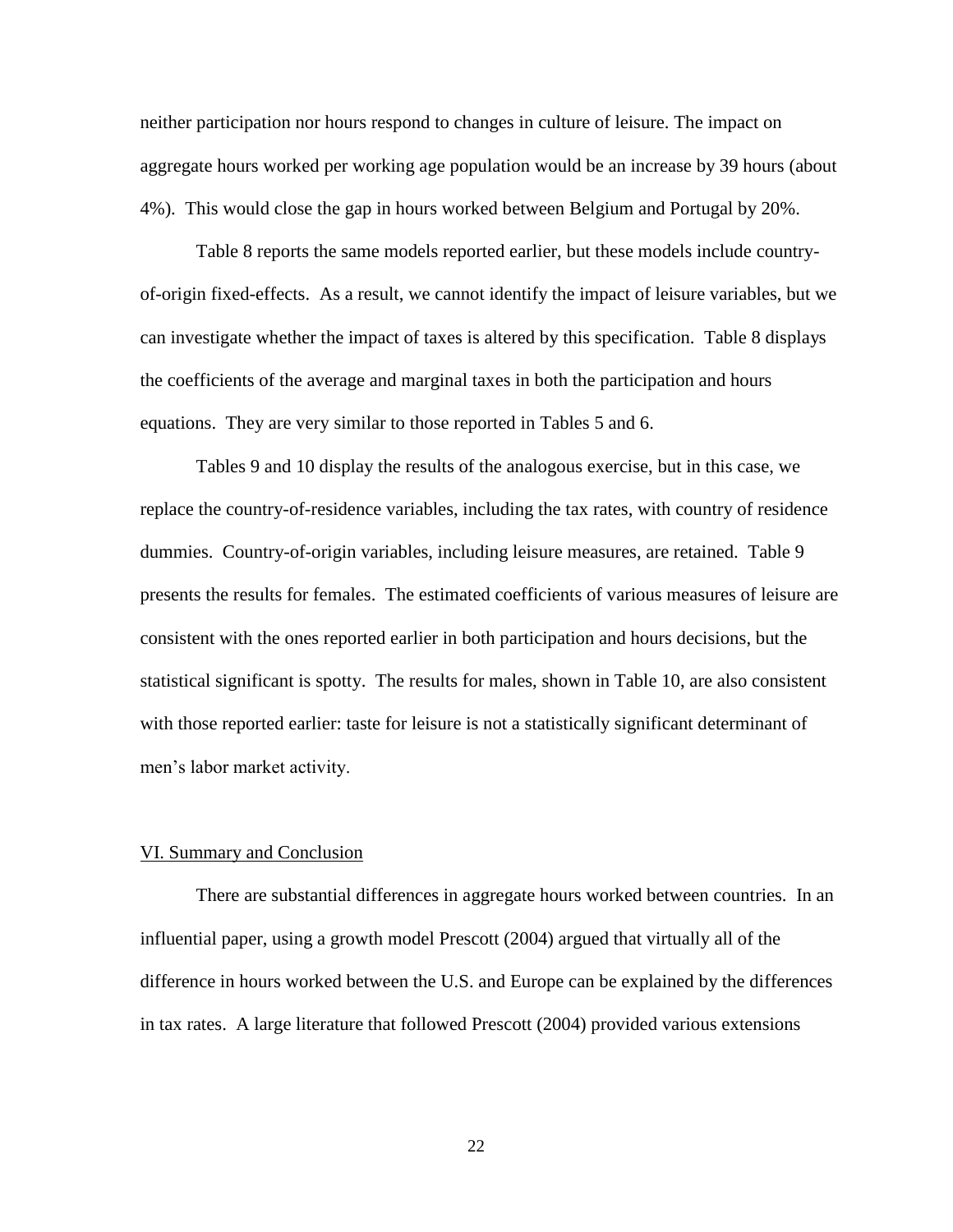neither participation nor hours respond to changes in culture of leisure. The impact on aggregate hours worked per working age population would be an increase by 39 hours (about 4%). This would close the gap in hours worked between Belgium and Portugal by 20%.

Table 8 reports the same models reported earlier, but these models include country-of-origin fixed-effects. As a result, we cannot identify the impact of leisure variables, but we can investigate whether the impact of taxes is altered by this specification. Table 8 displays the coefficients of the average and marginal taxes in both the participation and hours equations. They are very similar to those reported in Tables 5 and 6.

Tables 9 and 10 display the results of the analogous exercise, but in this case, we replace the country-of-residence variables, including the tax rates, with country of residence dummies. Country-of-origin variables, including leisure measures, are retained. Table 9 presents the results for females. The estimated coefficients of various measures of leisure are consistent with the ones reported earlier in both participation and hours decisions, but the statistical significant is spotty. The results for males, shown in Table 10, are also consistent with those reported earlier: taste for leisure is not a statistically significant determinant of men's labor market activity.

## VI. Summary and Conclusion

There are substantial differences in aggregate hours worked between countries. In an influential paper, using a growth model Prescott (2004) argued that virtually all of the difference in hours worked between the U.S. and Europe can be explained by the differences in tax rates. A large literature that followed Prescott (2004) provided various extensions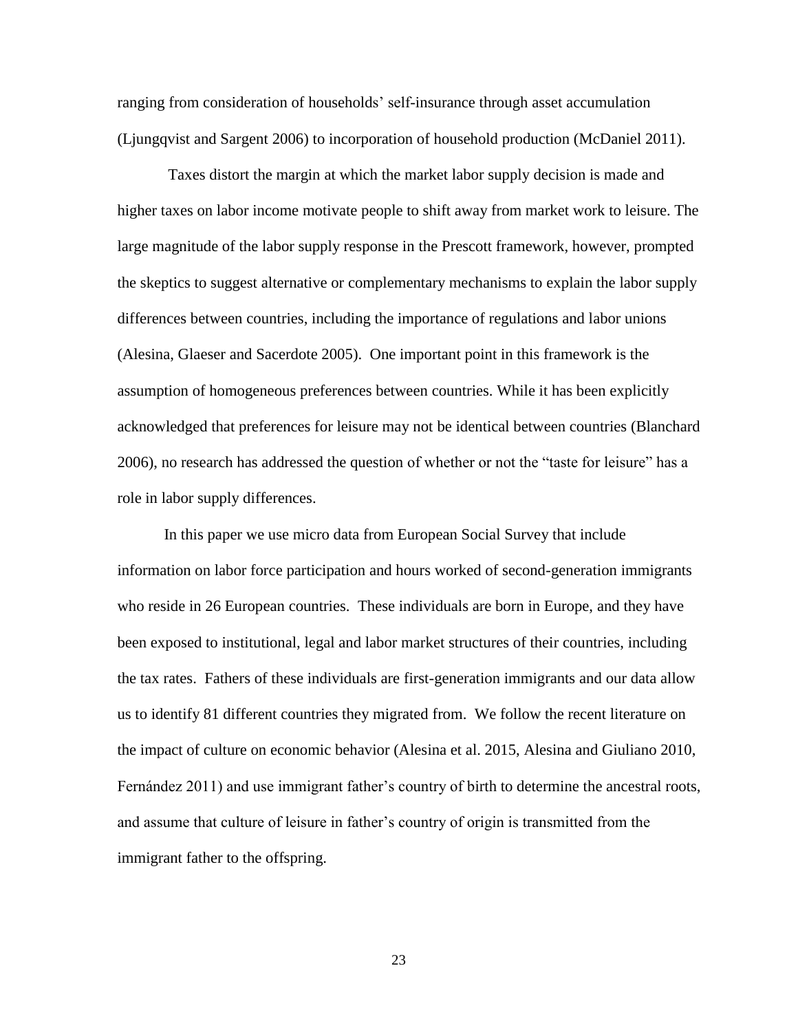ranging from consideration of households' self-insurance through asset accumulation (Ljungqvist and Sargent 2006) to incorporation of household production (McDaniel 2011).

Taxes distort the margin at which the market labor supply decision is made and higher taxes on labor income motivate people to shift away from market work to leisure. The large magnitude of the labor supply response in the Prescott framework, however, prompted the skeptics to suggest alternative or complementary mechanisms to explain the labor supply differences between countries, including the importance of regulations and labor unions (Alesina, Glaeser and Sacerdote 2005). One important point in this framework is the assumption of homogeneous preferences between countries. While it has been explicitly acknowledged that preferences for leisure may not be identical between countries (Blanchard 2006), no research has addressed the question of whether or not the "taste for leisure" has a role in labor supply differences.

In this paper we use micro data from European Social Survey that include information on labor force participation and hours worked of second-generation immigrants who reside in 26 European countries. These individuals are born in Europe, and they have been exposed to institutional, legal and labor market structures of their countries, including the tax rates. Fathers of these individuals are first-generation immigrants and our data allow us to identify 81 different countries they migrated from. We follow the recent literature on the impact of culture on economic behavior (Alesina et al. 2015, Alesina and Giuliano 2010, Fernández 2011) and use immigrant father's country of birth to determine the ancestral roots, and assume that culture of leisure in father's country of origin is transmitted from the immigrant father to the offspring.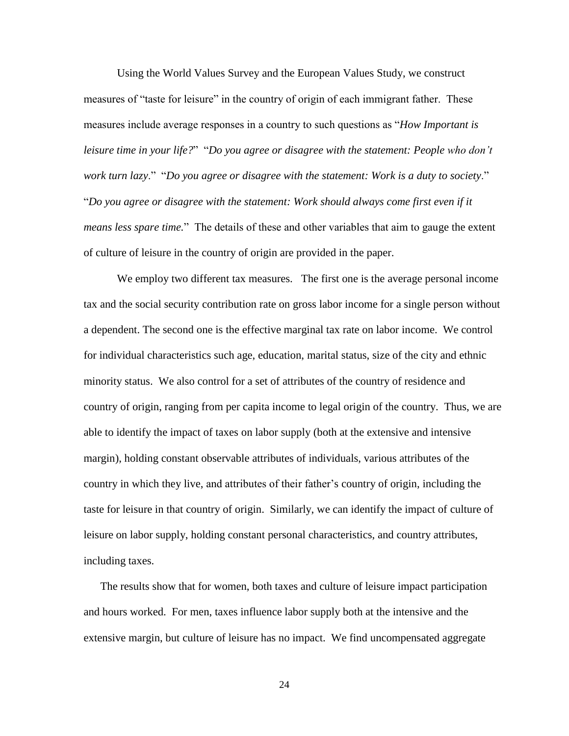Using the World Values Survey and the European Values Study, we construct measures of "taste for leisure" in the country of origin of each immigrant father. These measures include average responses in a country to such questions as "*How Important is leisure time in your life?*" "*Do you agree or disagree with the statement: People who don't work turn lazy*." "*Do you agree or disagree with the statement: Work is a duty to society*." "*Do you agree or disagree with the statement: Work should always come first even if it means less spare time.*" The details of these and other variables that aim to gauge the extent of culture of leisure in the country of origin are provided in the paper.

We employ two different tax measures. The first one is the average personal income tax and the social security contribution rate on gross labor income for a single person without a dependent. The second one is the effective marginal tax rate on labor income. We control for individual characteristics such age, education, marital status, size of the city and ethnic minority status. We also control for a set of attributes of the country of residence and country of origin, ranging from per capita income to legal origin of the country. Thus, we are able to identify the impact of taxes on labor supply (both at the extensive and intensive margin), holding constant observable attributes of individuals, various attributes of the country in which they live, and attributes of their father's country of origin, including the taste for leisure in that country of origin. Similarly, we can identify the impact of culture of leisure on labor supply, holding constant personal characteristics, and country attributes, including taxes.

The results show that for women, both taxes and culture of leisure impact participation and hours worked. For men, taxes influence labor supply both at the intensive and the extensive margin, but culture of leisure has no impact. We find uncompensated aggregate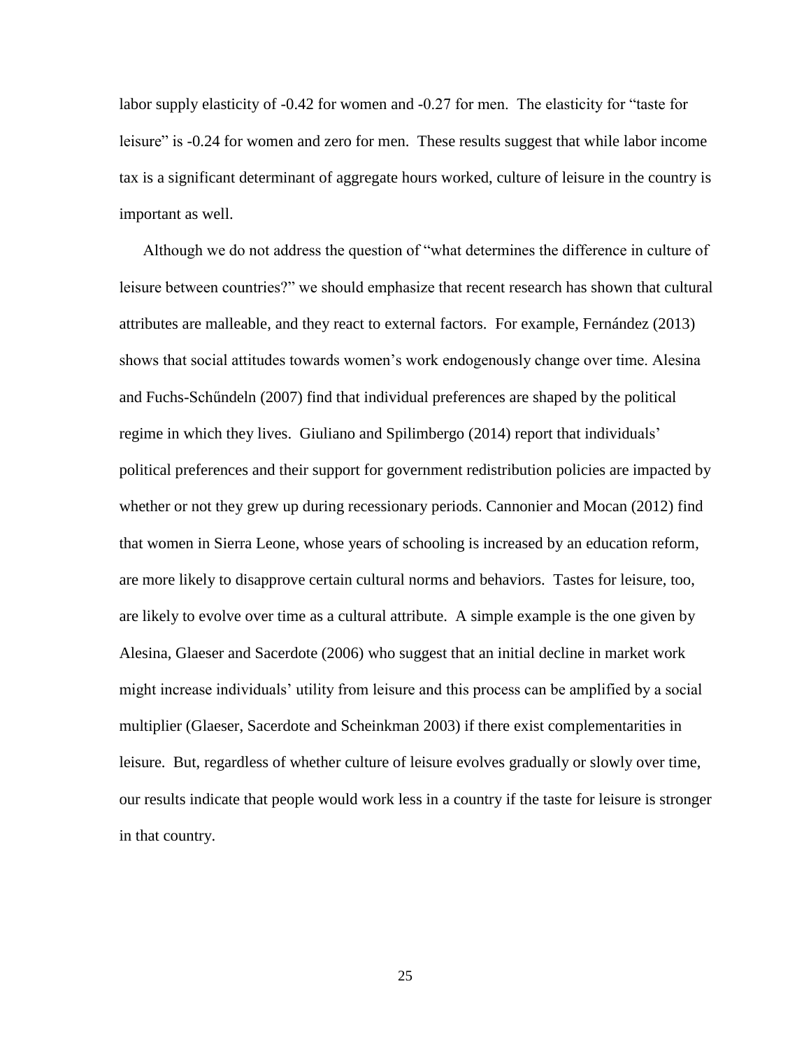labor supply elasticity of -0.42 for women and -0.27 for men. The elasticity for "taste for leisure" is -0.24 for women and zero for men. These results suggest that while labor income tax is a significant determinant of aggregate hours worked, culture of leisure in the country is important as well.

Although we do not address the question of "what determines the difference in culture of leisure between countries?" we should emphasize that recent research has shown that cultural attributes are malleable, and they react to external factors. For example, Fernández (2013) shows that social attitudes towards women's work endogenously change over time. Alesina and Fuchs-Schűndeln (2007) find that individual preferences are shaped by the political regime in which they lives. Giuliano and Spilimbergo (2014) report that individuals' political preferences and their support for government redistribution policies are impacted by whether or not they grew up during recessionary periods. Cannonier and Mocan (2012) find that women in Sierra Leone, whose years of schooling is increased by an education reform, are more likely to disapprove certain cultural norms and behaviors. Tastes for leisure, too, are likely to evolve over time as a cultural attribute. A simple example is the one given by Alesina, Glaeser and Sacerdote (2006) who suggest that an initial decline in market work might increase individuals' utility from leisure and this process can be amplified by a social multiplier (Glaeser, Sacerdote and Scheinkman 2003) if there exist complementarities in leisure. But, regardless of whether culture of leisure evolves gradually or slowly over time, our results indicate that people would work less in a country if the taste for leisure is stronger in that country.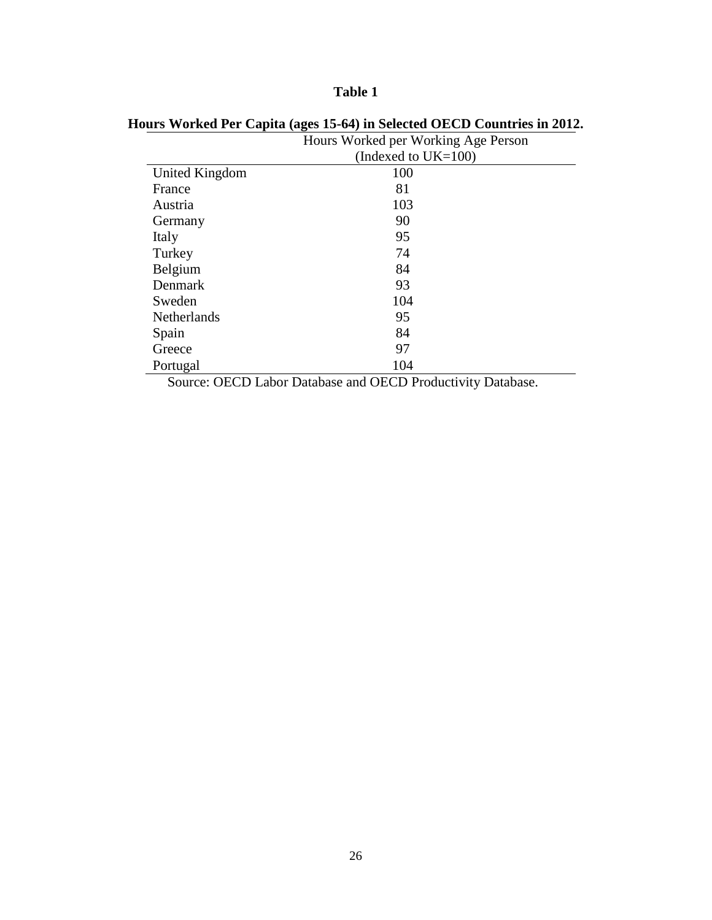**Table 1**

**Hours Worked Per Capita (ages 15-64) in Selected OECD Countries in 2012.**

| | Hours Worked per Working Age Person (Indexed to UK=100) |
|---|---|
| United Kingdom | 100 |
| France | 81 |
| Austria | 103 |
| Germany | 90 |
| Italy | 95 |
| Turkey | 74 |
| Belgium | 84 |
| Denmark | 93 |
| Sweden | 104 |
| Netherlands | 95 |
| Spain | 84 |
| Greece | 97 |
| Portugal | 104 |

Source: OECD Labor Database and OECD Productivity Database.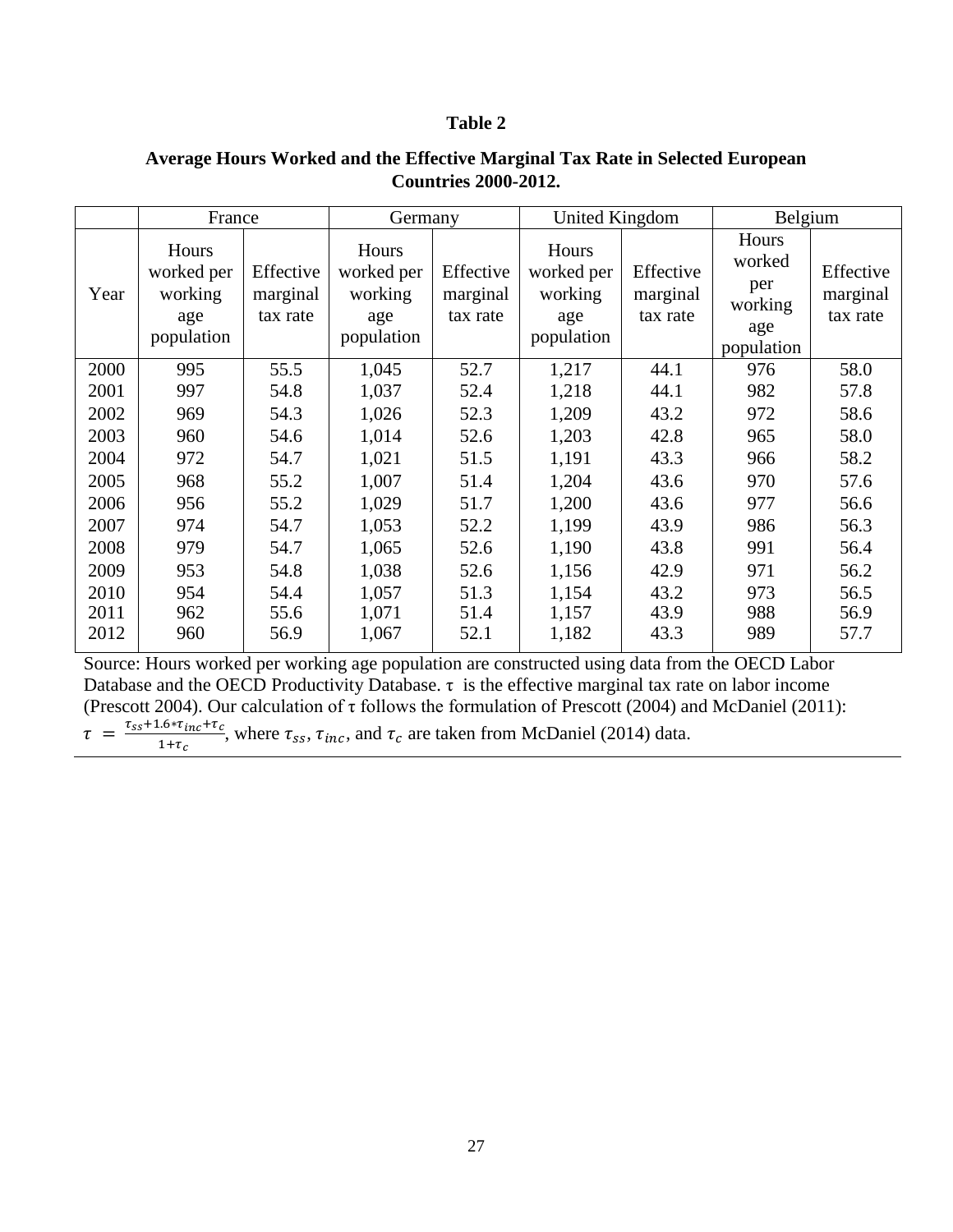**Table 2**

**Average Hours Worked and the Effective Marginal Tax Rate in Selected European Countries 2000-2012.**

| | France | | Germany | | United Kingdom | | Belgium | |
|---|---|---|---|---|---|---|---|---|
| Year | Hours worked per working age population | Effective marginal tax rate | Hours worked per working age population | Effective marginal tax rate | Hours worked per working age population | Effective marginal tax rate | Hours worked per working age population | Effective marginal tax rate |
| 2000 | 995 | 55.5 | 1,045 | 52.7 | 1,217 | 44.1 | 976 | 58.0 |
| 2001 | 997 | 54.8 | 1,037 | 52.4 | 1,218 | 44.1 | 982 | 57.8 |
| 2002 | 969 | 54.3 | 1,026 | 52.3 | 1,209 | 43.2 | 972 | 58.6 |
| 2003 | 960 | 54.6 | 1,014 | 52.6 | 1,203 | 42.8 | 965 | 58.0 |
| 2004 | 972 | 54.7 | 1,021 | 51.5 | 1,191 | 43.3 | 966 | 58.2 |
| 2005 | 968 | 55.2 | 1,007 | 51.4 | 1,204 | 43.6 | 970 | 57.6 |
| 2006 | 956 | 55.2 | 1,029 | 51.7 | 1,200 | 43.6 | 977 | 56.6 |
| 2007 | 974 | 54.7 | 1,053 | 52.2 | 1,199 | 43.9 | 986 | 56.3 |
| 2008 | 979 | 54.7 | 1,065 | 52.6 | 1,190 | 43.8 | 991 | 56.4 |
| 2009 | 953 | 54.8 | 1,038 | 52.6 | 1,156 | 42.9 | 971 | 56.2 |
| 2010 | 954 | 54.4 | 1,057 | 51.3 | 1,154 | 43.2 | 973 | 56.5 |
| 2011 | 962 | 55.6 | 1,071 | 51.4 | 1,157 | 43.9 | 988 | 56.9 |
| 2012 | 960 | 56.9 | 1,067 | 52.1 | 1,182 | 43.3 | 989 | 57.7 |

Source: Hours worked per working age population are constructed using data from the OECD Labor Database and the OECD Productivity Database. $\tau$ is the effective marginal tax rate on labor income (Prescott 2004). Our calculation of $\tau$ follows the formulation of Prescott (2004) and McDaniel (2011): $\tau = \frac{\tau_{ss}+1.6*\tau_{inc}+\tau_c}{1+\tau_c}$, where $\tau_{ss}$, $\tau_{inc}$, and $\tau_c$ are taken from McDaniel (2014) data.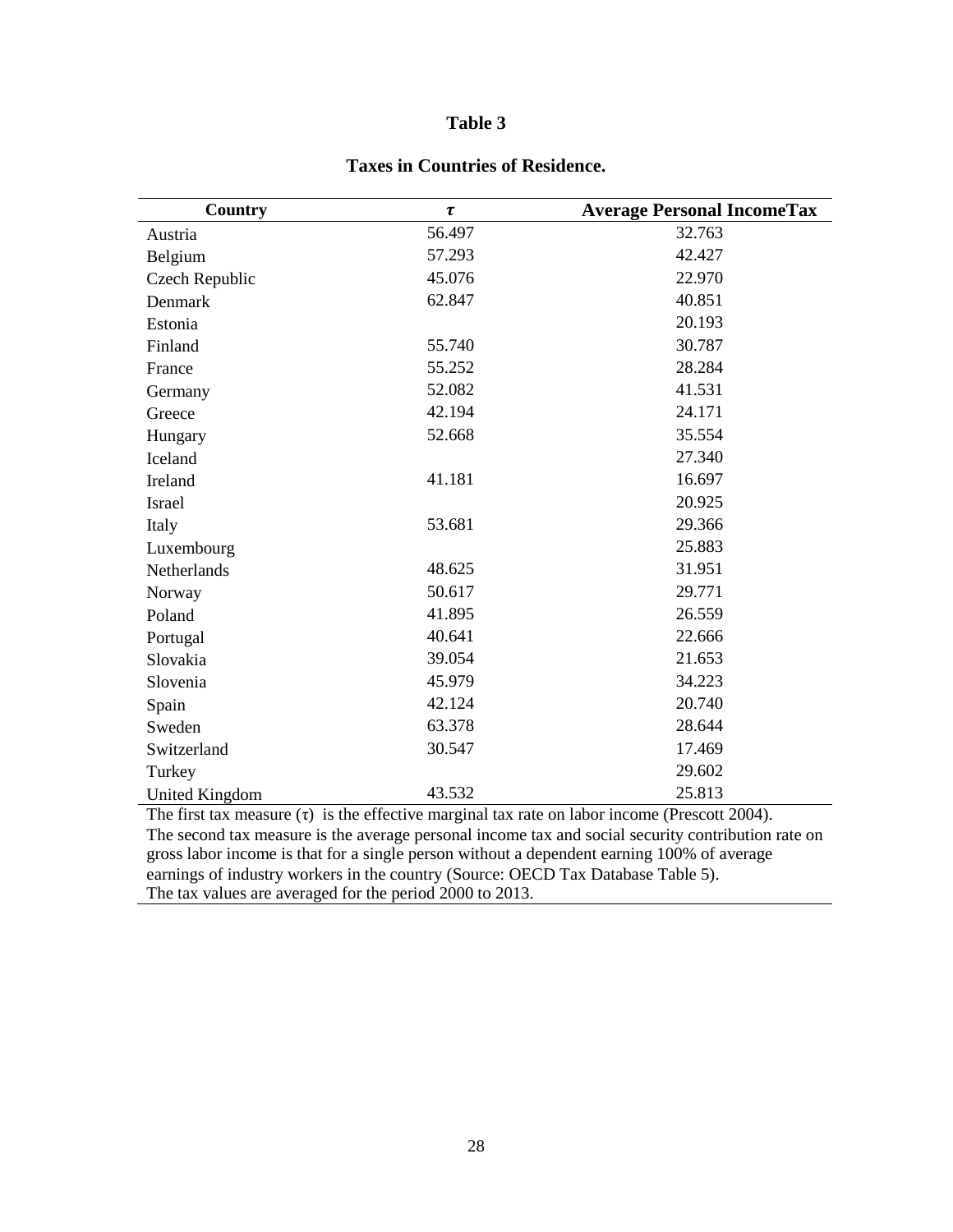# Table 3

## Taxes in Countries of Residence.

| Country | $\tau$ | Average Personal IncomeTax |
|---|---|---|
| Austria | 56.497 | 32.763 |
| Belgium | 57.293 | 42.427 |
| Czech Republic | 45.076 | 22.970 |
| Denmark | 62.847 | 40.851 |
| Estonia | | 20.193 |
| Finland | 55.740 | 30.787 |
| France | 55.252 | 28.284 |
| Germany | 52.082 | 41.531 |
| Greece | 42.194 | 24.171 |
| Hungary | 52.668 | 35.554 |
| Iceland | | 27.340 |
| Ireland | 41.181 | 16.697 |
| Israel | | 20.925 |
| Italy | 53.681 | 29.366 |
| Luxembourg | | 25.883 |
| Netherlands | 48.625 | 31.951 |
| Norway | 50.617 | 29.771 |
| Poland | 41.895 | 26.559 |
| Portugal | 40.641 | 22.666 |
| Slovakia | 39.054 | 21.653 |
| Slovenia | 45.979 | 34.223 |
| Spain | 42.124 | 20.740 |
| Sweden | 63.378 | 28.644 |
| Switzerland | 30.547 | 17.469 |
| Turkey | | 29.602 |
| United Kingdom | 43.532 | 25.813 |

The first tax measure ($\tau$) is the effective marginal tax rate on labor income (Prescott 2004).
The second tax measure is the average personal income tax and social security contribution rate on gross labor income is that for a single person without a dependent earning 100% of average earnings of industry workers in the country (Source: OECD Tax Database Table 5).
The tax values are averaged for the period 2000 to 2013.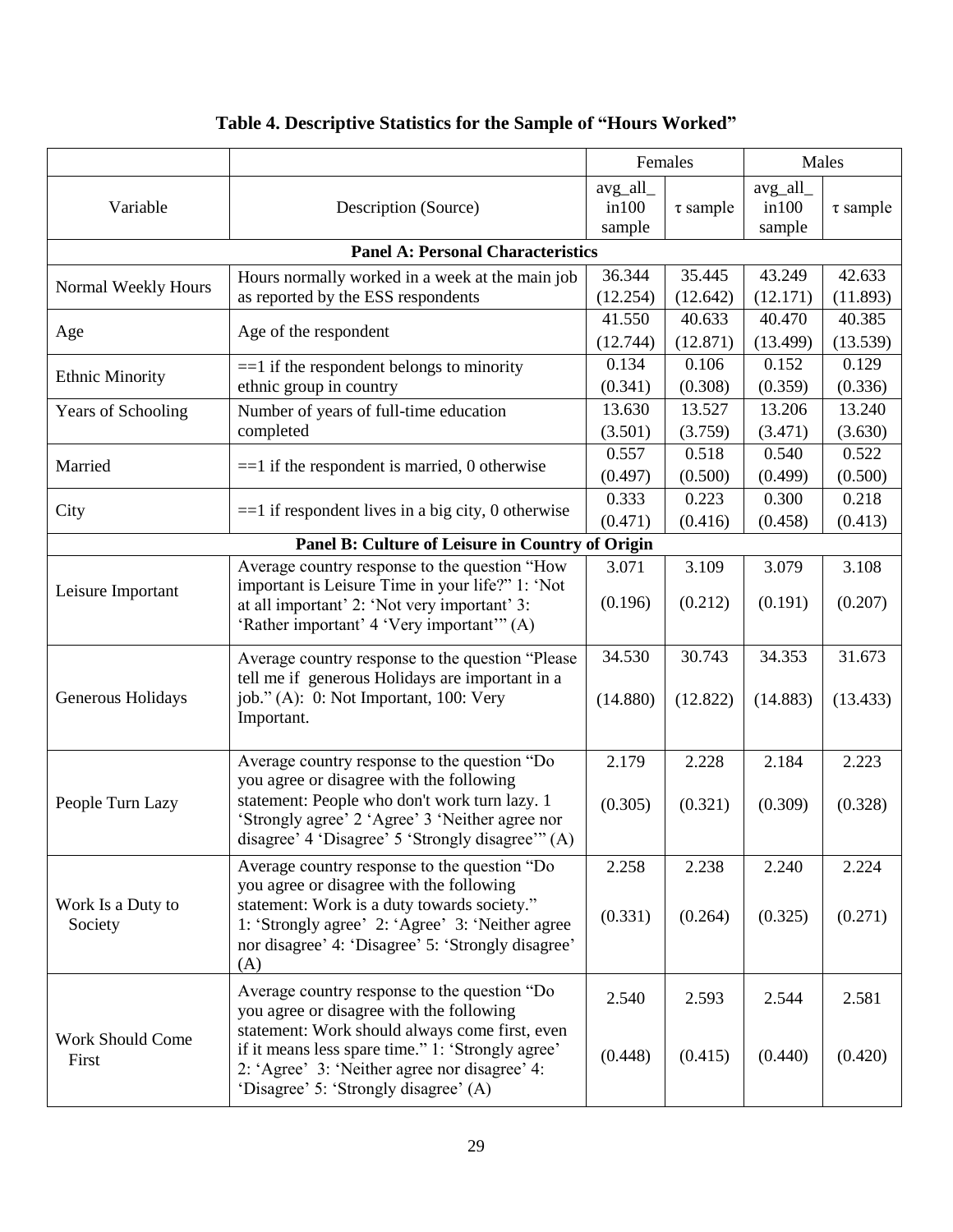# Table 4. Descriptive Statistics for the Sample of "Hours Worked"

| Variable | Description (Source) | Females | | Males | |
|---|---|---|---|---|---|
| | | avg_all_in100 sample | τ sample | avg_all_in100 sample | τ sample |
| **Panel A: Personal Characteristics** | | | | | |
| Normal Weekly Hours | Hours normally worked in a week at the main job as reported by the ESS respondents | 36.344<br>(12.254) | 35.445<br>(12.642) | 43.249<br>(12.171) | 42.633<br>(11.893) |
| Age | Age of the respondent | 41.550<br>(12.744) | 40.633<br>(12.871) | 40.470<br>(13.499) | 40.385<br>(13.539) |
| Ethnic Minority | ==1 if the respondent belongs to minority ethnic group in country | 0.134<br>(0.341) | 0.106<br>(0.308) | 0.152<br>(0.359) | 0.129<br>(0.336) |
| Years of Schooling | Number of years of full-time education completed | 13.630<br>(3.501) | 13.527<br>(3.759) | 13.206<br>(3.471) | 13.240<br>(3.630) |
| Married | ==1 if the respondent is married, 0 otherwise | 0.557<br>(0.497) | 0.518<br>(0.500) | 0.540<br>(0.499) | 0.522<br>(0.500) |
| City | ==1 if respondent lives in a big city, 0 otherwise | 0.333<br>(0.471) | 0.223<br>(0.416) | 0.300<br>(0.458) | 0.218<br>(0.413) |
| **Panel B: Culture of Leisure in Country of Origin** | | | | | |
| Leisure Important | Average country response to the question "How important is Leisure Time in your life?" 1: 'Not at all important' 2: 'Not very important' 3: 'Rather important' 4 'Very important'" (A) | 3.071<br>(0.196) | 3.109<br>(0.212) | 3.079<br>(0.191) | 3.108<br>(0.207) |
| Generous Holidays | Average country response to the question "Please tell me if generous Holidays are important in a job." (A): 0: Not Important, 100: Very Important. | 34.530<br>(14.880) | 30.743<br>(12.822) | 34.353<br>(14.883) | 31.673<br>(13.433) |
| People Turn Lazy | Average country response to the question "Do you agree or disagree with the following statement: People who don't work turn lazy. 1 'Strongly agree' 2 'Agree' 3 'Neither agree nor disagree' 4 'Disagree' 5 'Strongly disagree'" (A) | 2.179<br>(0.305) | 2.228<br>(0.321) | 2.184<br>(0.309) | 2.223<br>(0.328) |
| Work Is a Duty to Society | Average country response to the question "Do you agree or disagree with the following statement: Work is a duty towards society." 1: 'Strongly agree' 2: 'Agree' 3: 'Neither agree nor disagree' 4: 'Disagree' 5: 'Strongly disagree' (A) | 2.258<br>(0.331) | 2.238<br>(0.264) | 2.240<br>(0.325) | 2.224<br>(0.271) |
| Work Should Come First | Average country response to the question "Do you agree or disagree with the following statement: Work should always come first, even if it means less spare time." 1: 'Strongly agree' 2: 'Agree' 3: 'Neither agree nor disagree' 4: 'Disagree' 5: 'Strongly disagree' (A) | 2.540<br>(0.448) | 2.593<br>(0.415) | 2.544<br>(0.440) | 2.581<br>(0.420) |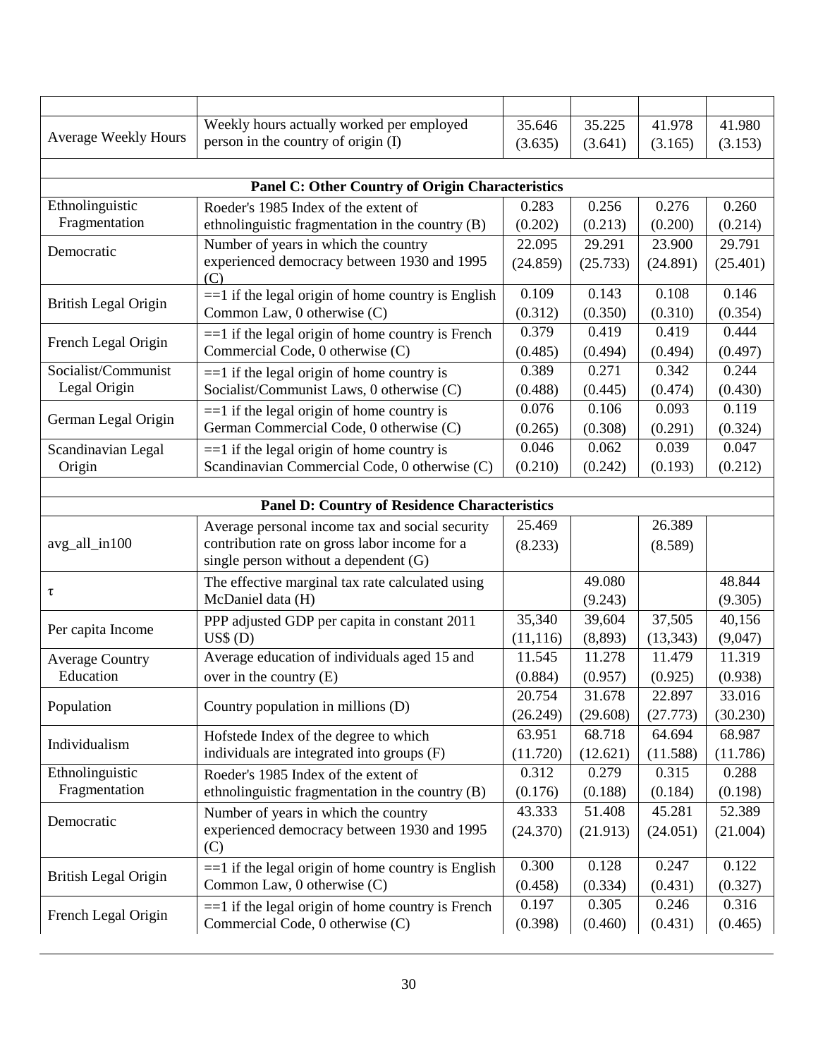| | | | | | |
|---|---|---|---|---|---|
| Average Weekly Hours | Weekly hours actually worked per employed person in the country of origin (I) | 35.646<br>(3.635) | 35.225<br>(3.641) | 41.978<br>(3.165) | 41.980<br>(3.153) |
| | | | | | |
| | **Panel C: Other Country of Origin Characteristics** | | | | |
| Ethnolinguistic Fragmentation | Roeder's 1985 Index of the extent of ethnolinguistic fragmentation in the country (B) | 0.283<br>(0.202) | 0.256<br>(0.213) | 0.276<br>(0.200) | 0.260<br>(0.214) |
| Democratic | Number of years in which the country experienced democracy between 1930 and 1995 (C) | 22.095<br>(24.859) | 29.291<br>(25.733) | 23.900<br>(24.891) | 29.791<br>(25.401) |
| British Legal Origin | ==1 if the legal origin of home country is English Common Law, 0 otherwise (C) | 0.109<br>(0.312) | 0.143<br>(0.350) | 0.108<br>(0.310) | 0.146<br>(0.354) |
| French Legal Origin | ==1 if the legal origin of home country is French Commercial Code, 0 otherwise (C) | 0.379<br>(0.485) | 0.419<br>(0.494) | 0.419<br>(0.494) | 0.444<br>(0.497) |
| Socialist/Communist Legal Origin | ==1 if the legal origin of home country is Socialist/Communist Laws, 0 otherwise (C) | 0.389<br>(0.488) | 0.271<br>(0.445) | 0.342<br>(0.474) | 0.244<br>(0.430) |
| German Legal Origin | ==1 if the legal origin of home country is German Commercial Code, 0 otherwise (C) | 0.076<br>(0.265) | 0.106<br>(0.308) | 0.093<br>(0.291) | 0.119<br>(0.324) |
| Scandinavian Legal Origin | ==1 if the legal origin of home country is Scandinavian Commercial Code, 0 otherwise (C) | 0.046<br>(0.210) | 0.062<br>(0.242) | 0.039<br>(0.193) | 0.047<br>(0.212) |
| | | | | | |
| | **Panel D: Country of Residence Characteristics** | | | | |
| avg_all_in100 | Average personal income tax and social security contribution rate on gross labor income for a single person without a dependent (G) | 25.469<br>(8.233) | | 26.389<br>(8.589) | |
| $\tau$ | The effective marginal tax rate calculated using McDaniel data (H) | | 49.080<br>(9.243) | | 48.844<br>(9.305) |
| Per capita Income | PPP adjusted GDP per capita in constant 2011 US$ (D) | 35,340<br>(11,116) | 39,604<br>(8,893) | 37,505<br>(13,343) | 40,156<br>(9,047) |
| Average Country Education | Average education of individuals aged 15 and over in the country (E) | 11.545<br>(0.884) | 11.278<br>(0.957) | 11.479<br>(0.925) | 11.319<br>(0.938) |
| Population | Country population in millions (D) | 20.754<br>(26.249) | 31.678<br>(29.608) | 22.897<br>(27.773) | 33.016<br>(30.230) |
| Individualism | Hofstede Index of the degree to which individuals are integrated into groups (F) | 63.951<br>(11.720) | 68.718<br>(12.621) | 64.694<br>(11.588) | 68.987<br>(11.786) |
| Ethnolinguistic Fragmentation | Roeder's 1985 Index of the extent of ethnolinguistic fragmentation in the country (B) | 0.312<br>(0.176) | 0.279<br>(0.188) | 0.315<br>(0.184) | 0.288<br>(0.198) |
| Democratic | Number of years in which the country experienced democracy between 1930 and 1995 (C) | 43.333<br>(24.370) | 51.408<br>(21.913) | 45.281<br>(24.051) | 52.389<br>(21.004) |
| British Legal Origin | ==1 if the legal origin of home country is English Common Law, 0 otherwise (C) | 0.300<br>(0.458) | 0.128<br>(0.334) | 0.247<br>(0.431) | 0.122<br>(0.327) |
| French Legal Origin | ==1 if the legal origin of home country is French Commercial Code, 0 otherwise (C) | 0.197<br>(0.398) | 0.305<br>(0.460) | 0.246<br>(0.431) | 0.316<br>(0.465) |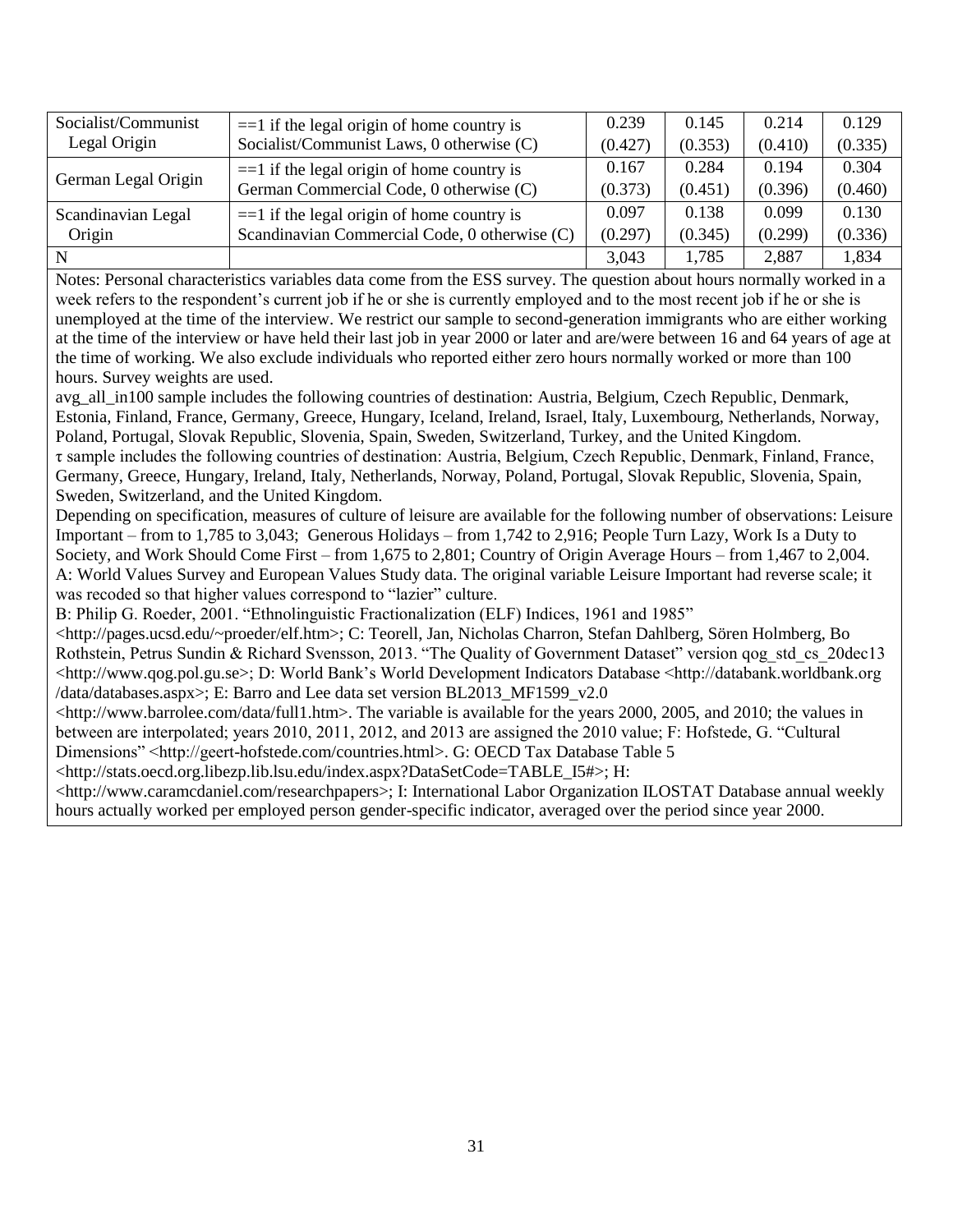| | | | | | |
|---|---|---|---|---|---|
| Socialist/Communist Legal Origin | ==1 if the legal origin of home country is Socialist/Communist Laws, 0 otherwise (C) | 0.239<br>(0.427) | 0.145<br>(0.353) | 0.214<br>(0.410) | 0.129<br>(0.335) |
| German Legal Origin | ==1 if the legal origin of home country is German Commercial Code, 0 otherwise (C) | 0.167<br>(0.373) | 0.284<br>(0.451) | 0.194<br>(0.396) | 0.304<br>(0.460) |
| Scandinavian Legal Origin | ==1 if the legal origin of home country is Scandinavian Commercial Code, 0 otherwise (C) | 0.097<br>(0.297) | 0.138<br>(0.345) | 0.099<br>(0.299) | 0.130<br>(0.336) |
| N | | 3,043 | 1,785 | 2,887 | 1,834 |

Notes: Personal characteristics variables data come from the ESS survey. The question about hours normally worked in a week refers to the respondent's current job if he or she is currently employed and to the most recent job if he or she is unemployed at the time of the interview. We restrict our sample to second-generation immigrants who are either working at the time of the interview or have held their last job in year 2000 or later and are/were between 16 and 64 years of age at the time of working. We also exclude individuals who reported either zero hours normally worked or more than 100 hours. Survey weights are used.

avg_all_in100 sample includes the following countries of destination: Austria, Belgium, Czech Republic, Denmark, Estonia, Finland, France, Germany, Greece, Hungary, Iceland, Ireland, Israel, Italy, Luxembourg, Netherlands, Norway, Poland, Portugal, Slovak Republic, Slovenia, Spain, Sweden, Switzerland, Turkey, and the United Kingdom.

$\tau$ sample includes the following countries of destination: Austria, Belgium, Czech Republic, Denmark, Finland, France, Germany, Greece, Hungary, Ireland, Italy, Netherlands, Norway, Poland, Portugal, Slovak Republic, Slovenia, Spain, Sweden, Switzerland, and the United Kingdom.

Depending on specification, measures of culture of leisure are available for the following number of observations: Leisure Important – from to 1,785 to 3,043; Generous Holidays – from 1,742 to 2,916; People Turn Lazy, Work Is a Duty to Society, and Work Should Come First – from 1,675 to 2,801; Country of Origin Average Hours – from 1,467 to 2,004.

A: World Values Survey and European Values Study data. The original variable Leisure Important had reverse scale; it was recoded so that higher values correspond to "lazier" culture.

B: Philip G. Roeder, 2001. "Ethnolinguistic Fractionalization (ELF) Indices, 1961 and 1985" <http://pages.ucsd.edu/~proeder/elf.htm>; C: Teorell, Jan, Nicholas Charron, Stefan Dahlberg, Sören Holmberg, Bo Rothstein, Petrus Sundin & Richard Svensson, 2013. "The Quality of Government Dataset" version qog_std_cs_20dec13 <http://www.qog.pol.gu.se>; D: World Bank's World Development Indicators Database <http://databank.worldbank.org /data/databases.aspx>; E: Barro and Lee data set version BL2013_MF1599_v2.0 <http://www.barrolee.com/data/full1.htm>. The variable is available for the years 2000, 2005, and 2010; the values in between are interpolated; years 2010, 2011, 2012, and 2013 are assigned the 2010 value; F: Hofstede, G. "Cultural Dimensions" <http://geert-hofstede.com/countries.html>. G: OECD Tax Database Table 5 <http://stats.oecd.org.libezp.lib.lsu.edu/index.aspx?DataSetCode=TABLE_I5#>; H: <http://www.caramcdaniel.com/researchpapers>; I: International Labor Organization ILOSTAT Database annual weekly hours actually worked per employed person gender-specific indicator, averaged over the period since year 2000.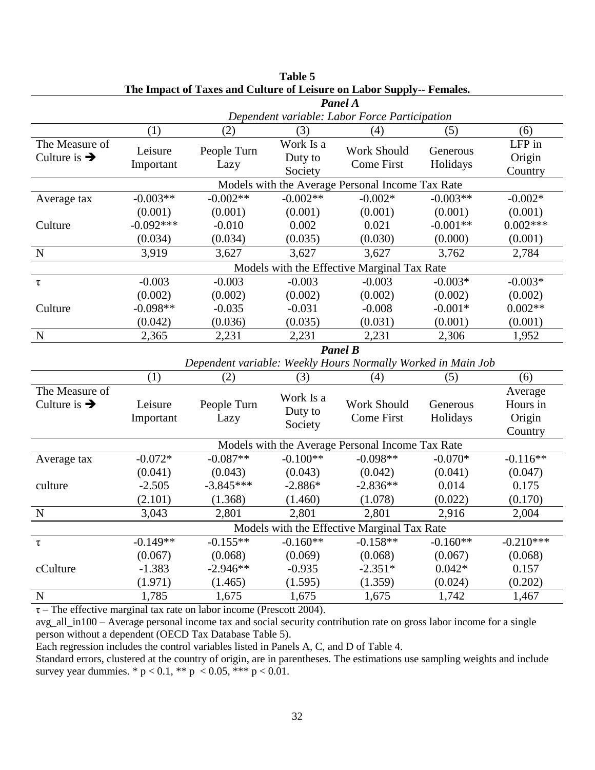**Table 5**
**The Impact of Taxes and Culture of Leisure on Labor Supply-- Females.**

***Panel A***

*Dependent variable: Labor Force Participation*

| | (1) | (2) | (3) | (4) | (5) | (6) |
|---|---|---|---|---|---|---|
| The Measure of Culture is ➔ | Leisure Important | People Turn Lazy | Work Is a Duty to Society | Work Should Come First | Generous Holidays | LFP in Origin Country |
| | Models with the Average Personal Income Tax Rate | | | | | |
| Average tax | -0.003** | -0.002** | -0.002** | -0.002* | -0.003** | -0.002* |
| | (0.001) | (0.001) | (0.001) | (0.001) | (0.001) | (0.001) |
| Culture | -0.092*** | -0.010 | 0.002 | 0.021 | -0.001** | 0.002*** |
| | (0.034) | (0.034) | (0.035) | (0.030) | (0.000) | (0.001) |
| N | 3,919 | 3,627 | 3,627 | 3,627 | 3,762 | 2,784 |
| | Models with the Effective Marginal Tax Rate | | | | | |
| τ | -0.003 | -0.003 | -0.003 | -0.003 | -0.003* | -0.003* |
| | (0.002) | (0.002) | (0.002) | (0.002) | (0.002) | (0.002) |
| Culture | -0.098** | -0.035 | -0.031 | -0.008 | -0.001* | 0.002** |
| | (0.042) | (0.036) | (0.035) | (0.031) | (0.001) | (0.001) |
| N | 2,365 | 2,231 | 2,231 | 2,231 | 2,306 | 1,952 |

***Panel B***

*Dependent variable: Weekly Hours Normally Worked in Main Job*

| | (1) | (2) | (3) | (4) | (5) | (6) |
|---|---|---|---|---|---|---|
| The Measure of Culture is ➔ | Leisure Important | People Turn Lazy | Work Is a Duty to Society | Work Should Come First | Generous Holidays | Average Hours in Origin Country |
| | Models with the Average Personal Income Tax Rate | | | | | |
| Average tax | -0.072* | -0.087** | -0.100** | -0.098** | -0.070* | -0.116** |
| | (0.041) | (0.043) | (0.043) | (0.042) | (0.041) | (0.047) |
| culture | -2.505 | -3.845*** | -2.886* | -2.836** | 0.014 | 0.175 |
| | (2.101) | (1.368) | (1.460) | (1.078) | (0.022) | (0.170) |
| N | 3,043 | 2,801 | 2,801 | 2,801 | 2,916 | 2,004 |
| | Models with the Effective Marginal Tax Rate | | | | | |
| τ | -0.149** | -0.155** | -0.160** | -0.158** | -0.160** | -0.210*** |
| | (0.067) | (0.068) | (0.069) | (0.068) | (0.067) | (0.068) |
| cCulture | -1.383 | -2.946** | -0.935 | -2.351* | 0.042* | 0.157 |
| | (1.971) | (1.465) | (1.595) | (1.359) | (0.024) | (0.202) |
| N | 1,785 | 1,675 | 1,675 | 1,675 | 1,742 | 1,467 |

τ – The effective marginal tax rate on labor income (Prescott 2004).

avg_all_in100 – Average personal income tax and social security contribution rate on gross labor income for a single person without a dependent (OECD Tax Database Table 5).

Each regression includes the control variables listed in Panels A, C, and D of Table 4.

Standard errors, clustered at the country of origin, are in parentheses. The estimations use sampling weights and include survey year dummies. * $p < 0.1$, ** $p < 0.05$, *** $p < 0.01$.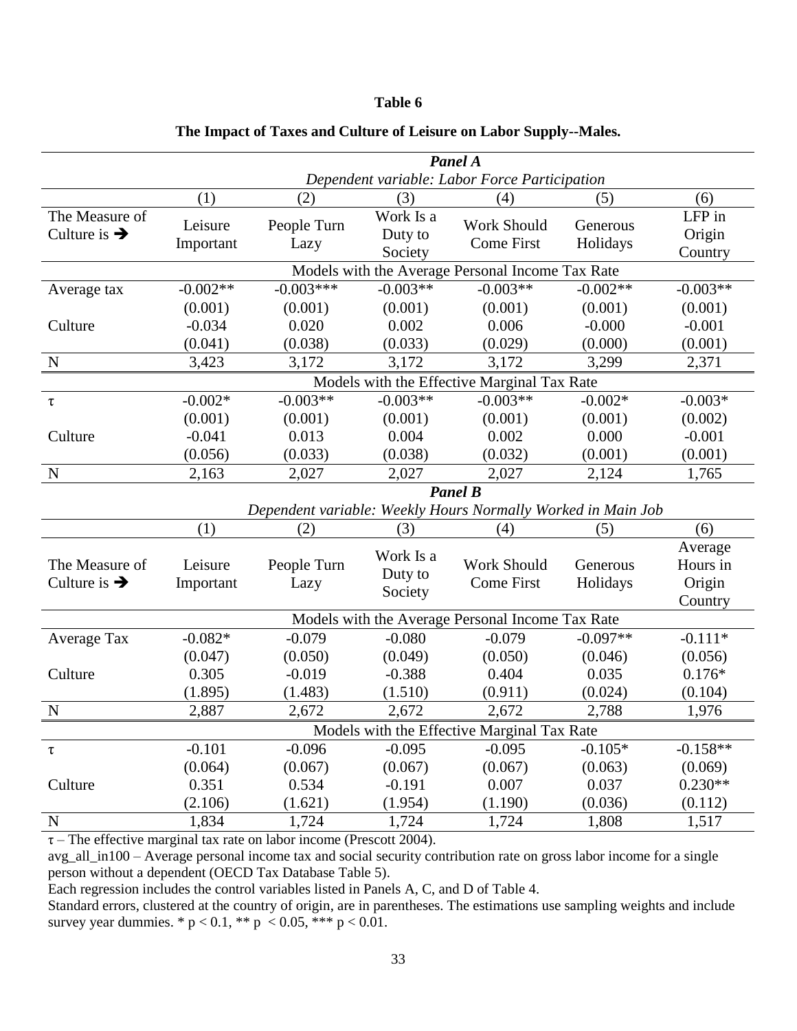**Table 6**

**The Impact of Taxes and Culture of Leisure on Labor Supply--Males.**

| | ***Panel A*** | | | | | |
|---|---|---|---|---|---|---|
| | *Dependent variable: Labor Force Participation* | | | | | |
| | (1) | (2) | (3) | (4) | (5) | (6) |
| The Measure of Culture is ➔ | Leisure Important | People Turn Lazy | Work Is a Duty to Society | Work Should Come First | Generous Holidays | LFP in Origin Country |
| | Models with the Average Personal Income Tax Rate | | | | | |
| Average tax | -0.002** | -0.003*** | -0.003** | -0.003** | -0.002** | -0.003** |
| | (0.001) | (0.001) | (0.001) | (0.001) | (0.001) | (0.001) |
| Culture | -0.034 | 0.020 | 0.002 | 0.006 | -0.000 | -0.001 |
| | (0.041) | (0.038) | (0.033) | (0.029) | (0.000) | (0.001) |
| N | 3,423 | 3,172 | 3,172 | 3,172 | 3,299 | 2,371 |
| | Models with the Effective Marginal Tax Rate | | | | | |
| $\tau$ | -0.002* | -0.003** | -0.003** | -0.003** | -0.002* | -0.003* |
| | (0.001) | (0.001) | (0.001) | (0.001) | (0.001) | (0.002) |
| Culture | -0.041 | 0.013 | 0.004 | 0.002 | 0.000 | -0.001 |
| | (0.056) | (0.033) | (0.038) | (0.032) | (0.001) | (0.001) |
| N | 2,163 | 2,027 | 2,027 | 2,027 | 2,124 | 1,765 |
| | ***Panel B*** | | | | | |
| | *Dependent variable: Weekly Hours Normally Worked in Main Job* | | | | | |
| | (1) | (2) | (3) | (4) | (5) | (6) |
| The Measure of Culture is ➔ | Leisure Important | People Turn Lazy | Work Is a Duty to Society | Work Should Come First | Generous Holidays | Average Hours in Origin Country |
| | Models with the Average Personal Income Tax Rate | | | | | |
| Average Tax | -0.082* | -0.079 | -0.080 | -0.079 | -0.097** | -0.111* |
| | (0.047) | (0.050) | (0.049) | (0.050) | (0.046) | (0.056) |
| Culture | 0.305 | -0.019 | -0.388 | 0.404 | 0.035 | 0.176* |
| | (1.895) | (1.483) | (1.510) | (0.911) | (0.024) | (0.104) |
| N | 2,887 | 2,672 | 2,672 | 2,672 | 2,788 | 1,976 |
| | Models with the Effective Marginal Tax Rate | | | | | |
| $\tau$ | -0.101 | -0.096 | -0.095 | -0.095 | -0.105* | -0.158** |
| | (0.064) | (0.067) | (0.067) | (0.067) | (0.063) | (0.069) |
| Culture | 0.351 | 0.534 | -0.191 | 0.007 | 0.037 | 0.230** |
| | (2.106) | (1.621) | (1.954) | (1.190) | (0.036) | (0.112) |
| N | 1,834 | 1,724 | 1,724 | 1,724 | 1,808 | 1,517 |

$\tau$ – The effective marginal tax rate on labor income (Prescott 2004).

avg_all_in100 – Average personal income tax and social security contribution rate on gross labor income for a single person without a dependent (OECD Tax Database Table 5).

Each regression includes the control variables listed in Panels A, C, and D of Table 4.

Standard errors, clustered at the country of origin, are in parentheses. The estimations use sampling weights and include survey year dummies. * $p < 0.1$, ** $p < 0.05$, *** $p < 0.01$.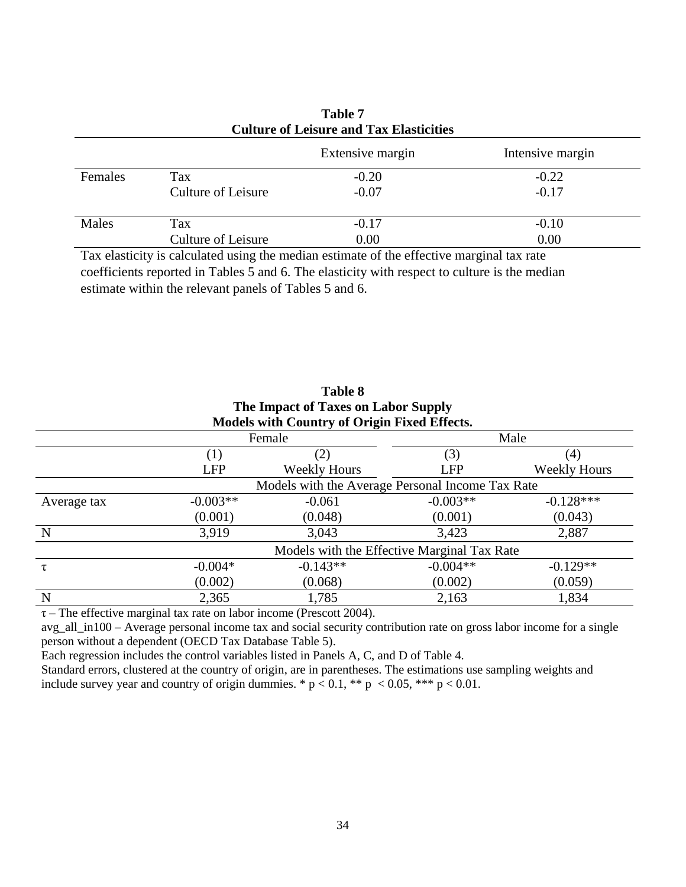**Table 7**
**Culture of Leisure and Tax Elasticities**

| | | Extensive margin | Intensive margin |
|---|---|---|---|
| Females | Tax | -0.20 | -0.22 |
| | Culture of Leisure | -0.07 | -0.17 |
| Males | Tax | -0.17 | -0.10 |
| | Culture of Leisure | 0.00 | 0.00 |

Tax elasticity is calculated using the median estimate of the effective marginal tax rate coefficients reported in Tables 5 and 6. The elasticity with respect to culture is the median estimate within the relevant panels of Tables 5 and 6.

**Table 8**
**The Impact of Taxes on Labor Supply**
**Models with Country of Origin Fixed Effects.**

| | Female | | Male | |
|---|---|---|---|---|
| | (1) | (2) | (3) | (4) |
| | LFP | Weekly Hours | LFP | Weekly Hours |
| | Models with the Average Personal Income Tax Rate | | | |
| Average tax | -0.003** | -0.061 | -0.003** | -0.128*** |
| | (0.001) | (0.048) | (0.001) | (0.043) |
| N | 3,919 | 3,043 | 3,423 | 2,887 |
| | Models with the Effective Marginal Tax Rate | | | |
| $\tau$ | -0.004* | -0.143** | -0.004** | -0.129** |
| | (0.002) | (0.068) | (0.002) | (0.059) |
| N | 2,365 | 1,785 | 2,163 | 1,834 |

$\tau$ – The effective marginal tax rate on labor income (Prescott 2004).
avg_all_in100 – Average personal income tax and social security contribution rate on gross labor income for a single person without a dependent (OECD Tax Database Table 5).
Each regression includes the control variables listed in Panels A, C, and D of Table 4.
Standard errors, clustered at the country of origin, are in parentheses. The estimations use sampling weights and include survey year and country of origin dummies. * $p < 0.1$, ** $p < 0.05$, *** $p < 0.01$.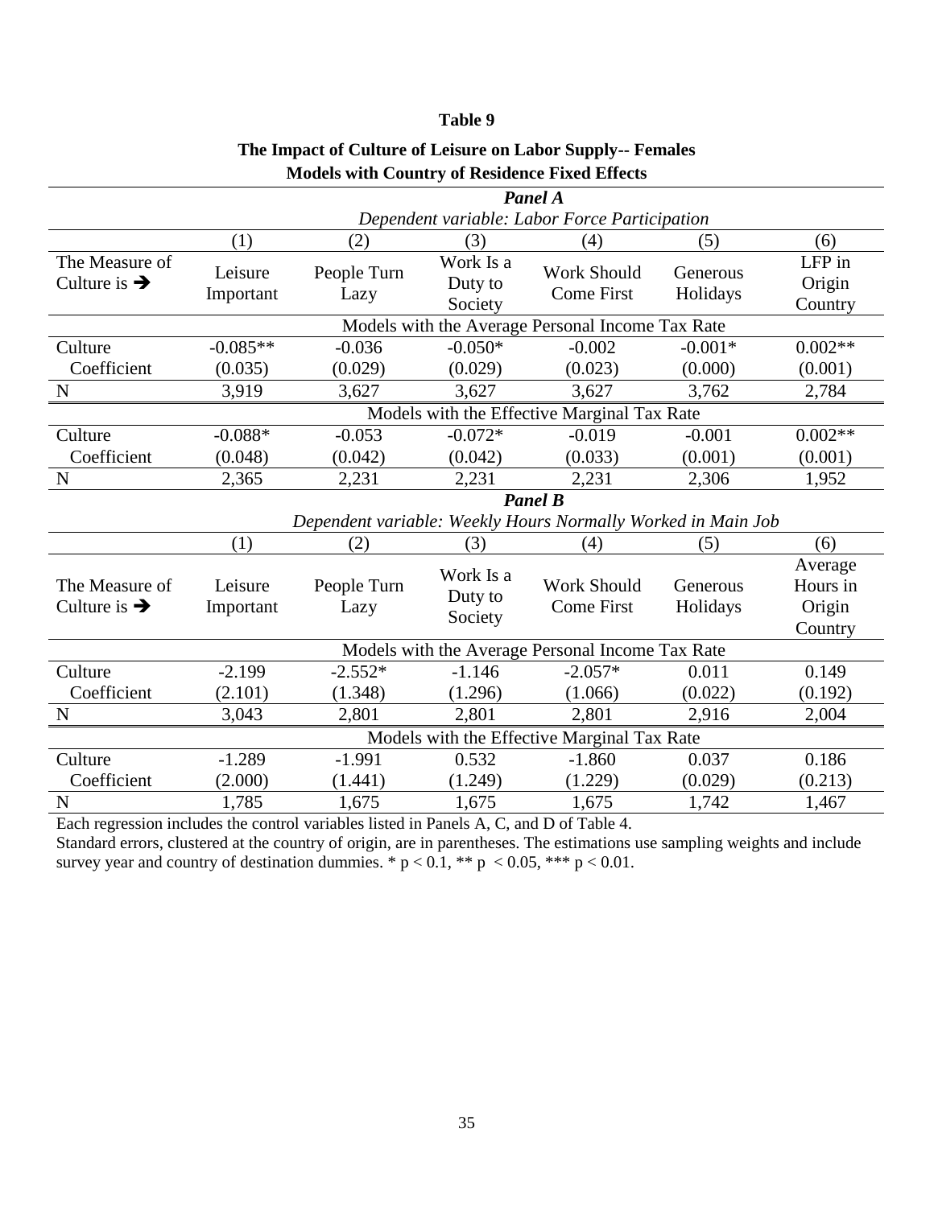**Table 9**

**The Impact of Culture of Leisure on Labor Supply-- Females**
**Models with Country of Residence Fixed Effects**

| | *Panel A* | | | | | |
|---|---|---|---|---|---|---|
| | *Dependent variable: Labor Force Participation* | | | | | |
| | (1) | (2) | (3) | (4) | (5) | (6) |
| The Measure of Culture is ➔ | Leisure Important | People Turn Lazy | Work Is a Duty to Society | Work Should Come First | Generous Holidays | LFP in Origin Country |
| | Models with the Average Personal Income Tax Rate | | | | | |
| Culture Coefficient | -0.085** | -0.036 | -0.050* | -0.002 | -0.001* | 0.002** |
| | (0.035) | (0.029) | (0.029) | (0.023) | (0.000) | (0.001) |
| N | 3,919 | 3,627 | 3,627 | 3,627 | 3,762 | 2,784 |
| | Models with the Effective Marginal Tax Rate | | | | | |
| Culture Coefficient | -0.088* | -0.053 | -0.072* | -0.019 | -0.001 | 0.002** |
| | (0.048) | (0.042) | (0.042) | (0.033) | (0.001) | (0.001) |
| N | 2,365 | 2,231 | 2,231 | 2,231 | 2,306 | 1,952 |

| | *Panel B* | | | | | |
|---|---|---|---|---|---|---|
| | *Dependent variable: Weekly Hours Normally Worked in Main Job* | | | | | |
| | (1) | (2) | (3) | (4) | (5) | (6) |
| The Measure of Culture is ➔ | Leisure Important | People Turn Lazy | Work Is a Duty to Society | Work Should Come First | Generous Holidays | Average Hours in Origin Country |
| | Models with the Average Personal Income Tax Rate | | | | | |
| Culture Coefficient | -2.199 | -2.552* | -1.146 | -2.057* | 0.011 | 0.149 |
| | (2.101) | (1.348) | (1.296) | (1.066) | (0.022) | (0.192) |
| N | 3,043 | 2,801 | 2,801 | 2,801 | 2,916 | 2,004 |
| | Models with the Effective Marginal Tax Rate | | | | | |
| Culture Coefficient | -1.289 | -1.991 | 0.532 | -1.860 | 0.037 | 0.186 |
| | (2.000) | (1.441) | (1.249) | (1.229) | (0.029) | (0.213) |
| N | 1,785 | 1,675 | 1,675 | 1,675 | 1,742 | 1,467 |

Each regression includes the control variables listed in Panels A, C, and D of Table 4.
Standard errors, clustered at the country of origin, are in parentheses. The estimations use sampling weights and include survey year and country of destination dummies. * $p < 0.1$, ** $p < 0.05$, *** $p < 0.01$.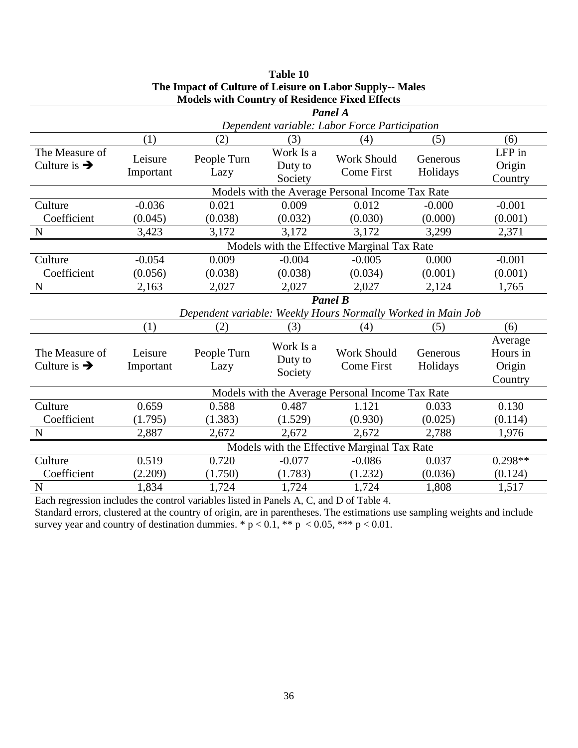**Table 10**
**The Impact of Culture of Leisure on Labor Supply-- Males**
**Models with Country of Residence Fixed Effects**

| | | | ***Panel A*** | | | |
|---|---|---|---|---|---|---|
| | | *Dependent variable: Labor Force Participation* | | | | |
| | (1) | (2) | (3) | (4) | (5) | (6) |
| The Measure of Culture is ➔ | Leisure Important | People Turn Lazy | Work Is a Duty to Society | Work Should Come First | Generous Holidays | LFP in Origin Country |
| | | Models with the Average Personal Income Tax Rate | | | | |
| Culture Coefficient | -0.036 | 0.021 | 0.009 | 0.012 | -0.000 | -0.001 |
| | (0.045) | (0.038) | (0.032) | (0.030) | (0.000) | (0.001) |
| N | 3,423 | 3,172 | 3,172 | 3,172 | 3,299 | 2,371 |
| | | Models with the Effective Marginal Tax Rate | | | | |
| Culture Coefficient | -0.054 | 0.009 | -0.004 | -0.005 | 0.000 | -0.001 |
| | (0.056) | (0.038) | (0.038) | (0.034) | (0.001) | (0.001) |
| N | 2,163 | 2,027 | 2,027 | 2,027 | 2,124 | 1,765 |
| | | | ***Panel B*** | | | |
| | | *Dependent variable: Weekly Hours Normally Worked in Main Job* | | | | |
| | (1) | (2) | (3) | (4) | (5) | (6) |
| The Measure of Culture is ➔ | Leisure Important | People Turn Lazy | Work Is a Duty to Society | Work Should Come First | Generous Holidays | Average Hours in Origin Country |
| | | Models with the Average Personal Income Tax Rate | | | | |
| Culture Coefficient | 0.659 | 0.588 | 0.487 | 1.121 | 0.033 | 0.130 |
| | (1.795) | (1.383) | (1.529) | (0.930) | (0.025) | (0.114) |
| N | 2,887 | 2,672 | 2,672 | 2,672 | 2,788 | 1,976 |
| | | Models with the Effective Marginal Tax Rate | | | | |
| Culture Coefficient | 0.519 | 0.720 | -0.077 | -0.086 | 0.037 | 0.298** |
| | (2.209) | (1.750) | (1.783) | (1.232) | (0.036) | (0.124) |
| N | 1,834 | 1,724 | 1,724 | 1,724 | 1,808 | 1,517 |

Each regression includes the control variables listed in Panels A, C, and D of Table 4.
Standard errors, clustered at the country of origin, are in parentheses. The estimations use sampling weights and include survey year and country of destination dummies. * $p < 0.1$, ** $p < 0.05$, *** $p < 0.01$.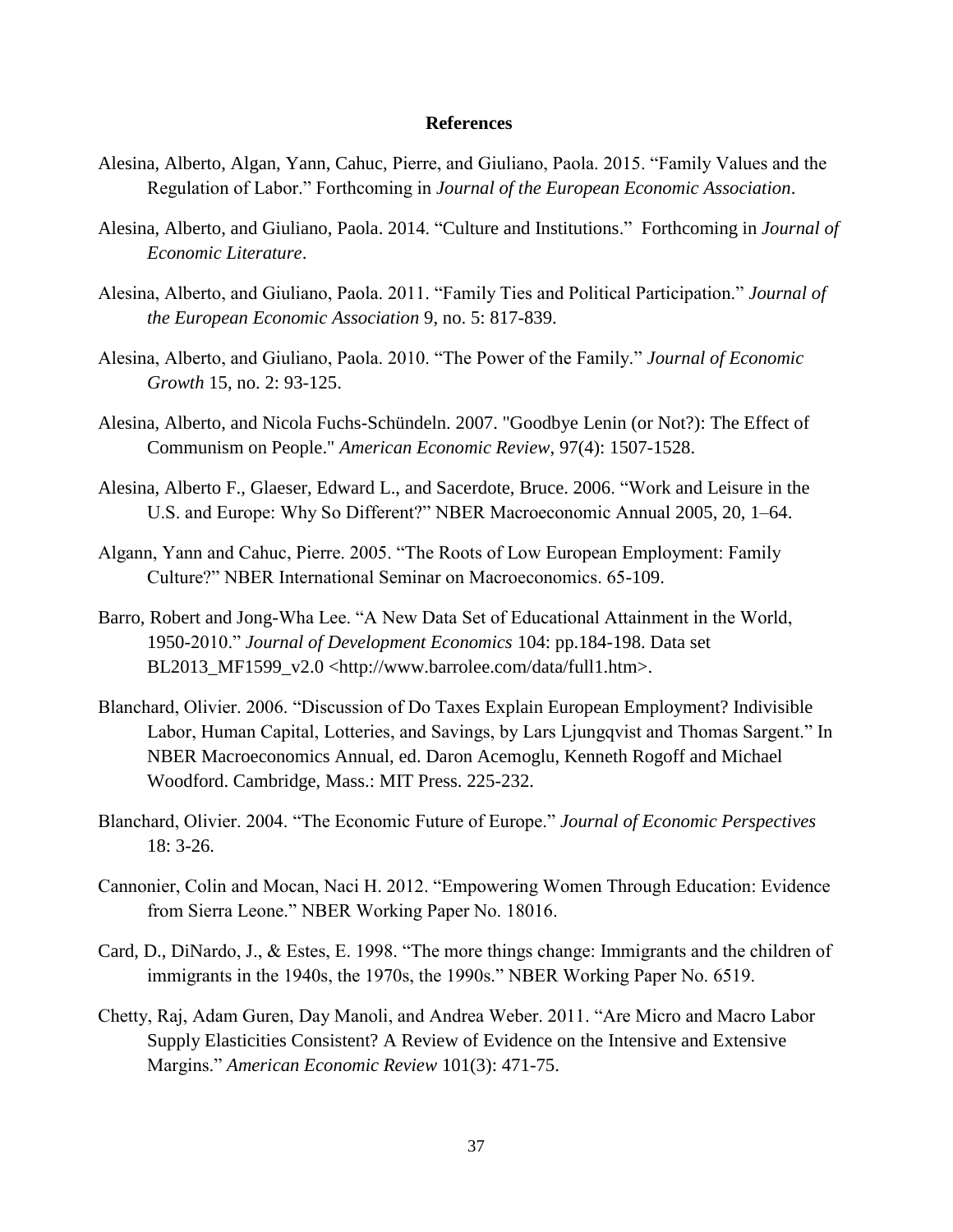## References

Alesina, Alberto, Algan, Yann, Cahuc, Pierre, and Giuliano, Paola. 2015. "Family Values and the Regulation of Labor." Forthcoming in *Journal of the European Economic Association*.

Alesina, Alberto, and Giuliano, Paola. 2014. "Culture and Institutions." Forthcoming in *Journal of Economic Literature*.

Alesina, Alberto, and Giuliano, Paola. 2011. "Family Ties and Political Participation." *Journal of the European Economic Association* 9, no. 5: 817-839.

Alesina, Alberto, and Giuliano, Paola. 2010. "The Power of the Family." *Journal of Economic Growth* 15, no. 2: 93-125.

Alesina, Alberto, and Nicola Fuchs-Schündeln. 2007. "Goodbye Lenin (or Not?): The Effect of Communism on People." *American Economic Review*, 97(4): 1507-1528.

Alesina, Alberto F., Glaeser, Edward L., and Sacerdote, Bruce. 2006. "Work and Leisure in the U.S. and Europe: Why So Different?" NBER Macroeconomic Annual 2005, 20, 1–64.

Algann, Yann and Cahuc, Pierre. 2005. "The Roots of Low European Employment: Family Culture?" NBER International Seminar on Macroeconomics. 65-109.

Barro, Robert and Jong-Wha Lee. "A New Data Set of Educational Attainment in the World, 1950-2010." *Journal of Development Economics* 104: pp.184-198. Data set BL2013_MF1599_v2.0 <http://www.barrolee.com/data/full1.htm>.

Blanchard, Olivier. 2006. "Discussion of Do Taxes Explain European Employment? Indivisible Labor, Human Capital, Lotteries, and Savings, by Lars Ljungqvist and Thomas Sargent." In NBER Macroeconomics Annual, ed. Daron Acemoglu, Kenneth Rogoff and Michael Woodford. Cambridge, Mass.: MIT Press. 225-232.

Blanchard, Olivier. 2004. "The Economic Future of Europe." *Journal of Economic Perspectives* 18: 3-26.

Cannonier, Colin and Mocan, Naci H. 2012. "Empowering Women Through Education: Evidence from Sierra Leone." NBER Working Paper No. 18016.

Card, D., DiNardo, J., & Estes, E. 1998. "The more things change: Immigrants and the children of immigrants in the 1940s, the 1970s, the 1990s." NBER Working Paper No. 6519.

Chetty, Raj, Adam Guren, Day Manoli, and Andrea Weber. 2011. "Are Micro and Macro Labor Supply Elasticities Consistent? A Review of Evidence on the Intensive and Extensive Margins." *American Economic Review* 101(3): 471-75.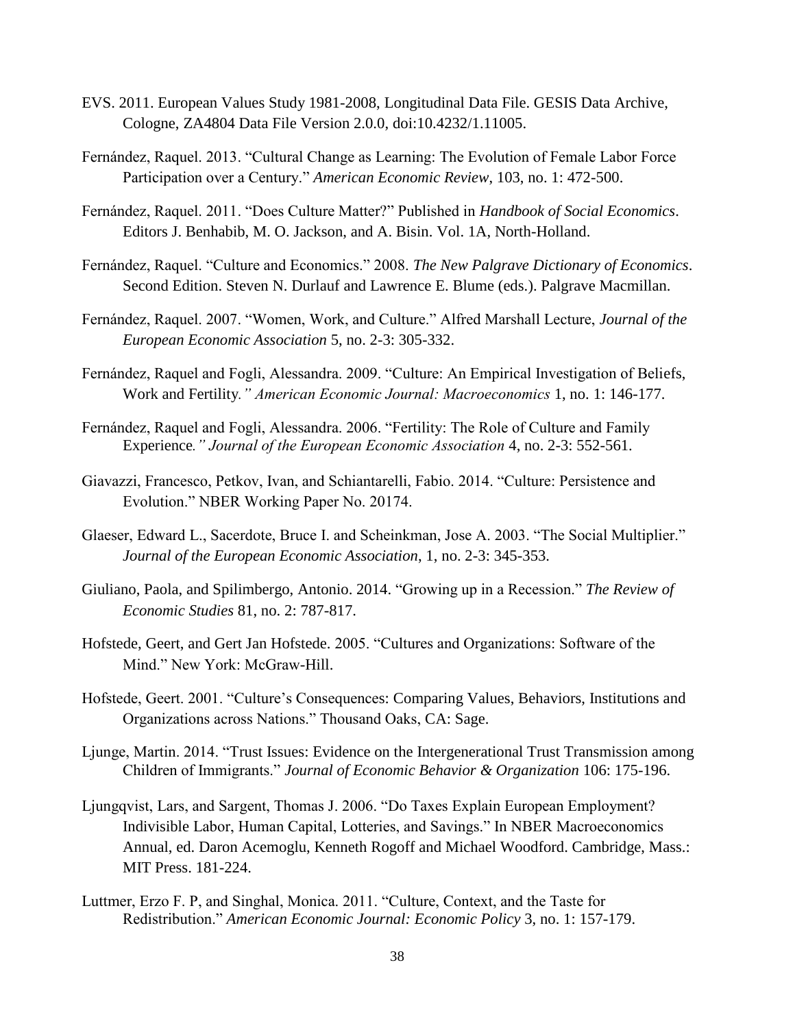EVS. 2011. European Values Study 1981-2008, Longitudinal Data File. GESIS Data Archive, Cologne, ZA4804 Data File Version 2.0.0, doi:10.4232/1.11005.

Fernández, Raquel. 2013. "Cultural Change as Learning: The Evolution of Female Labor Force Participation over a Century." *American Economic Review*, 103, no. 1: 472-500.

Fernández, Raquel. 2011. "Does Culture Matter?" Published in *Handbook of Social Economics*. Editors J. Benhabib, M. O. Jackson, and A. Bisin. Vol. 1A, North-Holland.

Fernández, Raquel. "Culture and Economics." 2008. *The New Palgrave Dictionary of Economics*. Second Edition. Steven N. Durlauf and Lawrence E. Blume (eds.). Palgrave Macmillan.

Fernández, Raquel. 2007. "Women, Work, and Culture." Alfred Marshall Lecture, *Journal of the European Economic Association* 5, no. 2-3: 305-332.

Fernández, Raquel and Fogli, Alessandra. 2009. "Culture: An Empirical Investigation of Beliefs, Work and Fertility*." American Economic Journal: Macroeconomics* 1, no. 1: 146-177.

Fernández, Raquel and Fogli, Alessandra. 2006. "Fertility: The Role of Culture and Family Experience*." Journal of the European Economic Association* 4, no. 2-3: 552-561.

Giavazzi, Francesco, Petkov, Ivan, and Schiantarelli, Fabio. 2014. "Culture: Persistence and Evolution." NBER Working Paper No. 20174.

Glaeser, Edward L., Sacerdote, Bruce I. and Scheinkman, Jose A. 2003. "The Social Multiplier." *Journal of the European Economic Association*, 1, no. 2-3: 345-353.

Giuliano, Paola, and Spilimbergo, Antonio. 2014. "Growing up in a Recession." *The Review of Economic Studies* 81, no. 2: 787-817.

Hofstede, Geert, and Gert Jan Hofstede. 2005. "Cultures and Organizations: Software of the Mind." New York: McGraw-Hill.

Hofstede, Geert. 2001. "Culture's Consequences: Comparing Values, Behaviors, Institutions and Organizations across Nations." Thousand Oaks, CA: Sage.

Ljunge, Martin. 2014. "Trust Issues: Evidence on the Intergenerational Trust Transmission among Children of Immigrants." *Journal of Economic Behavior & Organization* 106: 175-196.

Ljungqvist, Lars, and Sargent, Thomas J. 2006. "Do Taxes Explain European Employment? Indivisible Labor, Human Capital, Lotteries, and Savings." In NBER Macroeconomics Annual, ed. Daron Acemoglu, Kenneth Rogoff and Michael Woodford. Cambridge, Mass.: MIT Press. 181-224.

Luttmer, Erzo F. P, and Singhal, Monica. 2011. "Culture, Context, and the Taste for Redistribution." *American Economic Journal: Economic Policy* 3, no. 1: 157-179.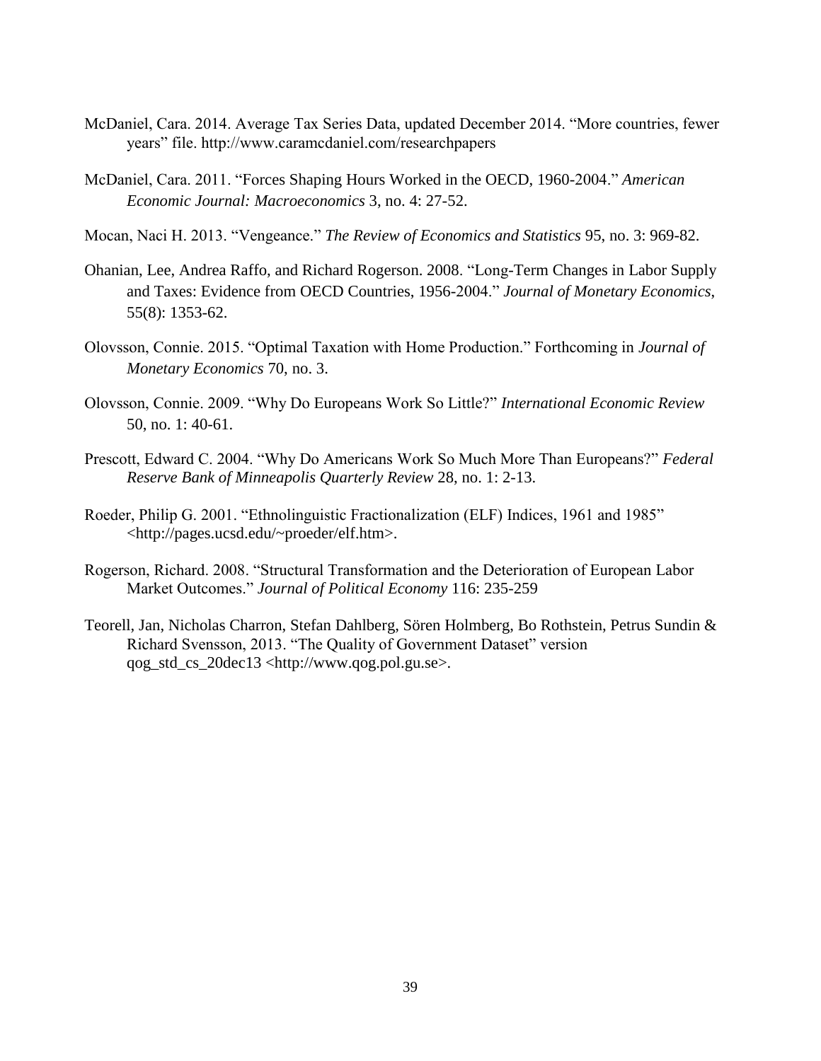McDaniel, Cara. 2014. Average Tax Series Data, updated December 2014. "More countries, fewer years" file. http://www.caramcdaniel.com/researchpapers

McDaniel, Cara. 2011. "Forces Shaping Hours Worked in the OECD, 1960-2004." *American Economic Journal: Macroeconomics* 3, no. 4: 27-52.

Mocan, Naci H. 2013. "Vengeance." *The Review of Economics and Statistics* 95, no. 3: 969-82.

Ohanian, Lee, Andrea Raffo, and Richard Rogerson. 2008. "Long-Term Changes in Labor Supply and Taxes: Evidence from OECD Countries, 1956-2004." *Journal of Monetary Economics*, 55(8): 1353-62.

Olovsson, Connie. 2015. "Optimal Taxation with Home Production." Forthcoming in *Journal of Monetary Economics* 70, no. 3.

Olovsson, Connie. 2009. "Why Do Europeans Work So Little?" *International Economic Review* 50, no. 1: 40-61.

Prescott, Edward C. 2004. "Why Do Americans Work So Much More Than Europeans?" *Federal Reserve Bank of Minneapolis Quarterly Review* 28, no. 1: 2-13.

Roeder, Philip G. 2001. "Ethnolinguistic Fractionalization (ELF) Indices, 1961 and 1985" <http://pages.ucsd.edu/~proeder/elf.htm>.

Rogerson, Richard. 2008. "Structural Transformation and the Deterioration of European Labor Market Outcomes." *Journal of Political Economy* 116: 235-259

Teorell, Jan, Nicholas Charron, Stefan Dahlberg, Sören Holmberg, Bo Rothstein, Petrus Sundin & Richard Svensson, 2013. "The Quality of Government Dataset" version qog_std_cs_20dec13 <http://www.qog.pol.gu.se>.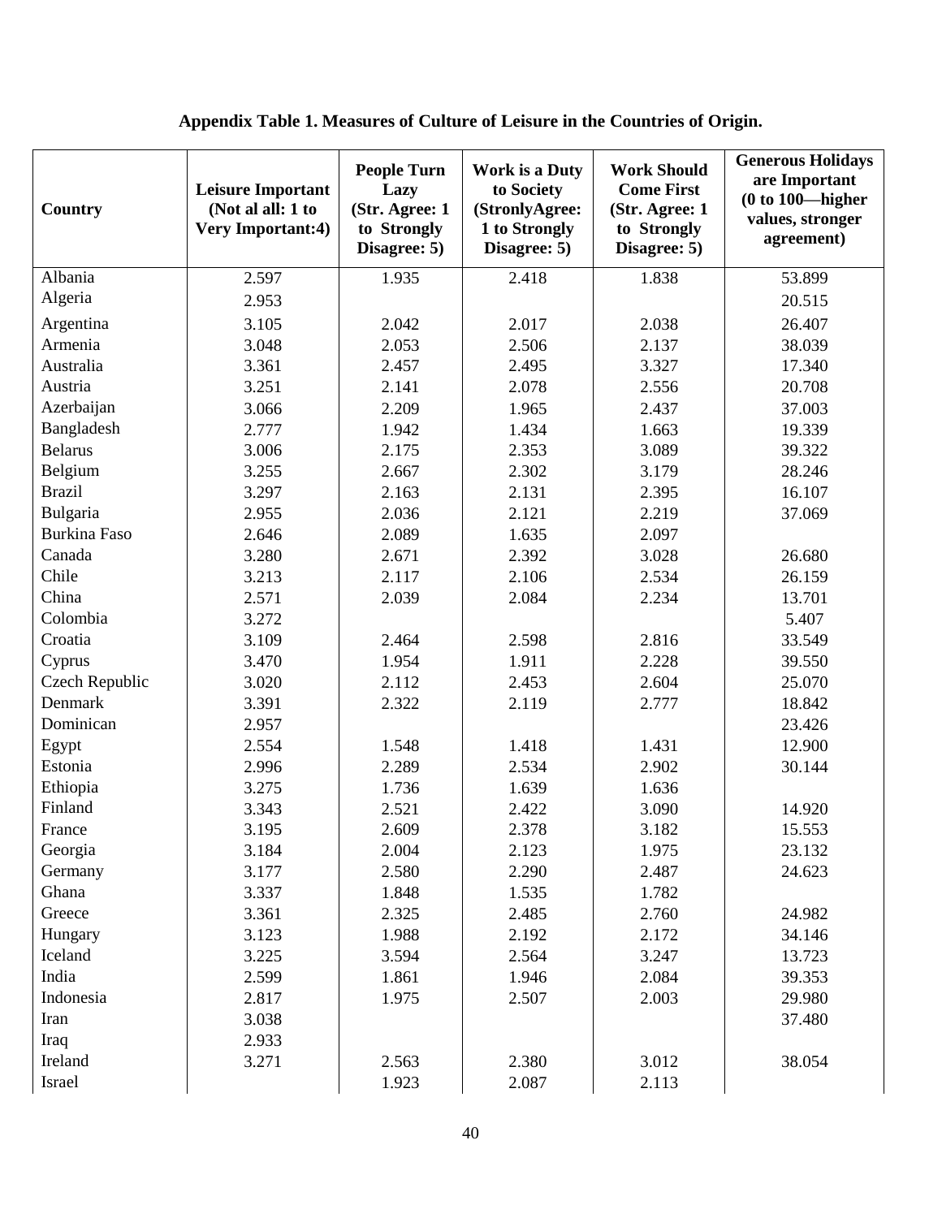**Appendix Table 1. Measures of Culture of Leisure in the Countries of Origin.**

| Country | Leisure Important (Not al all: 1 to Very Important:4) | People Turn Lazy (Str. Agree: 1 to Strongly Disagree: 5) | Work is a Duty to Society (StronlyAgree: 1 to Strongly Disagree: 5) | Work Should Come First (Str. Agree: 1 to Strongly Disagree: 5) | Generous Holidays are Important (0 to 100—higher values, stronger agreement) |
|---|---|---|---|---|---|
| Albania | 2.597 | 1.935 | 2.418 | 1.838 | 53.899 |
| Algeria | 2.953 | | | | 20.515 |
| Argentina | 3.105 | 2.042 | 2.017 | 2.038 | 26.407 |
| Armenia | 3.048 | 2.053 | 2.506 | 2.137 | 38.039 |
| Australia | 3.361 | 2.457 | 2.495 | 3.327 | 17.340 |
| Austria | 3.251 | 2.141 | 2.078 | 2.556 | 20.708 |
| Azerbaijan | 3.066 | 2.209 | 1.965 | 2.437 | 37.003 |
| Bangladesh | 2.777 | 1.942 | 1.434 | 1.663 | 19.339 |
| Belarus | 3.006 | 2.175 | 2.353 | 3.089 | 39.322 |
| Belgium | 3.255 | 2.667 | 2.302 | 3.179 | 28.246 |
| Brazil | 3.297 | 2.163 | 2.131 | 2.395 | 16.107 |
| Bulgaria | 2.955 | 2.036 | 2.121 | 2.219 | 37.069 |
| Burkina Faso | 2.646 | 2.089 | 1.635 | 2.097 | |
| Canada | 3.280 | 2.671 | 2.392 | 3.028 | 26.680 |
| Chile | 3.213 | 2.117 | 2.106 | 2.534 | 26.159 |
| China | 2.571 | 2.039 | 2.084 | 2.234 | 13.701 |
| Colombia | 3.272 | | | | 5.407 |
| Croatia | 3.109 | 2.464 | 2.598 | 2.816 | 33.549 |
| Cyprus | 3.470 | 1.954 | 1.911 | 2.228 | 39.550 |
| Czech Republic | 3.020 | 2.112 | 2.453 | 2.604 | 25.070 |
| Denmark | 3.391 | 2.322 | 2.119 | 2.777 | 18.842 |
| Dominican | 2.957 | | | | 23.426 |
| Egypt | 2.554 | 1.548 | 1.418 | 1.431 | 12.900 |
| Estonia | 2.996 | 2.289 | 2.534 | 2.902 | 30.144 |
| Ethiopia | 3.275 | 1.736 | 1.639 | 1.636 | |
| Finland | 3.343 | 2.521 | 2.422 | 3.090 | 14.920 |
| France | 3.195 | 2.609 | 2.378 | 3.182 | 15.553 |
| Georgia | 3.184 | 2.004 | 2.123 | 1.975 | 23.132 |
| Germany | 3.177 | 2.580 | 2.290 | 2.487 | 24.623 |
| Ghana | 3.337 | 1.848 | 1.535 | 1.782 | |
| Greece | 3.361 | 2.325 | 2.485 | 2.760 | 24.982 |
| Hungary | 3.123 | 1.988 | 2.192 | 2.172 | 34.146 |
| Iceland | 3.225 | 3.594 | 2.564 | 3.247 | 13.723 |
| India | 2.599 | 1.861 | 1.946 | 2.084 | 39.353 |
| Indonesia | 2.817 | 1.975 | 2.507 | 2.003 | 29.980 |
| Iran | 3.038 | | | | 37.480 |
| Iraq | 2.933 | | | | |
| Ireland | 3.271 | 2.563 | 2.380 | 3.012 | 38.054 |
| Israel | | 1.923 | 2.087 | 2.113 | |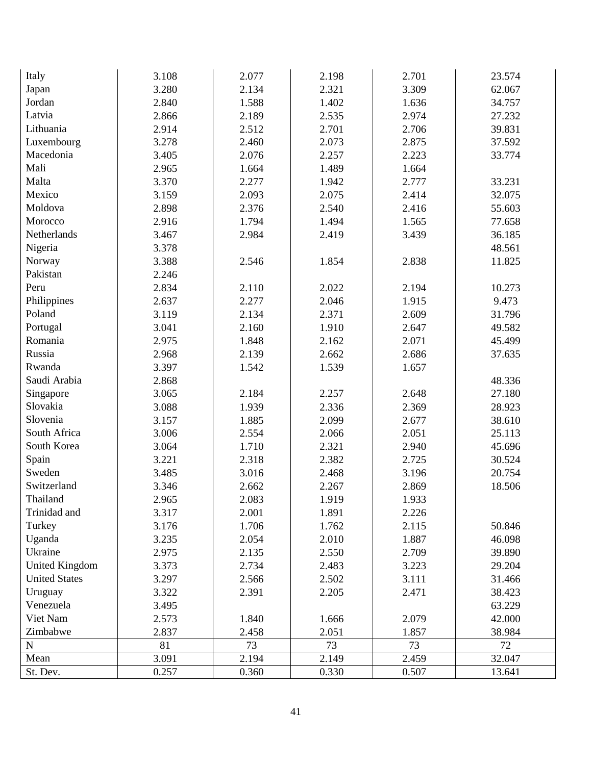| | | | | | |
|---|---|---|---|---|---|
| Italy | 3.108 | 2.077 | 2.198 | 2.701 | 23.574 |
| Japan | 3.280 | 2.134 | 2.321 | 3.309 | 62.067 |
| Jordan | 2.840 | 1.588 | 1.402 | 1.636 | 34.757 |
| Latvia | 2.866 | 2.189 | 2.535 | 2.974 | 27.232 |
| Lithuania | 2.914 | 2.512 | 2.701 | 2.706 | 39.831 |
| Luxembourg | 3.278 | 2.460 | 2.073 | 2.875 | 37.592 |
| Macedonia | 3.405 | 2.076 | 2.257 | 2.223 | 33.774 |
| Mali | 2.965 | 1.664 | 1.489 | 1.664 | |
| Malta | 3.370 | 2.277 | 1.942 | 2.777 | 33.231 |
| Mexico | 3.159 | 2.093 | 2.075 | 2.414 | 32.075 |
| Moldova | 2.898 | 2.376 | 2.540 | 2.416 | 55.603 |
| Morocco | 2.916 | 1.794 | 1.494 | 1.565 | 77.658 |
| Netherlands | 3.467 | 2.984 | 2.419 | 3.439 | 36.185 |
| Nigeria | 3.378 | | | | 48.561 |
| Norway | 3.388 | 2.546 | 1.854 | 2.838 | 11.825 |
| Pakistan | 2.246 | | | | |
| Peru | 2.834 | 2.110 | 2.022 | 2.194 | 10.273 |
| Philippines | 2.637 | 2.277 | 2.046 | 1.915 | 9.473 |
| Poland | 3.119 | 2.134 | 2.371 | 2.609 | 31.796 |
| Portugal | 3.041 | 2.160 | 1.910 | 2.647 | 49.582 |
| Romania | 2.975 | 1.848 | 2.162 | 2.071 | 45.499 |
| Russia | 2.968 | 2.139 | 2.662 | 2.686 | 37.635 |
| Rwanda | 3.397 | 1.542 | 1.539 | 1.657 | |
| Saudi Arabia | 2.868 | | | | 48.336 |
| Singapore | 3.065 | 2.184 | 2.257 | 2.648 | 27.180 |
| Slovakia | 3.088 | 1.939 | 2.336 | 2.369 | 28.923 |
| Slovenia | 3.157 | 1.885 | 2.099 | 2.677 | 38.610 |
| South Africa | 3.006 | 2.554 | 2.066 | 2.051 | 25.113 |
| South Korea | 3.064 | 1.710 | 2.321 | 2.940 | 45.696 |
| Spain | 3.221 | 2.318 | 2.382 | 2.725 | 30.524 |
| Sweden | 3.485 | 3.016 | 2.468 | 3.196 | 20.754 |
| Switzerland | 3.346 | 2.662 | 2.267 | 2.869 | 18.506 |
| Thailand | 2.965 | 2.083 | 1.919 | 1.933 | |
| Trinidad and | 3.317 | 2.001 | 1.891 | 2.226 | |
| Turkey | 3.176 | 1.706 | 1.762 | 2.115 | 50.846 |
| Uganda | 3.235 | 2.054 | 2.010 | 1.887 | 46.098 |
| Ukraine | 2.975 | 2.135 | 2.550 | 2.709 | 39.890 |
| United Kingdom | 3.373 | 2.734 | 2.483 | 3.223 | 29.204 |
| United States | 3.297 | 2.566 | 2.502 | 3.111 | 31.466 |
| Uruguay | 3.322 | 2.391 | 2.205 | 2.471 | 38.423 |
| Venezuela | 3.495 | | | | 63.229 |
| Viet Nam | 2.573 | 1.840 | 1.666 | 2.079 | 42.000 |
| Zimbabwe | 2.837 | 2.458 | 2.051 | 1.857 | 38.984 |
| N | 81 | 73 | 73 | 73 | 72 |
| Mean | 3.091 | 2.194 | 2.149 | 2.459 | 32.047 |
| St. Dev. | 0.257 | 0.360 | 0.330 | 0.507 | 13.641 |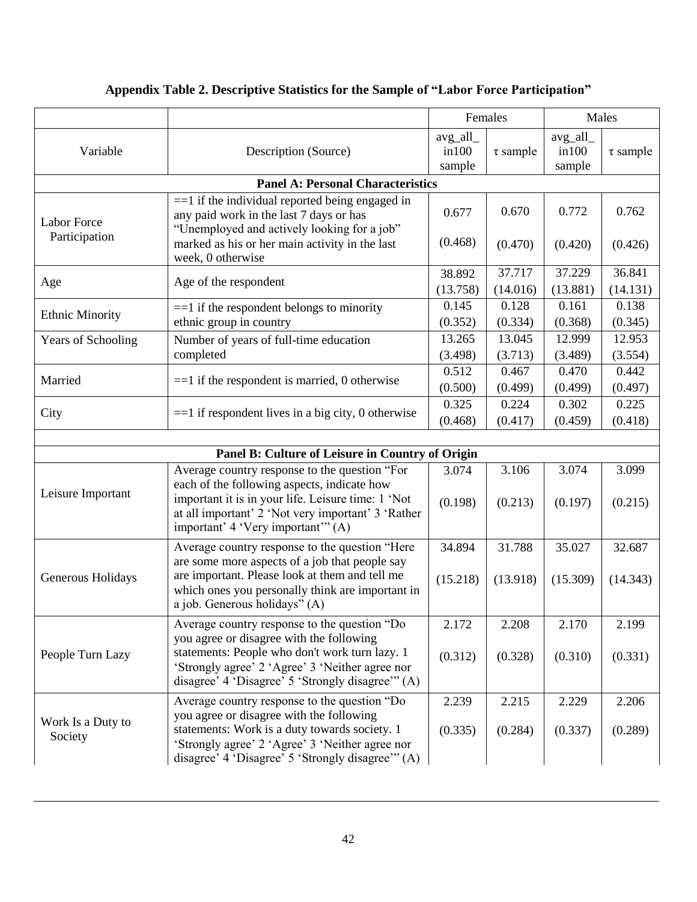**Appendix Table 2. Descriptive Statistics for the Sample of "Labor Force Participation"**

| Variable | Description (Source) | Females | | Males | |
|---|---|---|---|---|---|
| | | avg_all_in100 sample | τ sample | avg_all_in100 sample | τ sample |
| **Panel A: Personal Characteristics** | | | | | |
| Labor Force Participation | ==1 if the individual reported being engaged in any paid work in the last 7 days or has "Unemployed and actively looking for a job" marked as his or her main activity in the last week, 0 otherwise | 0.677 | 0.670 | 0.772 | 0.762 |
| | | (0.468) | (0.470) | (0.420) | (0.426) |
| Age | Age of the respondent | 38.892 | 37.717 | 37.229 | 36.841 |
| | | (13.758) | (14.016) | (13.881) | (14.131) |
| Ethnic Minority | ==1 if the respondent belongs to minority ethnic group in country | 0.145 | 0.128 | 0.161 | 0.138 |
| | | (0.352) | (0.334) | (0.368) | (0.345) |
| Years of Schooling | Number of years of full-time education completed | 13.265 | 13.045 | 12.999 | 12.953 |
| | | (3.498) | (3.713) | (3.489) | (3.554) |
| Married | ==1 if the respondent is married, 0 otherwise | 0.512 | 0.467 | 0.470 | 0.442 |
| | | (0.500) | (0.499) | (0.499) | (0.497) |
| City | ==1 if respondent lives in a big city, 0 otherwise | 0.325 | 0.224 | 0.302 | 0.225 |
| | | (0.468) | (0.417) | (0.459) | (0.418) |
| **Panel B: Culture of Leisure in Country of Origin** | | | | | |
| Leisure Important | Average country response to the question "For each of the following aspects, indicate how important it is in your life. Leisure time: 1 'Not at all important' 2 'Not very important' 3 'Rather important' 4 'Very important'" (A) | 3.074 | 3.106 | 3.074 | 3.099 |
| | | (0.198) | (0.213) | (0.197) | (0.215) |
| Generous Holidays | Average country response to the question "Here are some more aspects of a job that people say are important. Please look at them and tell me which ones you personally think are important in a job. Generous holidays" (A) | 34.894 | 31.788 | 35.027 | 32.687 |
| | | (15.218) | (13.918) | (15.309) | (14.343) |
| People Turn Lazy | Average country response to the question "Do you agree or disagree with the following statements: People who don't work turn lazy. 1 'Strongly agree' 2 'Agree' 3 'Neither agree nor disagree' 4 'Disagree' 5 'Strongly disagree'" (A) | 2.172 | 2.208 | 2.170 | 2.199 |
| | | (0.312) | (0.328) | (0.310) | (0.331) |
| Work Is a Duty to Society | Average country response to the question "Do you agree or disagree with the following statements: Work is a duty towards society. 1 'Strongly agree' 2 'Agree' 3 'Neither agree nor disagree' 4 'Disagree' 5 'Strongly disagree'" (A) | 2.239 | 2.215 | 2.229 | 2.206 |
| | | (0.335) | (0.284) | (0.337) | (0.289) |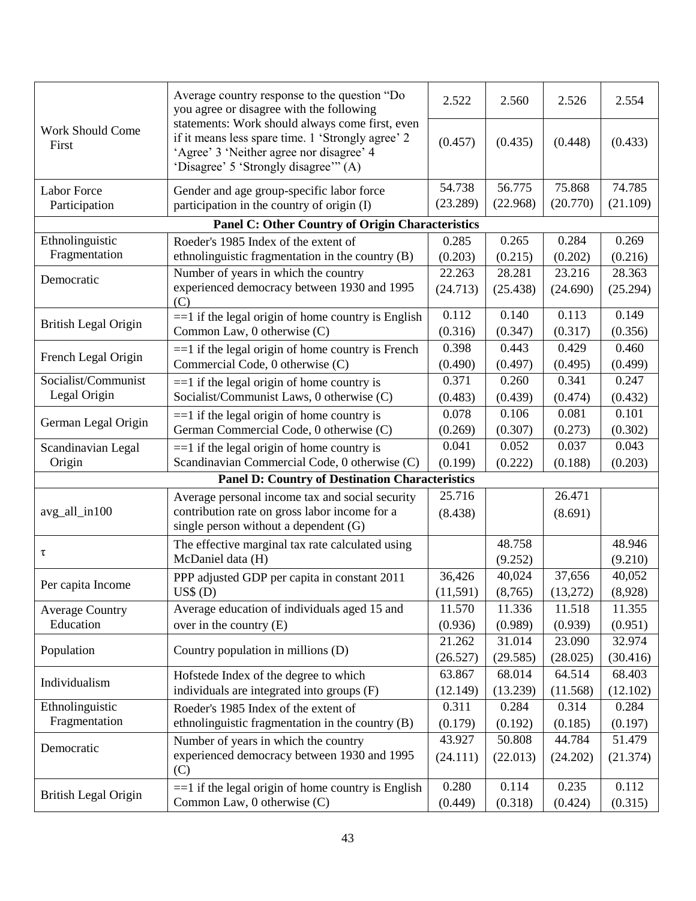| | | | | | |
|---|---|---|---|---|---|
| Work Should Come First | Average country response to the question "Do you agree or disagree with the following statements: Work should always come first, even if it means less spare time. 1 'Strongly agree' 2 'Agree' 3 'Neither agree nor disagree' 4 'Disagree' 5 'Strongly disagree'" (A) | 2.522<br>(0.457) | 2.560<br>(0.435) | 2.526<br>(0.448) | 2.554<br>(0.433) |
| Labor Force Participation | Gender and age group-specific labor force participation in the country of origin (I) | 54.738<br>(23.289) | 56.775<br>(22.968) | 75.868<br>(20.770) | 74.785<br>(21.109) |
| **Panel C: Other Country of Origin Characteristics** | | | | | |
| Ethnolinguistic Fragmentation | Roeder's 1985 Index of the extent of ethnolinguistic fragmentation in the country (B) | 0.285<br>(0.203) | 0.265<br>(0.215) | 0.284<br>(0.202) | 0.269<br>(0.216) |
| Democratic | Number of years in which the country experienced democracy between 1930 and 1995 (C) | 22.263<br>(24.713) | 28.281<br>(25.438) | 23.216<br>(24.690) | 28.363<br>(25.294) |
| British Legal Origin | ==1 if the legal origin of home country is English Common Law, 0 otherwise (C) | 0.112<br>(0.316) | 0.140<br>(0.347) | 0.113<br>(0.317) | 0.149<br>(0.356) |
| French Legal Origin | ==1 if the legal origin of home country is French Commercial Code, 0 otherwise (C) | 0.398<br>(0.490) | 0.443<br>(0.497) | 0.429<br>(0.495) | 0.460<br>(0.499) |
| Socialist/Communist Legal Origin | ==1 if the legal origin of home country is Socialist/Communist Laws, 0 otherwise (C) | 0.371<br>(0.483) | 0.260<br>(0.439) | 0.341<br>(0.474) | 0.247<br>(0.432) |
| German Legal Origin | ==1 if the legal origin of home country is German Commercial Code, 0 otherwise (C) | 0.078<br>(0.269) | 0.106<br>(0.307) | 0.081<br>(0.273) | 0.101<br>(0.302) |
| Scandinavian Legal Origin | ==1 if the legal origin of home country is Scandinavian Commercial Code, 0 otherwise (C) | 0.041<br>(0.199) | 0.052<br>(0.222) | 0.037<br>(0.188) | 0.043<br>(0.203) |
| **Panel D: Country of Destination Characteristics** | | | | | |
| avg_all_in100 | Average personal income tax and social security contribution rate on gross labor income for a single person without a dependent (G) | 25.716<br>(8.438) | | 26.471<br>(8.691) | |
| $\tau$ | The effective marginal tax rate calculated using McDaniel data (H) | | 48.758<br>(9.252) | | 48.946<br>(9.210) |
| Per capita Income | PPP adjusted GDP per capita in constant 2011 US$ (D) | 36,426<br>(11,591) | 40,024<br>(8,765) | 37,656<br>(13,272) | 40,052<br>(8,928) |
| Average Country Education | Average education of individuals aged 15 and over in the country (E) | 11.570<br>(0.936) | 11.336<br>(0.989) | 11.518<br>(0.939) | 11.355<br>(0.951) |
| Population | Country population in millions (D) | 21.262<br>(26.527) | 31.014<br>(29.585) | 23.090<br>(28.025) | 32.974<br>(30.416) |
| Individualism | Hofstede Index of the degree to which individuals are integrated into groups (F) | 63.867<br>(12.149) | 68.014<br>(13.239) | 64.514<br>(11.568) | 68.403<br>(12.102) |
| Ethnolinguistic Fragmentation | Roeder's 1985 Index of the extent of ethnolinguistic fragmentation in the country (B) | 0.311<br>(0.179) | 0.284<br>(0.192) | 0.314<br>(0.185) | 0.284<br>(0.197) |
| Democratic | Number of years in which the country experienced democracy between 1930 and 1995 (C) | 43.927<br>(24.111) | 50.808<br>(22.013) | 44.784<br>(24.202) | 51.479<br>(21.374) |
| British Legal Origin | ==1 if the legal origin of home country is English Common Law, 0 otherwise (C) | 0.280<br>(0.449) | 0.114<br>(0.318) | 0.235<br>(0.424) | 0.112<br>(0.315) |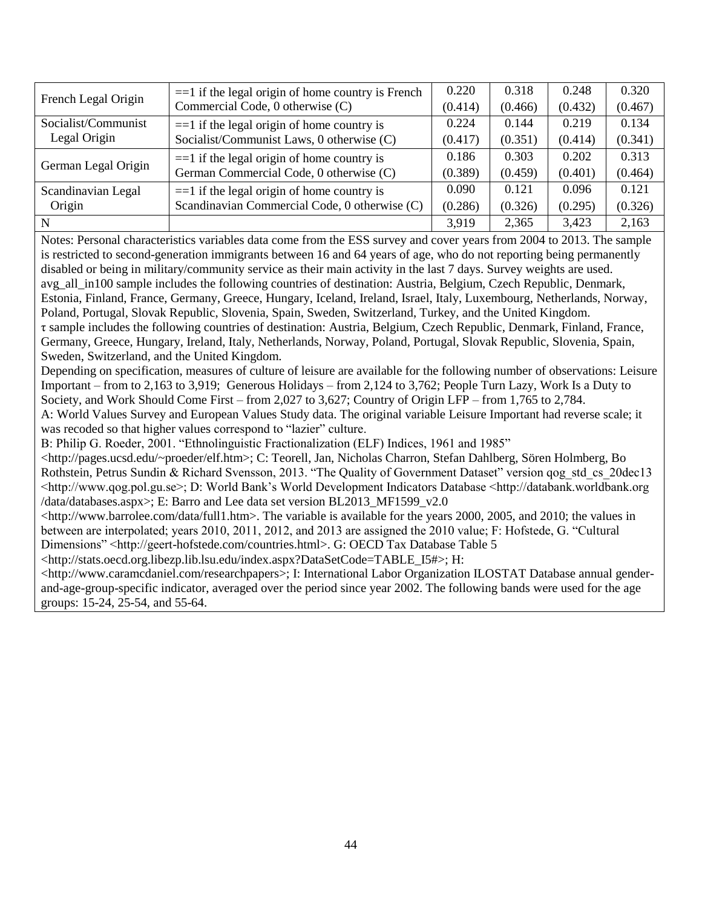| | | | | | |
|---|---|---|---|---|---|
| French Legal Origin | ==1 if the legal origin of home country is French Commercial Code, 0 otherwise (C) | 0.220<br>(0.414) | 0.318<br>(0.466) | 0.248<br>(0.432) | 0.320<br>(0.467) |
| Socialist/Communist Legal Origin | ==1 if the legal origin of home country is Socialist/Communist Laws, 0 otherwise (C) | 0.224<br>(0.417) | 0.144<br>(0.351) | 0.219<br>(0.414) | 0.134<br>(0.341) |
| German Legal Origin | ==1 if the legal origin of home country is German Commercial Code, 0 otherwise (C) | 0.186<br>(0.389) | 0.303<br>(0.459) | 0.202<br>(0.401) | 0.313<br>(0.464) |
| Scandinavian Legal Origin | ==1 if the legal origin of home country is Scandinavian Commercial Code, 0 otherwise (C) | 0.090<br>(0.286) | 0.121<br>(0.326) | 0.096<br>(0.295) | 0.121<br>(0.326) |
| N | | 3,919 | 2,365 | 3,423 | 2,163 |

Notes: Personal characteristics variables data come from the ESS survey and cover years from 2004 to 2013. The sample is restricted to second-generation immigrants between 16 and 64 years of age, who do not reporting being permanently disabled or being in military/community service as their main activity in the last 7 days. Survey weights are used. avg_all_in100 sample includes the following countries of destination: Austria, Belgium, Czech Republic, Denmark, Estonia, Finland, France, Germany, Greece, Hungary, Iceland, Ireland, Israel, Italy, Luxembourg, Netherlands, Norway, Poland, Portugal, Slovak Republic, Slovenia, Spain, Sweden, Switzerland, Turkey, and the United Kingdom.
τ sample includes the following countries of destination: Austria, Belgium, Czech Republic, Denmark, Finland, France, Germany, Greece, Hungary, Ireland, Italy, Netherlands, Norway, Poland, Portugal, Slovak Republic, Slovenia, Spain, Sweden, Switzerland, and the United Kingdom.
Depending on specification, measures of culture of leisure are available for the following number of observations: Leisure Important – from to 2,163 to 3,919; Generous Holidays – from 2,124 to 3,762; People Turn Lazy, Work Is a Duty to Society, and Work Should Come First – from 2,027 to 3,627; Country of Origin LFP – from 1,765 to 2,784.
A: World Values Survey and European Values Study data. The original variable Leisure Important had reverse scale; it was recoded so that higher values correspond to "lazier" culture.
B: Philip G. Roeder, 2001. "Ethnolinguistic Fractionalization (ELF) Indices, 1961 and 1985" <http://pages.ucsd.edu/~proeder/elf.htm>; C: Teorell, Jan, Nicholas Charron, Stefan Dahlberg, Sören Holmberg, Bo Rothstein, Petrus Sundin & Richard Svensson, 2013. "The Quality of Government Dataset" version qog_std_cs_20dec13 <http://www.qog.pol.gu.se>; D: World Bank's World Development Indicators Database <http://databank.worldbank.org /data/databases.aspx>; E: Barro and Lee data set version BL2013_MF1599_v2.0 <http://www.barrolee.com/data/full1.htm>. The variable is available for the years 2000, 2005, and 2010; the values in between are interpolated; years 2010, 2011, 2012, and 2013 are assigned the 2010 value; F: Hofstede, G. "Cultural Dimensions" <http://geert-hofstede.com/countries.html>. G: OECD Tax Database Table 5 <http://stats.oecd.org.libezp.lib.lsu.edu/index.aspx?DataSetCode=TABLE_I5#>; H: <http://www.caramcdaniel.com/researchpapers>; I: International Labor Organization ILOSTAT Database annual gender-and-age-group-specific indicator, averaged over the period since year 2002. The following bands were used for the age groups: 15-24, 25-54, and 55-64.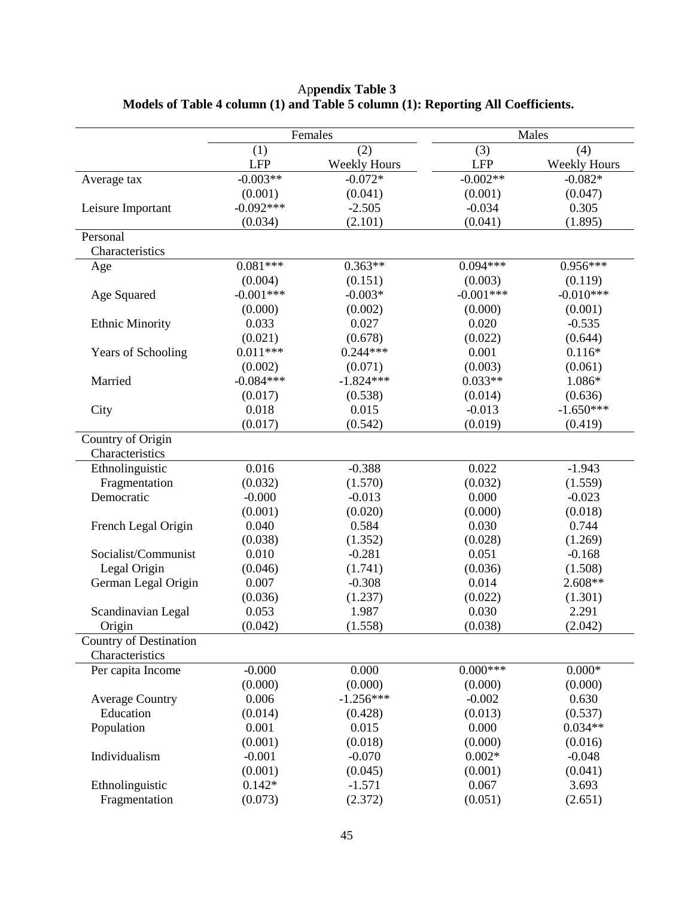**Appendix Table 3**
**Models of Table 4 column (1) and Table 5 column (1): Reporting All Coefficients.**

| | Females | | Males | |
|---|---|---|---|---|
| | (1) | (2) | (3) | (4) |
| | LFP | Weekly Hours | LFP | Weekly Hours |
| Average tax | -0.003** | -0.072* | -0.002** | -0.082* |
| | (0.001) | (0.041) | (0.001) | (0.047) |
| Leisure Important | -0.092*** | -2.505 | -0.034 | 0.305 |
| | (0.034) | (2.101) | (0.041) | (1.895) |
| Personal Characteristics | | | | |
| Age | 0.081*** | 0.363** | 0.094*** | 0.956*** |
| | (0.004) | (0.151) | (0.003) | (0.119) |
| Age Squared | -0.001*** | -0.003* | -0.001*** | -0.010*** |
| | (0.000) | (0.002) | (0.000) | (0.001) |
| Ethnic Minority | 0.033 | 0.027 | 0.020 | -0.535 |
| | (0.021) | (0.678) | (0.022) | (0.644) |
| Years of Schooling | 0.011*** | 0.244*** | 0.001 | 0.116* |
| | (0.002) | (0.071) | (0.003) | (0.061) |
| Married | -0.084*** | -1.824*** | 0.033** | 1.086* |
| | (0.017) | (0.538) | (0.014) | (0.636) |
| City | 0.018 | 0.015 | -0.013 | -1.650*** |
| | (0.017) | (0.542) | (0.019) | (0.419) |
| Country of Origin Characteristics | | | | |
| Ethnolinguistic Fragmentation | 0.016 | -0.388 | 0.022 | -1.943 |
| | (0.032) | (1.570) | (0.032) | (1.559) |
| Democratic | -0.000 | -0.013 | 0.000 | -0.023 |
| | (0.001) | (0.020) | (0.000) | (0.018) |
| French Legal Origin | 0.040 | 0.584 | 0.030 | 0.744 |
| | (0.038) | (1.352) | (0.028) | (1.269) |
| Socialist/Communist Legal Origin | 0.010 | -0.281 | 0.051 | -0.168 |
| | (0.046) | (1.741) | (0.036) | (1.508) |
| German Legal Origin | 0.007 | -0.308 | 0.014 | 2.608** |
| | (0.036) | (1.237) | (0.022) | (1.301) |
| Scandinavian Legal Origin | 0.053 | 1.987 | 0.030 | 2.291 |
| | (0.042) | (1.558) | (0.038) | (2.042) |
| Country of Destination Characteristics | | | | |
| Per capita Income | -0.000 | 0.000 | 0.000*** | 0.000* |
| | (0.000) | (0.000) | (0.000) | (0.000) |
| Average Country Education | 0.006 | -1.256*** | -0.002 | 0.630 |
| | (0.014) | (0.428) | (0.013) | (0.537) |
| Population | 0.001 | 0.015 | 0.000 | 0.034** |
| | (0.001) | (0.018) | (0.000) | (0.016) |
| Individualism | -0.001 | -0.070 | 0.002* | -0.048 |
| | (0.001) | (0.045) | (0.001) | (0.041) |
| Ethnolinguistic Fragmentation | 0.142* | -1.571 | 0.067 | 3.693 |
| | (0.073) | (2.372) | (0.051) | (2.651) |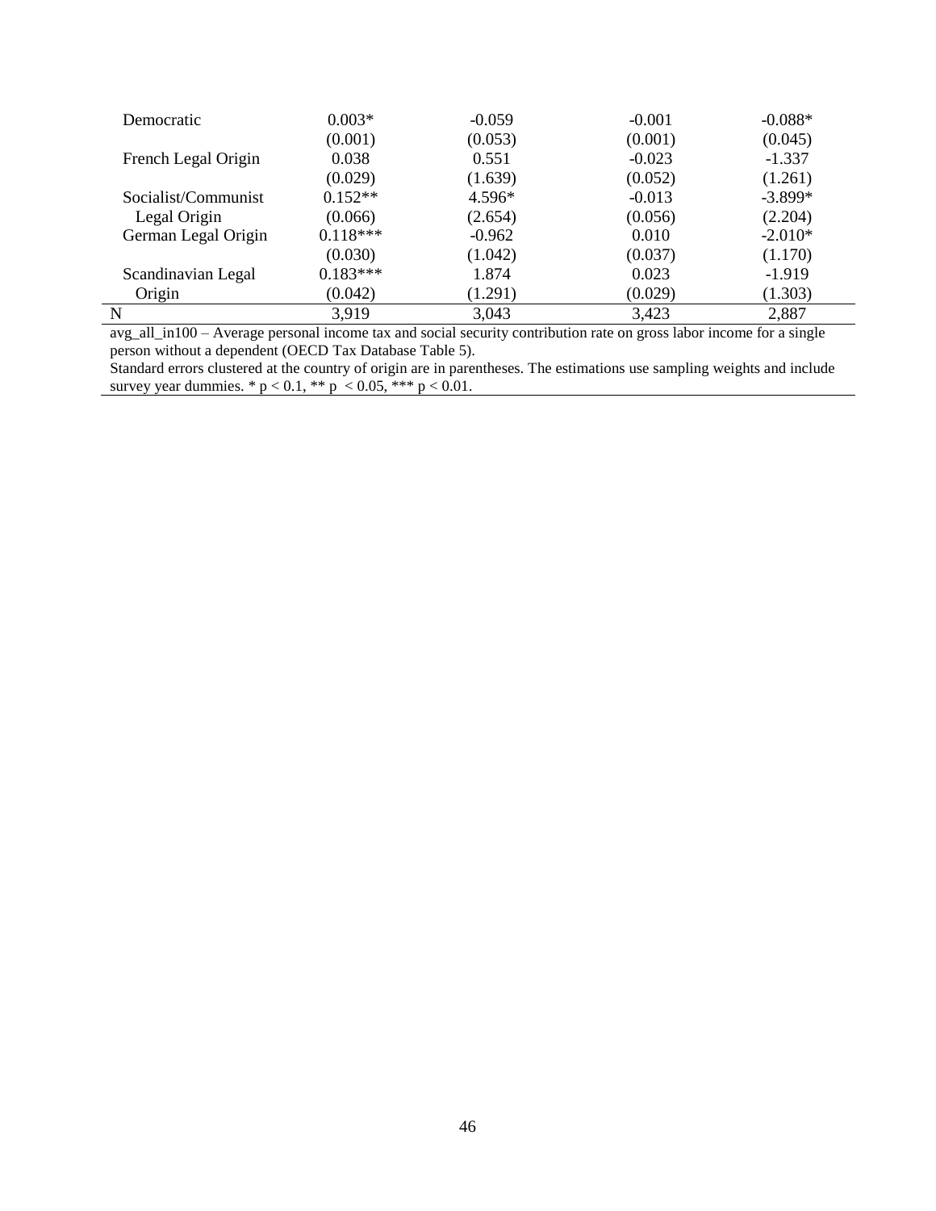| | | | | |
|---|---|---|---|---|
| Democratic | 0.003* | -0.059 | -0.001 | -0.088* |
| | (0.001) | (0.053) | (0.001) | (0.045) |
| French Legal Origin | 0.038 | 0.551 | -0.023 | -1.337 |
| | (0.029) | (1.639) | (0.052) | (1.261) |
| Socialist/Communist Legal Origin | 0.152** | 4.596* | -0.013 | -3.899* |
| | (0.066) | (2.654) | (0.056) | (2.204) |
| German Legal Origin | 0.118*** | -0.962 | 0.010 | -2.010* |
| | (0.030) | (1.042) | (0.037) | (1.170) |
| Scandinavian Legal Origin | 0.183*** | 1.874 | 0.023 | -1.919 |
| | (0.042) | (1.291) | (0.029) | (1.303) |
| N | 3,919 | 3,043 | 3,423 | 2,887 |

avg_all_in100 – Average personal income tax and social security contribution rate on gross labor income for a single person without a dependent (OECD Tax Database Table 5).

Standard errors clustered at the country of origin are in parentheses. The estimations use sampling weights and include survey year dummies. * $p < 0.1$, ** $p < 0.05$, *** $p < 0.01$.